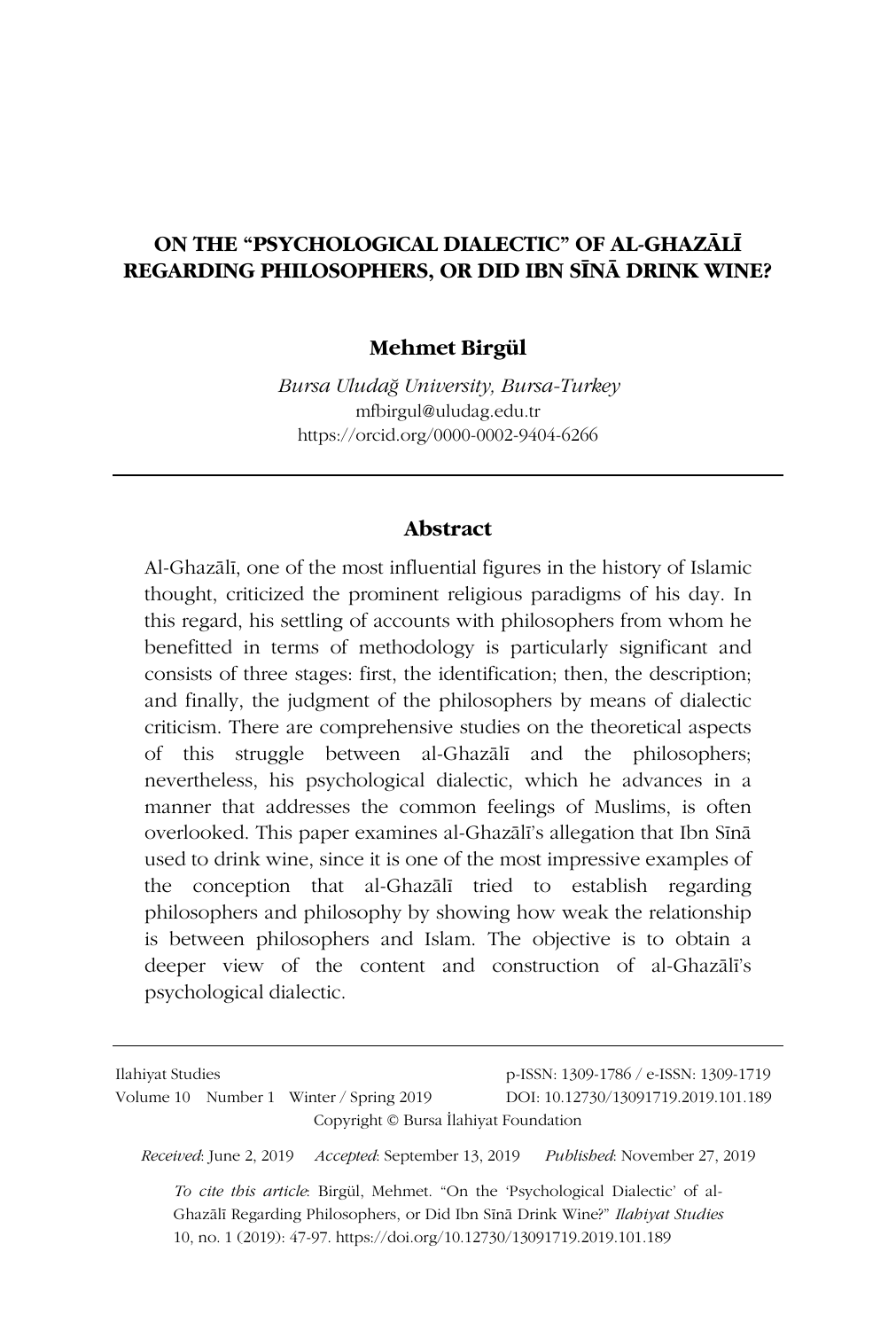# ON THE "PSYCHOLOGICAL DIALECTIC" OF AL-GHAZĀLĪ REGARDING PHILOSOPHERS, OR DID IBN SĪNĀ DRINK WINE?

**Mehmet Birgül**

*Bursa Uludağ University, Bursa-Turkey*
mfbirgul@uludag.edu.tr
https://orcid.org/0000-0002-9404-6266

## Abstract

Al-Ghazālī, one of the most influential figures in the history of Islamic thought, criticized the prominent religious paradigms of his day. In this regard, his settling of accounts with philosophers from whom he benefitted in terms of methodology is particularly significant and consists of three stages: first, the identification; then, the description; and finally, the judgment of the philosophers by means of dialectic criticism. There are comprehensive studies on the theoretical aspects of this struggle between al-Ghazālī and the philosophers; nevertheless, his psychological dialectic, which he advances in a manner that addresses the common feelings of Muslims, is often overlooked. This paper examines al-Ghazālī's allegation that Ibn Sīnā used to drink wine, since it is one of the most impressive examples of the conception that al-Ghazālī tried to establish regarding philosophers and philosophy by showing how weak the relationship is between philosophers and Islam. The objective is to obtain a deeper view of the content and construction of al-Ghazālī's psychological dialectic.

Ilahiyat Studies p-ISSN: 1309-1786 / e-ISSN: 1309-1719
Volume 10 Number 1 Winter / Spring 2019 DOI: 10.12730/13091719.2019.101.189
Copyright © Bursa İlahiyat Foundation

*Received*: June 2, 2019 *Accepted*: September 13, 2019 *Published*: November 27, 2019

*To cite this article*: Birgül, Mehmet. "On the 'Psychological Dialectic' of al-Ghazālī Regarding Philosophers, or Did Ibn Sīnā Drink Wine?" *Ilahiyat Studies* 10, no. 1 (2019): 47-97. https://doi.org/10.12730/13091719.2019.101.189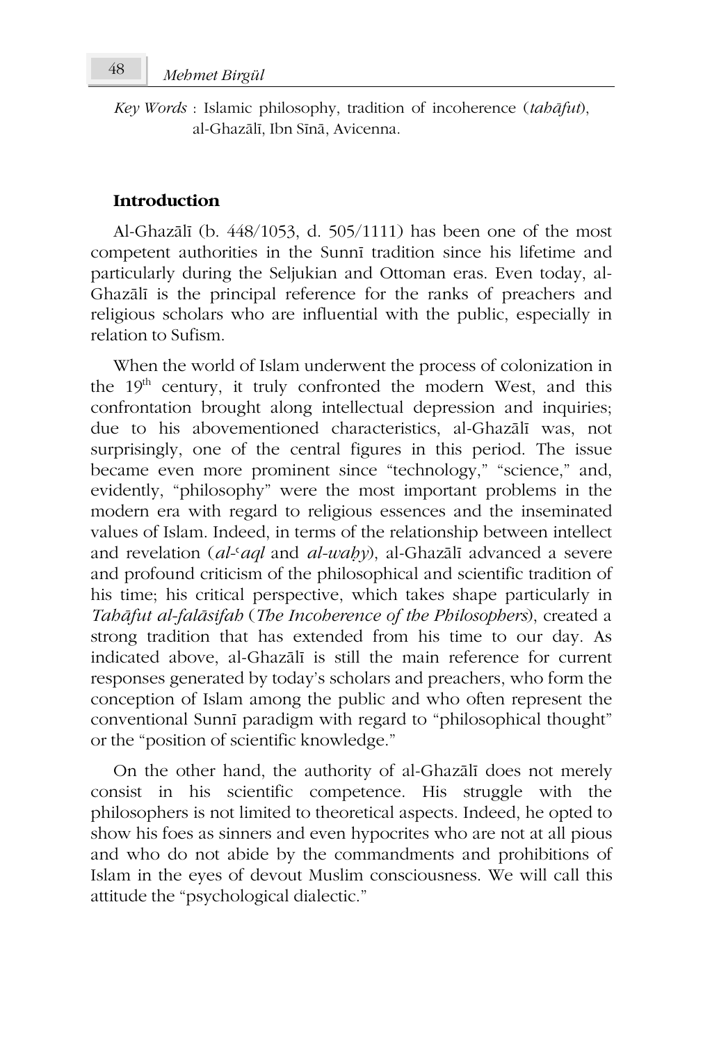*Key Words* : Islamic philosophy, tradition of incoherence (*tahāfut*), al-Ghazālī, Ibn Sīnā, Avicenna.

## Introduction

Al-Ghazālī (b. 448/1053, d. 505/1111) has been one of the most competent authorities in the Sunnī tradition since his lifetime and particularly during the Seljukian and Ottoman eras. Even today, al-Ghazālī is the principal reference for the ranks of preachers and religious scholars who are influential with the public, especially in relation to Sufism.

When the world of Islam underwent the process of colonization in the 19th century, it truly confronted the modern West, and this confrontation brought along intellectual depression and inquiries; due to his abovementioned characteristics, al-Ghazālī was, not surprisingly, one of the central figures in this period. The issue became even more prominent since "technology," "science," and, evidently, "philosophy" were the most important problems in the modern era with regard to religious essences and the inseminated values of Islam. Indeed, in terms of the relationship between intellect and revelation (*al-ʿaql* and *al-waḥy*), al-Ghazālī advanced a severe and profound criticism of the philosophical and scientific tradition of his time; his critical perspective, which takes shape particularly in *Tahāfut al-falāsifah* (*The Incoherence of the Philosophers*), created a strong tradition that has extended from his time to our day. As indicated above, al-Ghazālī is still the main reference for current responses generated by today's scholars and preachers, who form the conception of Islam among the public and who often represent the conventional Sunnī paradigm with regard to "philosophical thought" or the "position of scientific knowledge."

On the other hand, the authority of al-Ghazālī does not merely consist in his scientific competence. His struggle with the philosophers is not limited to theoretical aspects. Indeed, he opted to show his foes as sinners and even hypocrites who are not at all pious and who do not abide by the commandments and prohibitions of Islam in the eyes of devout Muslim consciousness. We will call this attitude the "psychological dialectic."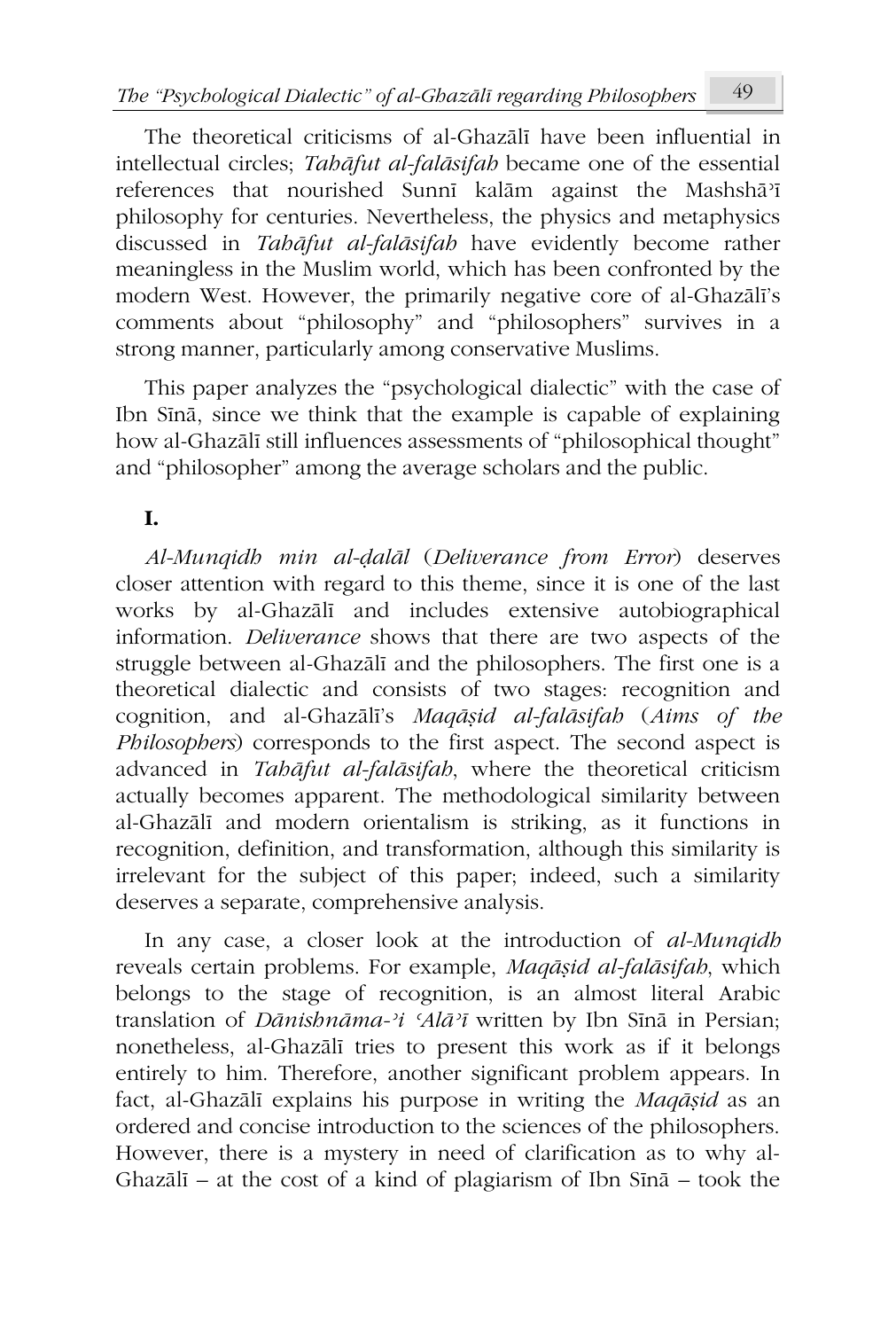The theoretical criticisms of al-Ghazālī have been influential in intellectual circles; *Tahāfut al-falāsifah* became one of the essential references that nourished Sunnī kalām against the Mashshāʾī philosophy for centuries. Nevertheless, the physics and metaphysics discussed in *Tahāfut al-falāsifah* have evidently become rather meaningless in the Muslim world, which has been confronted by the modern West. However, the primarily negative core of al-Ghazālī's comments about "philosophy" and "philosophers" survives in a strong manner, particularly among conservative Muslims.

This paper analyzes the "psychological dialectic" with the case of Ibn Sīnā, since we think that the example is capable of explaining how al-Ghazālī still influences assessments of "philosophical thought" and "philosopher" among the average scholars and the public.

## I.

*Al-Munqidh min al-ḍalāl* (*Deliverance from Error*) deserves closer attention with regard to this theme, since it is one of the last works by al-Ghazālī and includes extensive autobiographical information. *Deliverance* shows that there are two aspects of the struggle between al-Ghazālī and the philosophers. The first one is a theoretical dialectic and consists of two stages: recognition and cognition, and al-Ghazālī's *Maqāṣid al-falāsifah* (*Aims of the Philosophers*) corresponds to the first aspect. The second aspect is advanced in *Tahāfut al-falāsifah*, where the theoretical criticism actually becomes apparent. The methodological similarity between al-Ghazālī and modern orientalism is striking, as it functions in recognition, definition, and transformation, although this similarity is irrelevant for the subject of this paper; indeed, such a similarity deserves a separate, comprehensive analysis.

In any case, a closer look at the introduction of *al-Munqidh* reveals certain problems. For example, *Maqāṣid al-falāsifah*, which belongs to the stage of recognition, is an almost literal Arabic translation of *Dānishnāma-ʾi ʿAlāʾī* written by Ibn Sīnā in Persian; nonetheless, al-Ghazālī tries to present this work as if it belongs entirely to him. Therefore, another significant problem appears. In fact, al-Ghazālī explains his purpose in writing the *Maqāṣid* as an ordered and concise introduction to the sciences of the philosophers. However, there is a mystery in need of clarification as to why al-Ghazālī – at the cost of a kind of plagiarism of Ibn Sīnā – took the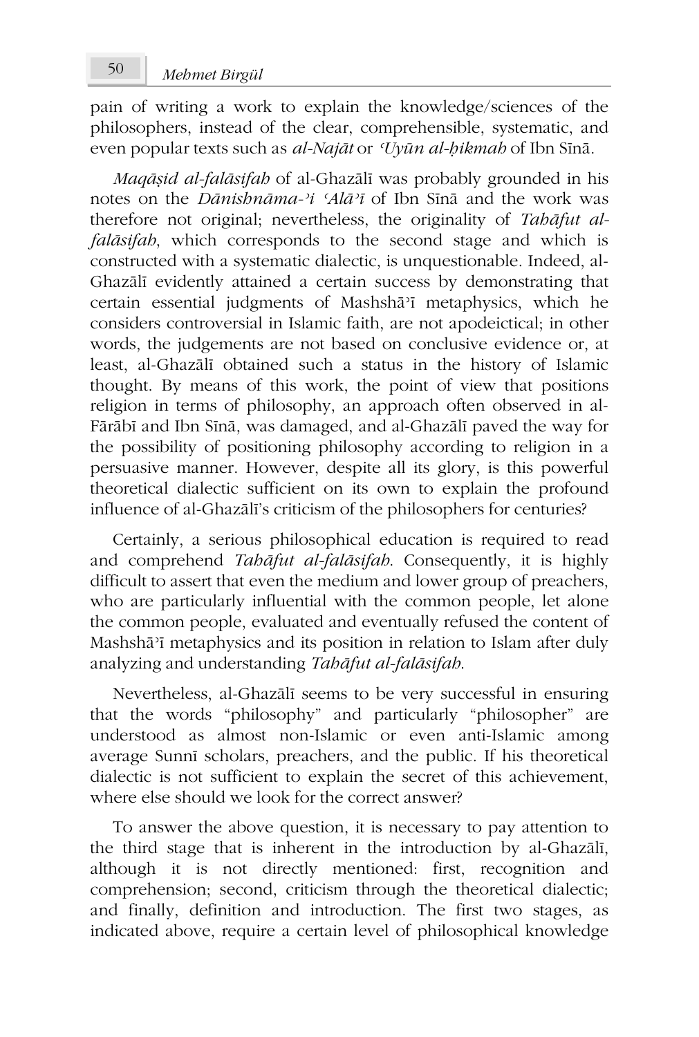pain of writing a work to explain the knowledge/sciences of the philosophers, instead of the clear, comprehensible, systematic, and even popular texts such as *al-Najāt* or *ʿUyūn al-ḥikmah* of Ibn Sīnā.

*Maqāṣid al-falāsifah* of al-Ghazālī was probably grounded in his notes on the *Dānishnāma-ʾi ʿAlāʾī* of Ibn Sīnā and the work was therefore not original; nevertheless, the originality of *Tahāfut al-falāsifah*, which corresponds to the second stage and which is constructed with a systematic dialectic, is unquestionable. Indeed, al-Ghazālī evidently attained a certain success by demonstrating that certain essential judgments of Mashshāʾī metaphysics, which he considers controversial in Islamic faith, are not apodeictical; in other words, the judgements are not based on conclusive evidence or, at least, al-Ghazālī obtained such a status in the history of Islamic thought. By means of this work, the point of view that positions religion in terms of philosophy, an approach often observed in al-Fārābī and Ibn Sīnā, was damaged, and al-Ghazālī paved the way for the possibility of positioning philosophy according to religion in a persuasive manner. However, despite all its glory, is this powerful theoretical dialectic sufficient on its own to explain the profound influence of al-Ghazālī's criticism of the philosophers for centuries?

Certainly, a serious philosophical education is required to read and comprehend *Tahāfut al-falāsifah*. Consequently, it is highly difficult to assert that even the medium and lower group of preachers, who are particularly influential with the common people, let alone the common people, evaluated and eventually refused the content of Mashshāʾī metaphysics and its position in relation to Islam after duly analyzing and understanding *Tahāfut al-falāsifah*.

Nevertheless, al-Ghazālī seems to be very successful in ensuring that the words "philosophy" and particularly "philosopher" are understood as almost non-Islamic or even anti-Islamic among average Sunnī scholars, preachers, and the public. If his theoretical dialectic is not sufficient to explain the secret of this achievement, where else should we look for the correct answer?

To answer the above question, it is necessary to pay attention to the third stage that is inherent in the introduction by al-Ghazālī, although it is not directly mentioned: first, recognition and comprehension; second, criticism through the theoretical dialectic; and finally, definition and introduction. The first two stages, as indicated above, require a certain level of philosophical knowledge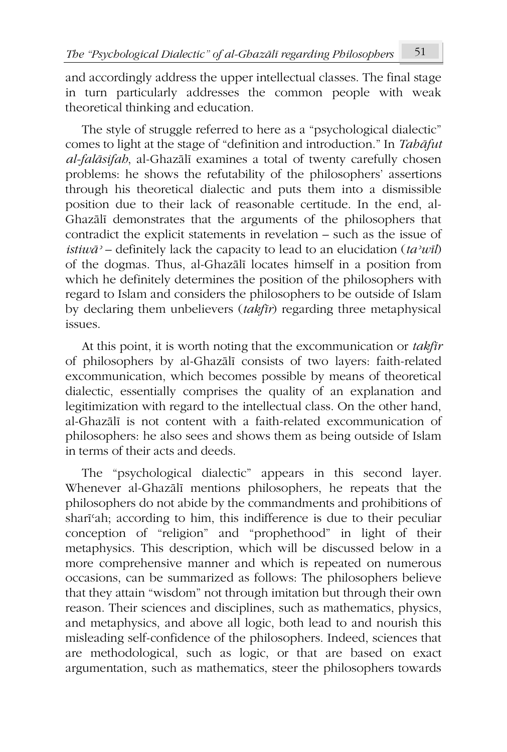and accordingly address the upper intellectual classes. The final stage in turn particularly addresses the common people with weak theoretical thinking and education.

The style of struggle referred to here as a "psychological dialectic" comes to light at the stage of "definition and introduction." In *Tahāfut al-falāsifah*, al-Ghazālī examines a total of twenty carefully chosen problems: he shows the refutability of the philosophers' assertions through his theoretical dialectic and puts them into a dismissible position due to their lack of reasonable certitude. In the end, al-Ghazālī demonstrates that the arguments of the philosophers that contradict the explicit statements in revelation – such as the issue of *istiwāʾ* – definitely lack the capacity to lead to an elucidation (*taʾwīl*) of the dogmas. Thus, al-Ghazālī locates himself in a position from which he definitely determines the position of the philosophers with regard to Islam and considers the philosophers to be outside of Islam by declaring them unbelievers (*takfīr*) regarding three metaphysical issues.

At this point, it is worth noting that the excommunication or *takfīr* of philosophers by al-Ghazālī consists of two layers: faith-related excommunication, which becomes possible by means of theoretical dialectic, essentially comprises the quality of an explanation and legitimization with regard to the intellectual class. On the other hand, al-Ghazālī is not content with a faith-related excommunication of philosophers: he also sees and shows them as being outside of Islam in terms of their acts and deeds.

The "psychological dialectic" appears in this second layer. Whenever al-Ghazālī mentions philosophers, he repeats that the philosophers do not abide by the commandments and prohibitions of sharīʿah; according to him, this indifference is due to their peculiar conception of "religion" and "prophethood" in light of their metaphysics. This description, which will be discussed below in a more comprehensive manner and which is repeated on numerous occasions, can be summarized as follows: The philosophers believe that they attain "wisdom" not through imitation but through their own reason. Their sciences and disciplines, such as mathematics, physics, and metaphysics, and above all logic, both lead to and nourish this misleading self-confidence of the philosophers. Indeed, sciences that are methodological, such as logic, or that are based on exact argumentation, such as mathematics, steer the philosophers towards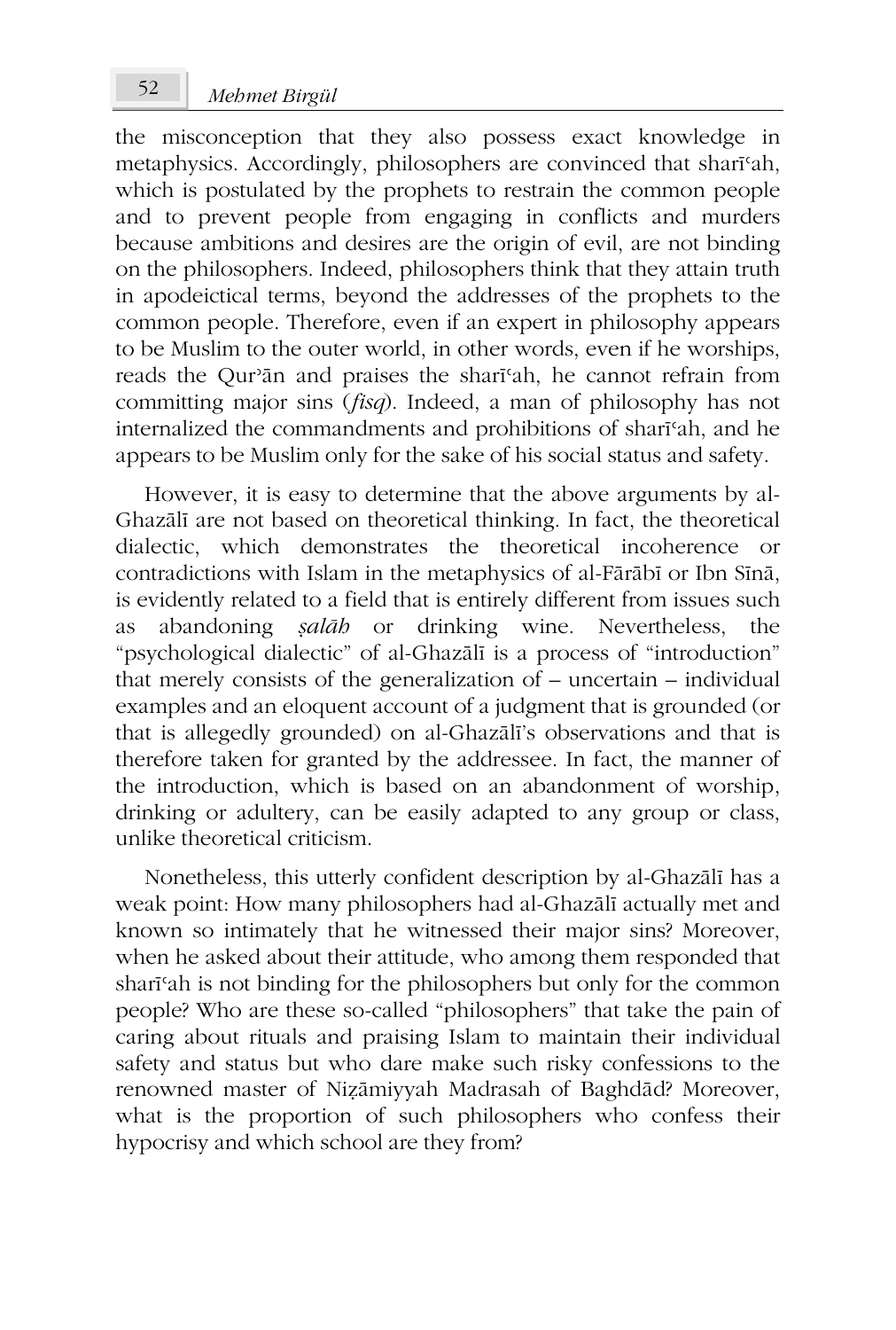the misconception that they also possess exact knowledge in metaphysics. Accordingly, philosophers are convinced that sharīʿah, which is postulated by the prophets to restrain the common people and to prevent people from engaging in conflicts and murders because ambitions and desires are the origin of evil, are not binding on the philosophers. Indeed, philosophers think that they attain truth in apodeictical terms, beyond the addresses of the prophets to the common people. Therefore, even if an expert in philosophy appears to be Muslim to the outer world, in other words, even if he worships, reads the Qurʾān and praises the sharīʿah, he cannot refrain from committing major sins (*fisq*). Indeed, a man of philosophy has not internalized the commandments and prohibitions of sharīʿah, and he appears to be Muslim only for the sake of his social status and safety.

However, it is easy to determine that the above arguments by al-Ghazālī are not based on theoretical thinking. In fact, the theoretical dialectic, which demonstrates the theoretical incoherence or contradictions with Islam in the metaphysics of al-Fārābī or Ibn Sīnā, is evidently related to a field that is entirely different from issues such as abandoning *ṣalāh* or drinking wine. Nevertheless, the "psychological dialectic" of al-Ghazālī is a process of "introduction" that merely consists of the generalization of – uncertain – individual examples and an eloquent account of a judgment that is grounded (or that is allegedly grounded) on al-Ghazālī's observations and that is therefore taken for granted by the addressee. In fact, the manner of the introduction, which is based on an abandonment of worship, drinking or adultery, can be easily adapted to any group or class, unlike theoretical criticism.

Nonetheless, this utterly confident description by al-Ghazālī has a weak point: How many philosophers had al-Ghazālī actually met and known so intimately that he witnessed their major sins? Moreover, when he asked about their attitude, who among them responded that sharīʿah is not binding for the philosophers but only for the common people? Who are these so-called "philosophers" that take the pain of caring about rituals and praising Islam to maintain their individual safety and status but who dare make such risky confessions to the renowned master of Niẓāmiyyah Madrasah of Baghdād? Moreover, what is the proportion of such philosophers who confess their hypocrisy and which school are they from?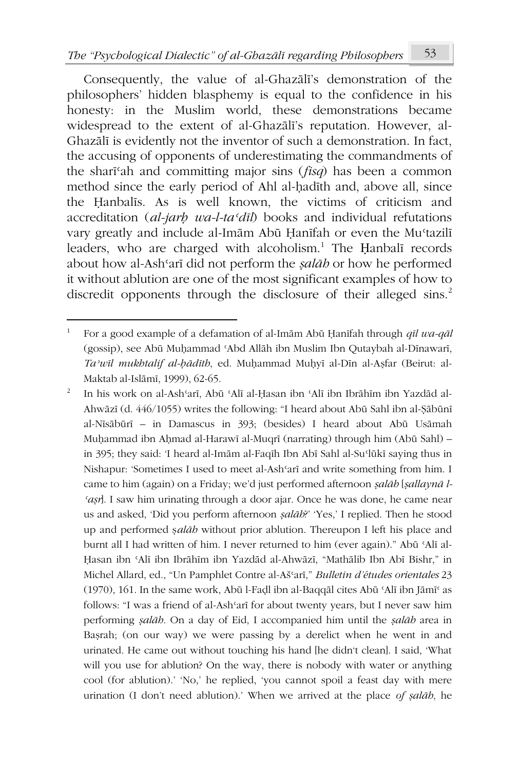Consequently, the value of al-Ghazālī's demonstration of the philosophers' hidden blasphemy is equal to the confidence in his honesty: in the Muslim world, these demonstrations became widespread to the extent of al-Ghazālī's reputation. However, al-Ghazālī is evidently not the inventor of such a demonstration. In fact, the accusing of opponents of underestimating the commandments of the sharīʿah and committing major sins (*fisq*) has been a common method since the early period of Ahl al-ḥadīth and, above all, since the Ḥanbalīs. As is well known, the victims of criticism and accreditation (*al-jarḥ wa-l-taʿdīl*) books and individual refutations vary greatly and include al-Imām Abū Ḥanīfah or even the Muʿtazilī leaders, who are charged with alcoholism.[1] The Ḥanbalī records about how al-Ashʿarī did not perform the *ṣalāh* or how he performed it without ablution are one of the most significant examples of how to discredit opponents through the disclosure of their alleged sins.[2]

---

[1] For a good example of a defamation of al-Imām Abū Ḥanīfah through *qīl wa-qāl* (gossip), see Abū Muḥammad ʿAbd Allāh ibn Muslim Ibn Qutaybah al-Dīnawarī, *Taʾwīl mukhtalif al-ḥādīth*, ed. Muḥammad Muḥyī al-Dīn al-Aṣfar (Beirut: al-Maktab al-Islāmī, 1999), 62-65.

[2] In his work on al-Ashʿarī, Abū ʿAlī al-Ḥasan ibn ʿAlī ibn Ibrāhīm ibn Yazdād al-Ahwāzī (d. 446/1055) writes the following: "I heard about Abū Sahl ibn al-Ṣābūnī al-Nīsābūrī – in Damascus in 393; (besides) I heard about Abū Usāmah Muḥammad ibn Aḥmad al-Harawī al-Muqrī (narrating) through him (Abū Sahl) – in 395; they said: 'I heard al-Imām al-Faqīh Ibn Abī Sahl al-Suʿlūkī saying thus in Nishapur: 'Sometimes I used to meet al-Ashʿarī and write something from him. I came to him (again) on a Friday; we'd just performed afternoon *ṣalāh* [*ṣallaynā l-ʿaṣr*]. I saw him urinating through a door ajar. Once he was done, he came near us and asked, 'Did you perform afternoon *ṣalāh*?' 'Yes,' I replied. Then he stood up and performed *ṣalāh* without prior ablution. Thereupon I left his place and burnt all I had written of him. I never returned to him (ever again)." Abū ʿAlī al-Ḥasan ibn ʿAlī ibn Ibrāhīm ibn Yazdād al-Ahwāzī, "Mathālib Ibn Abī Bishr," in Michel Allard, ed., "Un Pamphlet Contre al-Ašʿarī," *Bulletin d'études orientales* 23 (1970), 161. In the same work, Abū l-Faḍl ibn al-Baqqāl cites Abū ʿAlī ibn Jāmīʿ as follows: "I was a friend of al-Ashʿarī for about twenty years, but I never saw him performing *ṣalāh*. On a day of Eid, I accompanied him until the *ṣalāh* area in Baṣrah; (on our way) we were passing by a derelict when he went in and urinated. He came out without touching his hand [he didn't clean]. I said, 'What will you use for ablution? On the way, there is nobody with water or anything cool (for ablution).' 'No,' he replied, 'you cannot spoil a feast day with mere urination (I don't need ablution).' When we arrived at the place *of ṣalāh*, he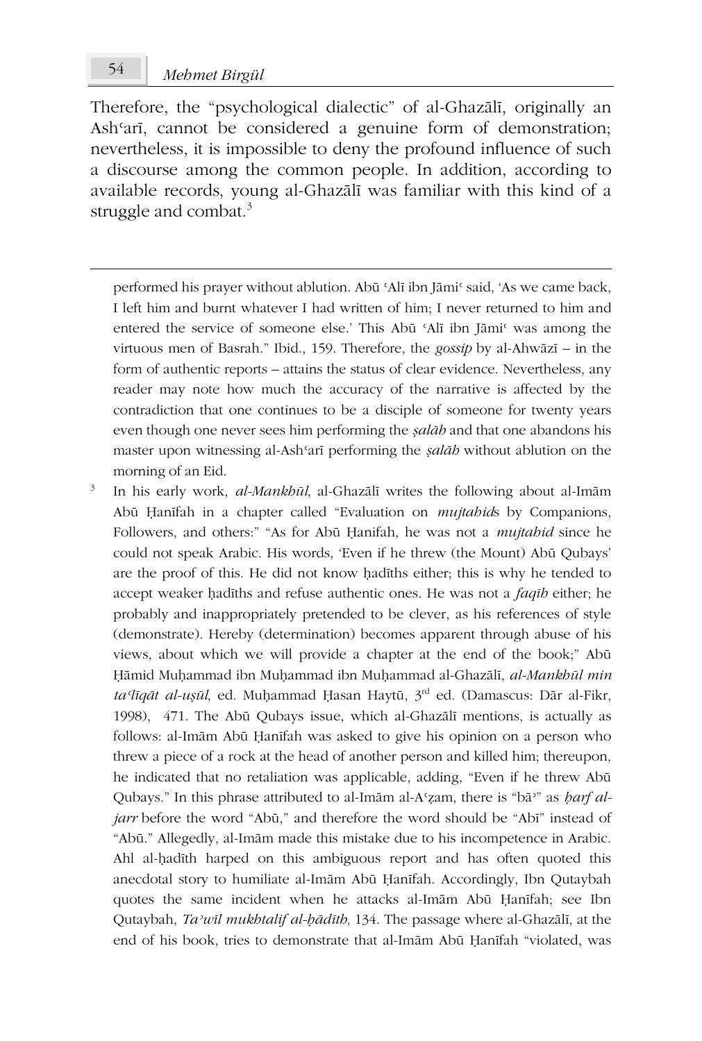Therefore, the "psychological dialectic" of al-Ghazālī, originally an Ashʿarī, cannot be considered a genuine form of demonstration; nevertheless, it is impossible to deny the profound influence of such a discourse among the common people. In addition, according to available records, young al-Ghazālī was familiar with this kind of a struggle and combat.[3]

---

performed his prayer without ablution. Abū ʿAlī ibn Jāmiʿ said, 'As we came back, I left him and burnt whatever I had written of him; I never returned to him and entered the service of someone else.' This Abū ʿAlī ibn Jāmiʿ was among the virtuous men of Basrah." Ibid., 159. Therefore, the *gossip* by al-Ahwāzī – in the form of authentic reports – attains the status of clear evidence. Nevertheless, any reader may note how much the accuracy of the narrative is affected by the contradiction that one continues to be a disciple of someone for twenty years even though one never sees him performing the *ṣalāh* and that one abandons his master upon witnessing al-Ashʿarī performing the *ṣalāh* without ablution on the morning of an Eid.

[3] In his early work, *al-Mankhūl*, al-Ghazālī writes the following about al-Imām Abū Ḥanīfah in a chapter called "Evaluation on *mujtahid*s by Companions, Followers, and others:" "As for Abū Ḥanifah, he was not a *mujtahid* since he could not speak Arabic. His words, 'Even if he threw (the Mount) Abū Qubays' are the proof of this. He did not know ḥadīths either; this is why he tended to accept weaker ḥadīths and refuse authentic ones. He was not a *faqīh* either; he probably and inappropriately pretended to be clever, as his references of style (demonstrate). Hereby (determination) becomes apparent through abuse of his views, about which we will provide a chapter at the end of the book;" Abū Ḥāmid Muḥammad ibn Muḥammad ibn Muḥammad al-Ghazālī, *al-Mankhūl min taʿlīqāt al-uṣūl*, ed. Muḥammad Ḥasan Haytū, 3rd ed. (Damascus: Dār al-Fikr, 1998), 471. The Abū Qubays issue, which al-Ghazālī mentions, is actually as follows: al-Imām Abū Ḥanīfah was asked to give his opinion on a person who threw a piece of a rock at the head of another person and killed him; thereupon, he indicated that no retaliation was applicable, adding, "Even if he threw Abū Qubays." In this phrase attributed to al-Imām al-Aʿẓam, there is "bāʾ" as *ḥarf al-jarr* before the word "Abū," and therefore the word should be "Abī" instead of "Abū." Allegedly, al-Imām made this mistake due to his incompetence in Arabic. Ahl al-ḥadīth harped on this ambiguous report and has often quoted this anecdotal story to humiliate al-Imām Abū Ḥanīfah. Accordingly, Ibn Qutaybah quotes the same incident when he attacks al-Imām Abū Ḥanīfah; see Ibn Qutaybah, *Taʾwīl mukhtalif al-ḥādīth*, 134. The passage where al-Ghazālī, at the end of his book, tries to demonstrate that al-Imām Abū Ḥanīfah "violated, was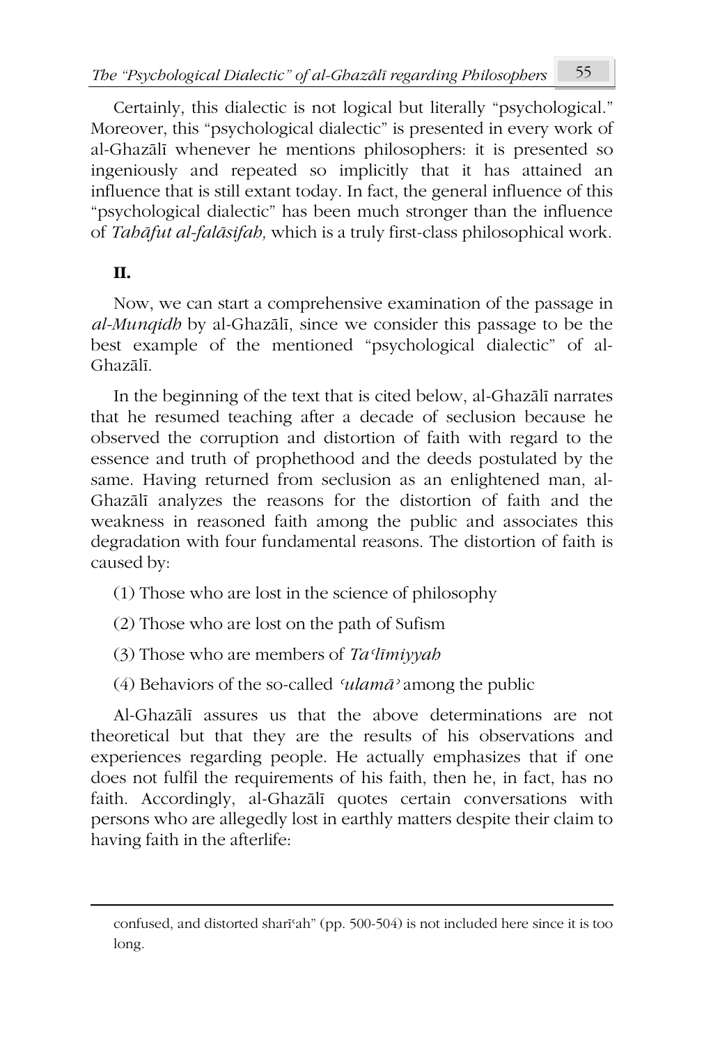Certainly, this dialectic is not logical but literally "psychological." Moreover, this "psychological dialectic" is presented in every work of al-Ghazālī whenever he mentions philosophers: it is presented so ingeniously and repeated so implicitly that it has attained an influence that is still extant today. In fact, the general influence of this "psychological dialectic" has been much stronger than the influence of *Tahāfut al-falāsifah,* which is a truly first-class philosophical work.

## II.

Now, we can start a comprehensive examination of the passage in *al-Munqidh* by al-Ghazālī, since we consider this passage to be the best example of the mentioned "psychological dialectic" of al-Ghazālī.

In the beginning of the text that is cited below, al-Ghazālī narrates that he resumed teaching after a decade of seclusion because he observed the corruption and distortion of faith with regard to the essence and truth of prophethood and the deeds postulated by the same. Having returned from seclusion as an enlightened man, al-Ghazālī analyzes the reasons for the distortion of faith and the weakness in reasoned faith among the public and associates this degradation with four fundamental reasons. The distortion of faith is caused by:

(1) Those who are lost in the science of philosophy

(2) Those who are lost on the path of Sufism

(3) Those who are members of *Taʿlīmiyyah*

(4) Behaviors of the so-called *ʿulamāʾ* among the public

Al-Ghazālī assures us that the above determinations are not theoretical but that they are the results of his observations and experiences regarding people. He actually emphasizes that if one does not fulfil the requirements of his faith, then he, in fact, has no faith. Accordingly, al-Ghazālī quotes certain conversations with persons who are allegedly lost in earthly matters despite their claim to having faith in the afterlife:

---

confused, and distorted sharīʿah" (pp. 500-504) is not included here since it is too long.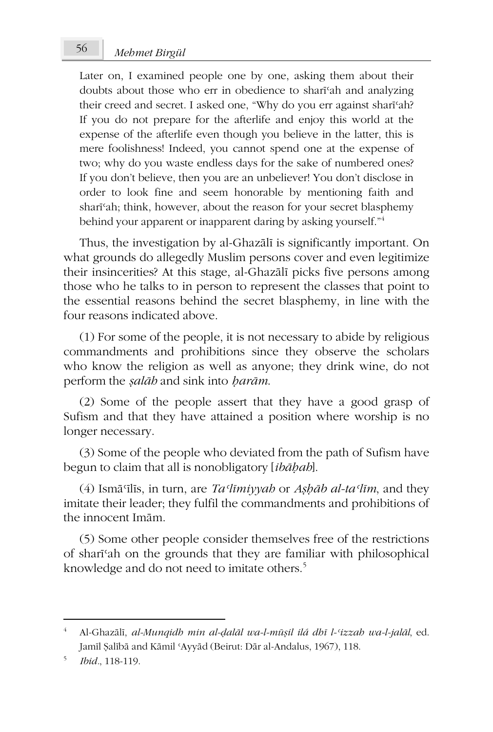> Later on, I examined people one by one, asking them about their doubts about those who err in obedience to sharīʿah and analyzing their creed and secret. I asked one, "Why do you err against sharīʿah? If you do not prepare for the afterlife and enjoy this world at the expense of the afterlife even though you believe in the latter, this is mere foolishness! Indeed, you cannot spend one at the expense of two; why do you waste endless days for the sake of numbered ones? If you don't believe, then you are an unbeliever! You don't disclose in order to look fine and seem honorable by mentioning faith and sharīʿah; think, however, about the reason for your secret blasphemy behind your apparent or inapparent daring by asking yourself."[4]

Thus, the investigation by al-Ghazālī is significantly important. On what grounds do allegedly Muslim persons cover and even legitimize their insincerities? At this stage, al-Ghazālī picks five persons among those who he talks to in person to represent the classes that point to the essential reasons behind the secret blasphemy, in line with the four reasons indicated above.

(1) For some of the people, it is not necessary to abide by religious commandments and prohibitions since they observe the scholars who know the religion as well as anyone; they drink wine, do not perform the *ṣalāh* and sink into *ḥarām*.

(2) Some of the people assert that they have a good grasp of Sufism and that they have attained a position where worship is no longer necessary.

(3) Some of the people who deviated from the path of Sufism have begun to claim that all is nonobligatory [*ibāḥah*].

(4) Ismāʿīlīs, in turn, are *Taʿlīmiyyah* or *Aṣḥāb al-taʿlīm*, and they imitate their leader; they fulfil the commandments and prohibitions of the innocent Imām.

(5) Some other people consider themselves free of the restrictions of sharīʿah on the grounds that they are familiar with philosophical knowledge and do not need to imitate others.[5]

---

[4] Al-Ghazālī, *al-Munqidh min al-ḍalāl wa-l-mūṣil ilá dhī l-ʿizzah wa-l-jalāl*, ed. Jamīl Ṣalībā and Kāmil ʿAyyād (Beirut: Dār al-Andalus, 1967), 118.

[5] *Ibid*., 118-119.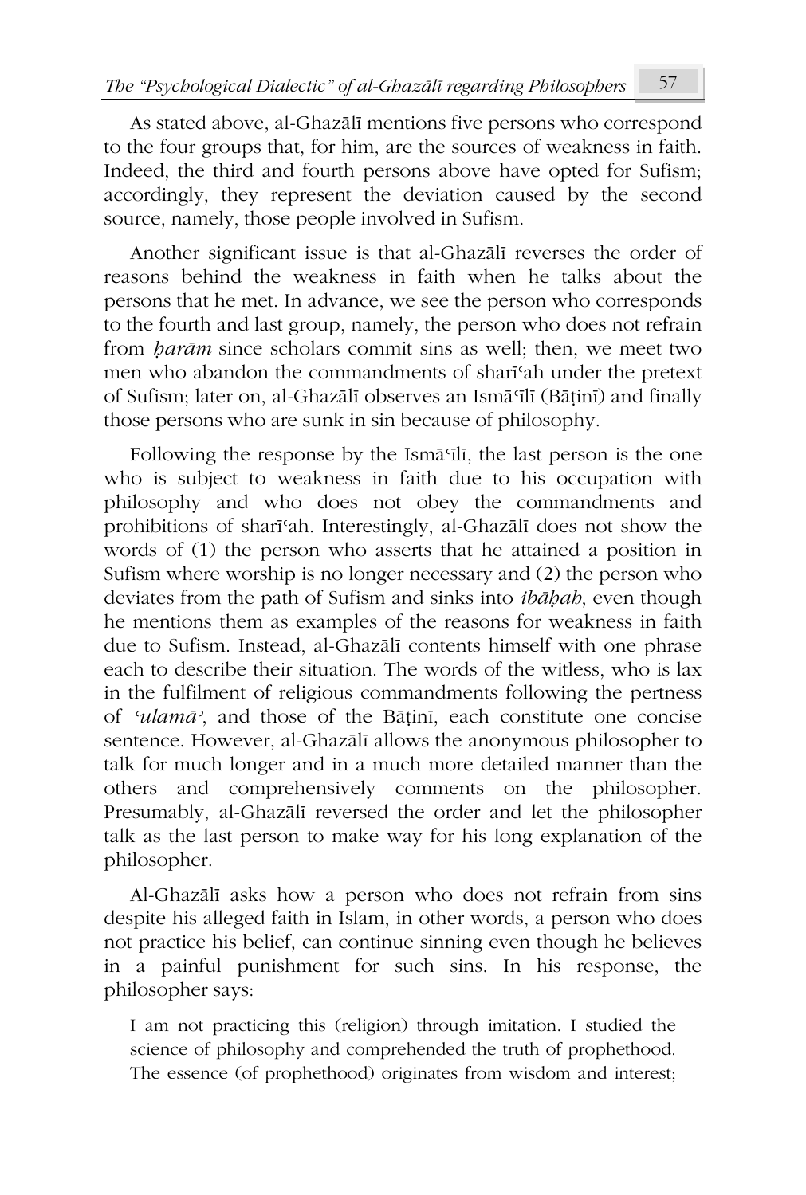As stated above, al-Ghazālī mentions five persons who correspond to the four groups that, for him, are the sources of weakness in faith. Indeed, the third and fourth persons above have opted for Sufism; accordingly, they represent the deviation caused by the second source, namely, those people involved in Sufism.

Another significant issue is that al-Ghazālī reverses the order of reasons behind the weakness in faith when he talks about the persons that he met. In advance, we see the person who corresponds to the fourth and last group, namely, the person who does not refrain from *ḥarām* since scholars commit sins as well; then, we meet two men who abandon the commandments of sharīʿah under the pretext of Sufism; later on, al-Ghazālī observes an Ismāʿīlī (Bāṭinī) and finally those persons who are sunk in sin because of philosophy.

Following the response by the Ismāʿīlī, the last person is the one who is subject to weakness in faith due to his occupation with philosophy and who does not obey the commandments and prohibitions of sharīʿah. Interestingly, al-Ghazālī does not show the words of (1) the person who asserts that he attained a position in Sufism where worship is no longer necessary and (2) the person who deviates from the path of Sufism and sinks into *ibāḥah*, even though he mentions them as examples of the reasons for weakness in faith due to Sufism. Instead, al-Ghazālī contents himself with one phrase each to describe their situation. The words of the witless, who is lax in the fulfilment of religious commandments following the pertness of *ʿulamāʾ*, and those of the Bāṭinī, each constitute one concise sentence. However, al-Ghazālī allows the anonymous philosopher to talk for much longer and in a much more detailed manner than the others and comprehensively comments on the philosopher. Presumably, al-Ghazālī reversed the order and let the philosopher talk as the last person to make way for his long explanation of the philosopher.

Al-Ghazālī asks how a person who does not refrain from sins despite his alleged faith in Islam, in other words, a person who does not practice his belief, can continue sinning even though he believes in a painful punishment for such sins. In his response, the philosopher says:

> I am not practicing this (religion) through imitation. I studied the science of philosophy and comprehended the truth of prophethood. The essence (of prophethood) originates from wisdom and interest;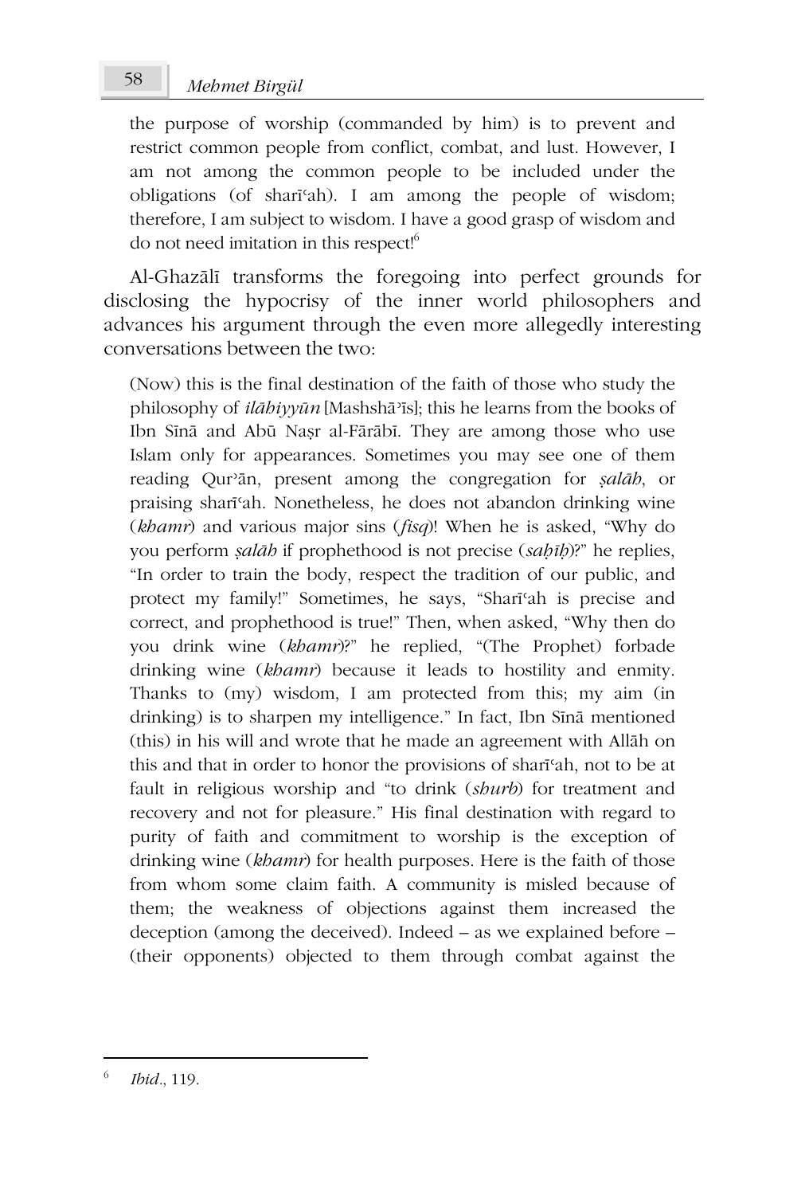> the purpose of worship (commanded by him) is to prevent and restrict common people from conflict, combat, and lust. However, I am not among the common people to be included under the obligations (of sharīʿah). I am among the people of wisdom; therefore, I am subject to wisdom. I have a good grasp of wisdom and do not need imitation in this respect![6]

Al-Ghazālī transforms the foregoing into perfect grounds for disclosing the hypocrisy of the inner world philosophers and advances his argument through the even more allegedly interesting conversations between the two:

> (Now) this is the final destination of the faith of those who study the philosophy of *ilāhiyyūn* [Mashshāʾīs]; this he learns from the books of Ibn Sīnā and Abū Naṣr al-Fārābī. They are among those who use Islam only for appearances. Sometimes you may see one of them reading Qurʾān, present among the congregation for *ṣalāh*, or praising sharīʿah. Nonetheless, he does not abandon drinking wine (*khamr*) and various major sins (*fisq*)! When he is asked, "Why do you perform *ṣalāh* if prophethood is not precise (*saḥīḥ*)?" he replies, "In order to train the body, respect the tradition of our public, and protect my family!" Sometimes, he says, "Sharīʿah is precise and correct, and prophethood is true!" Then, when asked, "Why then do you drink wine (*khamr*)?" he replied, "(The Prophet) forbade drinking wine (*khamr*) because it leads to hostility and enmity. Thanks to (my) wisdom, I am protected from this; my aim (in drinking) is to sharpen my intelligence." In fact, Ibn Sīnā mentioned (this) in his will and wrote that he made an agreement with Allāh on this and that in order to honor the provisions of sharīʿah, not to be at fault in religious worship and "to drink (*shurb*) for treatment and recovery and not for pleasure." His final destination with regard to purity of faith and commitment to worship is the exception of drinking wine (*khamr*) for health purposes. Here is the faith of those from whom some claim faith. A community is misled because of them; the weakness of objections against them increased the deception (among the deceived). Indeed – as we explained before – (their opponents) objected to them through combat against the

---

[6] *Ibid*., 119.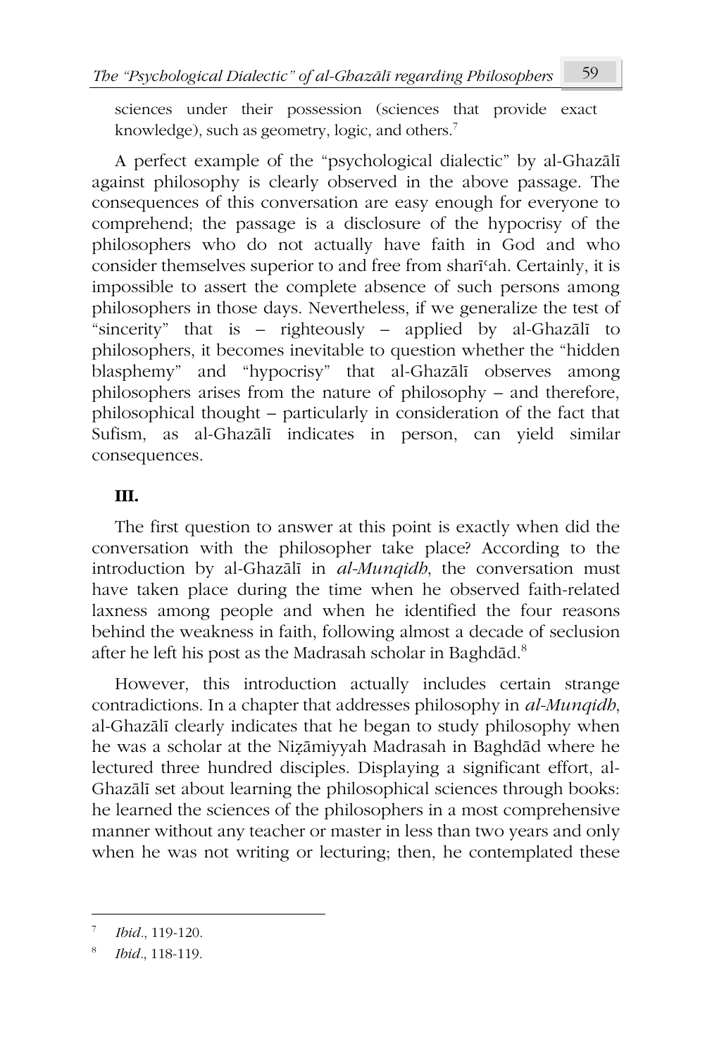sciences under their possession (sciences that provide exact knowledge), such as geometry, logic, and others.[7]

A perfect example of the "psychological dialectic" by al-Ghazālī against philosophy is clearly observed in the above passage. The consequences of this conversation are easy enough for everyone to comprehend; the passage is a disclosure of the hypocrisy of the philosophers who do not actually have faith in God and who consider themselves superior to and free from sharīʿah. Certainly, it is impossible to assert the complete absence of such persons among philosophers in those days. Nevertheless, if we generalize the test of "sincerity" that is – righteously – applied by al-Ghazālī to philosophers, it becomes inevitable to question whether the "hidden blasphemy" and "hypocrisy" that al-Ghazālī observes among philosophers arises from the nature of philosophy – and therefore, philosophical thought – particularly in consideration of the fact that Sufism, as al-Ghazālī indicates in person, can yield similar consequences.

## III.

The first question to answer at this point is exactly when did the conversation with the philosopher take place? According to the introduction by al-Ghazālī in *al-Munqidh*, the conversation must have taken place during the time when he observed faith-related laxness among people and when he identified the four reasons behind the weakness in faith, following almost a decade of seclusion after he left his post as the Madrasah scholar in Baghdād.[8]

However, this introduction actually includes certain strange contradictions. In a chapter that addresses philosophy in *al-Munqidh*, al-Ghazālī clearly indicates that he began to study philosophy when he was a scholar at the Niẓāmiyyah Madrasah in Baghdād where he lectured three hundred disciples. Displaying a significant effort, al-Ghazālī set about learning the philosophical sciences through books: he learned the sciences of the philosophers in a most comprehensive manner without any teacher or master in less than two years and only when he was not writing or lecturing; then, he contemplated these

---

[7] *Ibid*., 119-120.

[8] *Ibid*., 118-119.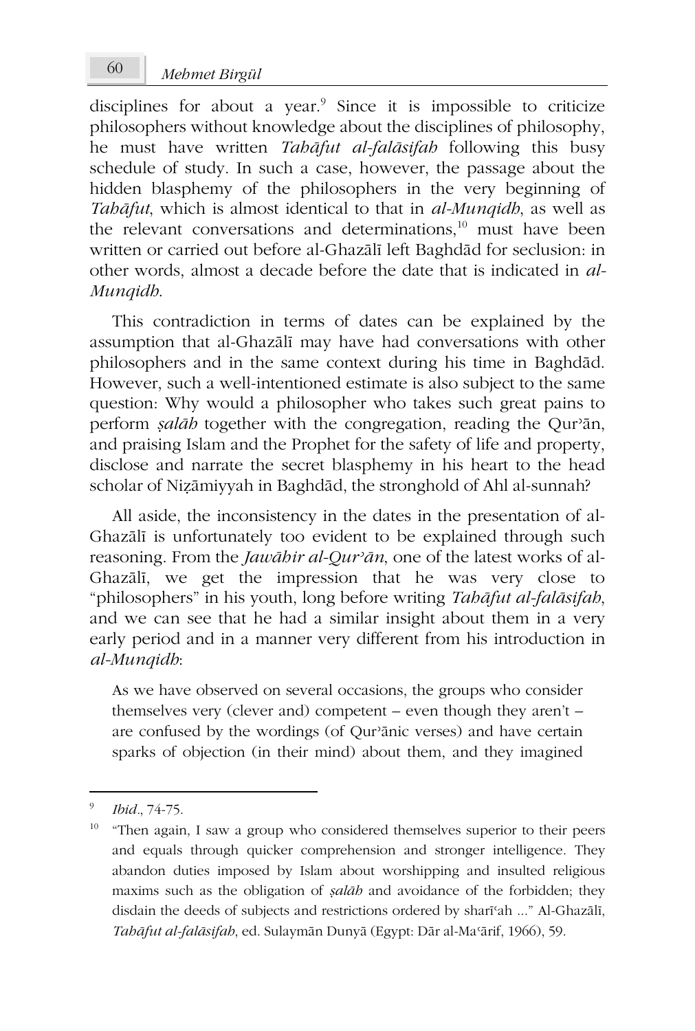disciplines for about a year.[9] Since it is impossible to criticize philosophers without knowledge about the disciplines of philosophy, he must have written *Tahāfut al-falāsifah* following this busy schedule of study. In such a case, however, the passage about the hidden blasphemy of the philosophers in the very beginning of *Tahāfut*, which is almost identical to that in *al-Munqidh*, as well as the relevant conversations and determinations,[10] must have been written or carried out before al-Ghazālī left Baghdād for seclusion: in other words, almost a decade before the date that is indicated in *al-Munqidh*.

This contradiction in terms of dates can be explained by the assumption that al-Ghazālī may have had conversations with other philosophers and in the same context during his time in Baghdād. However, such a well-intentioned estimate is also subject to the same question: Why would a philosopher who takes such great pains to perform *ṣalāh* together with the congregation, reading the Qurʾān, and praising Islam and the Prophet for the safety of life and property, disclose and narrate the secret blasphemy in his heart to the head scholar of Niẓāmiyyah in Baghdād, the stronghold of Ahl al-sunnah?

All aside, the inconsistency in the dates in the presentation of al-Ghazālī is unfortunately too evident to be explained through such reasoning. From the *Jawāhir al-Qurʾān*, one of the latest works of al-Ghazālī, we get the impression that he was very close to "philosophers" in his youth, long before writing *Tahāfut al-falāsifah*, and we can see that he had a similar insight about them in a very early period and in a manner very different from his introduction in *al-Munqidh*:

> As we have observed on several occasions, the groups who consider themselves very (clever and) competent – even though they aren't – are confused by the wordings (of Qurʾānic verses) and have certain sparks of objection (in their mind) about them, and they imagined

---

[9] *Ibid*., 74-75.

[10] "Then again, I saw a group who considered themselves superior to their peers and equals through quicker comprehension and stronger intelligence. They abandon duties imposed by Islam about worshipping and insulted religious maxims such as the obligation of *ṣalāh* and avoidance of the forbidden; they disdain the deeds of subjects and restrictions ordered by sharīʿah ..." Al-Ghazālī, *Tahāfut al-falāsifah*, ed. Sulaymān Dunyā (Egypt: Dār al-Maʿārif, 1966), 59.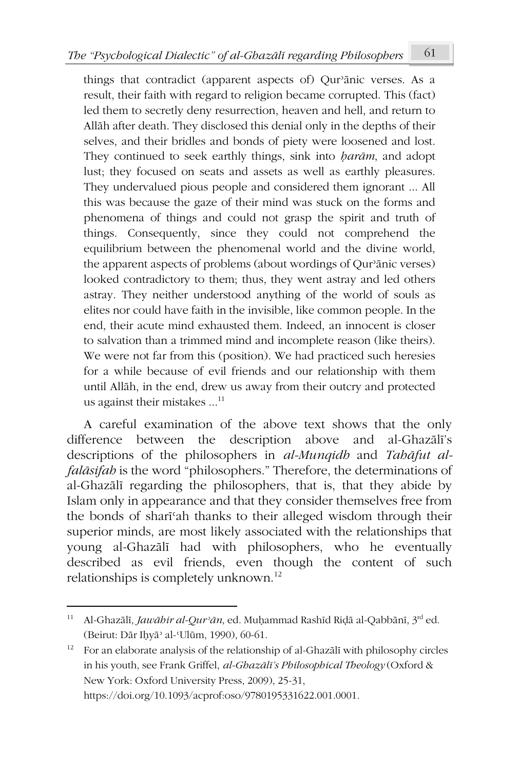> things that contradict (apparent aspects of) Qurʾānic verses. As a result, their faith with regard to religion became corrupted. This (fact) led them to secretly deny resurrection, heaven and hell, and return to Allāh after death. They disclosed this denial only in the depths of their selves, and their bridles and bonds of piety were loosened and lost. They continued to seek earthly things, sink into *ḥarām*, and adopt lust; they focused on seats and assets as well as earthly pleasures. They undervalued pious people and considered them ignorant ... All this was because the gaze of their mind was stuck on the forms and phenomena of things and could not grasp the spirit and truth of things. Consequently, since they could not comprehend the equilibrium between the phenomenal world and the divine world, the apparent aspects of problems (about wordings of Qurʾānic verses) looked contradictory to them; thus, they went astray and led others astray. They neither understood anything of the world of souls as elites nor could have faith in the invisible, like common people. In the end, their acute mind exhausted them. Indeed, an innocent is closer to salvation than a trimmed mind and incomplete reason (like theirs). We were not far from this (position). We had practiced such heresies for a while because of evil friends and our relationship with them until Allāh, in the end, drew us away from their outcry and protected us against their mistakes ...[11]

A careful examination of the above text shows that the only difference between the description above and al-Ghazālī's descriptions of the philosophers in *al-Munqidh* and *Tahāfut al-falāsifah* is the word "philosophers." Therefore, the determinations of al-Ghazālī regarding the philosophers, that is, that they abide by Islam only in appearance and that they consider themselves free from the bonds of sharīʿah thanks to their alleged wisdom through their superior minds, are most likely associated with the relationships that young al-Ghazālī had with philosophers, who he eventually described as evil friends, even though the content of such relationships is completely unknown.[12]

---

[11] Al-Ghazālī, *Jawāhir al-Qurʾān*, ed. Muḥammad Rashīd Riḍā al-Qabbānī, 3rd ed. (Beirut: Dār Iḥyāʾ al-ʿUlūm, 1990), 60-61.

[12] For an elaborate analysis of the relationship of al-Ghazālī with philosophy circles in his youth, see Frank Griffel, *al-Ghazālī's Philosophical Theology* (Oxford & New York: Oxford University Press, 2009), 25-31, https://doi.org/10.1093/acprof:oso/9780195331622.001.0001.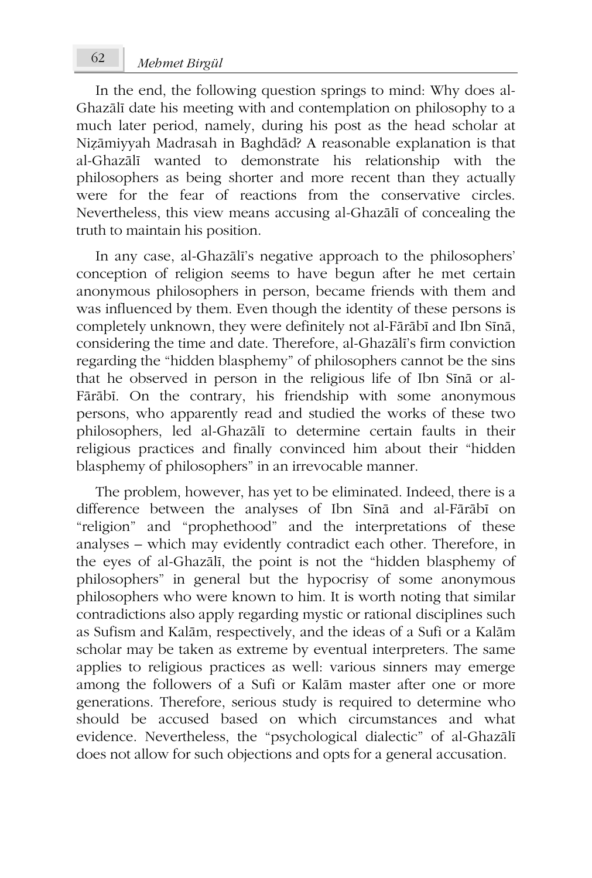In the end, the following question springs to mind: Why does al-Ghazālī date his meeting with and contemplation on philosophy to a much later period, namely, during his post as the head scholar at Niẓāmiyyah Madrasah in Baghdād? A reasonable explanation is that al-Ghazālī wanted to demonstrate his relationship with the philosophers as being shorter and more recent than they actually were for the fear of reactions from the conservative circles. Nevertheless, this view means accusing al-Ghazālī of concealing the truth to maintain his position.

In any case, al-Ghazālī's negative approach to the philosophers' conception of religion seems to have begun after he met certain anonymous philosophers in person, became friends with them and was influenced by them. Even though the identity of these persons is completely unknown, they were definitely not al-Fārābī and Ibn Sīnā, considering the time and date. Therefore, al-Ghazālī's firm conviction regarding the "hidden blasphemy" of philosophers cannot be the sins that he observed in person in the religious life of Ibn Sīnā or al-Fārābī. On the contrary, his friendship with some anonymous persons, who apparently read and studied the works of these two philosophers, led al-Ghazālī to determine certain faults in their religious practices and finally convinced him about their "hidden blasphemy of philosophers" in an irrevocable manner.

The problem, however, has yet to be eliminated. Indeed, there is a difference between the analyses of Ibn Sīnā and al-Fārābī on "religion" and "prophethood" and the interpretations of these analyses – which may evidently contradict each other. Therefore, in the eyes of al-Ghazālī, the point is not the "hidden blasphemy of philosophers" in general but the hypocrisy of some anonymous philosophers who were known to him. It is worth noting that similar contradictions also apply regarding mystic or rational disciplines such as Sufism and Kalām, respectively, and the ideas of a Sufi or a Kalām scholar may be taken as extreme by eventual interpreters. The same applies to religious practices as well: various sinners may emerge among the followers of a Sufi or Kalām master after one or more generations. Therefore, serious study is required to determine who should be accused based on which circumstances and what evidence. Nevertheless, the "psychological dialectic" of al-Ghazālī does not allow for such objections and opts for a general accusation.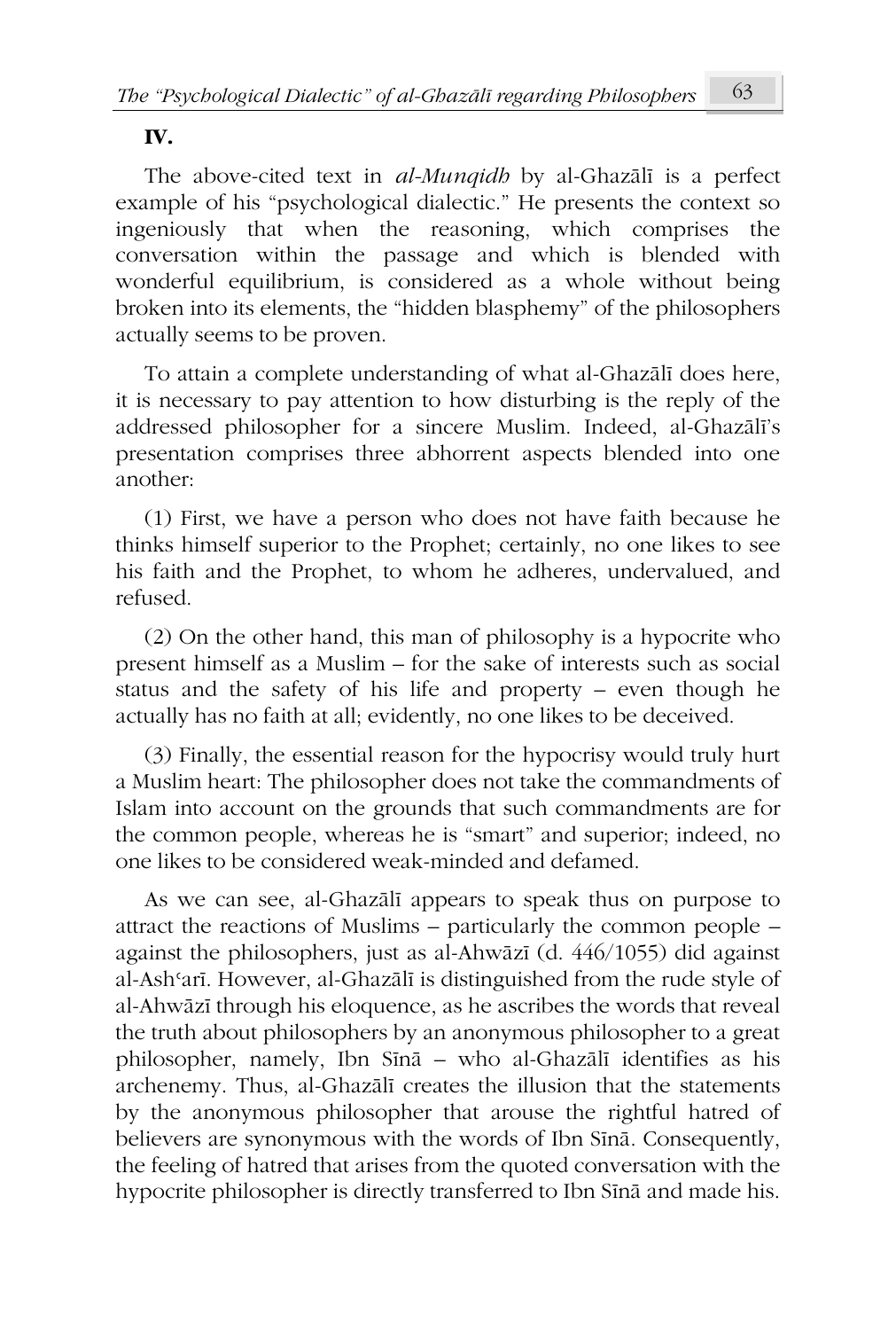## IV.

The above-cited text in *al-Munqidh* by al-Ghazālī is a perfect example of his "psychological dialectic." He presents the context so ingeniously that when the reasoning, which comprises the conversation within the passage and which is blended with wonderful equilibrium, is considered as a whole without being broken into its elements, the "hidden blasphemy" of the philosophers actually seems to be proven.

To attain a complete understanding of what al-Ghazālī does here, it is necessary to pay attention to how disturbing is the reply of the addressed philosopher for a sincere Muslim. Indeed, al-Ghazālī's presentation comprises three abhorrent aspects blended into one another:

(1) First, we have a person who does not have faith because he thinks himself superior to the Prophet; certainly, no one likes to see his faith and the Prophet, to whom he adheres, undervalued, and refused.

(2) On the other hand, this man of philosophy is a hypocrite who present himself as a Muslim – for the sake of interests such as social status and the safety of his life and property – even though he actually has no faith at all; evidently, no one likes to be deceived.

(3) Finally, the essential reason for the hypocrisy would truly hurt a Muslim heart: The philosopher does not take the commandments of Islam into account on the grounds that such commandments are for the common people, whereas he is "smart" and superior; indeed, no one likes to be considered weak-minded and defamed.

As we can see, al-Ghazālī appears to speak thus on purpose to attract the reactions of Muslims – particularly the common people – against the philosophers, just as al-Ahwāzī (d. 446/1055) did against al-Ashʿarī. However, al-Ghazālī is distinguished from the rude style of al-Ahwāzī through his eloquence, as he ascribes the words that reveal the truth about philosophers by an anonymous philosopher to a great philosopher, namely, Ibn Sīnā – who al-Ghazālī identifies as his archenemy. Thus, al-Ghazālī creates the illusion that the statements by the anonymous philosopher that arouse the rightful hatred of believers are synonymous with the words of Ibn Sīnā. Consequently, the feeling of hatred that arises from the quoted conversation with the hypocrite philosopher is directly transferred to Ibn Sīnā and made his.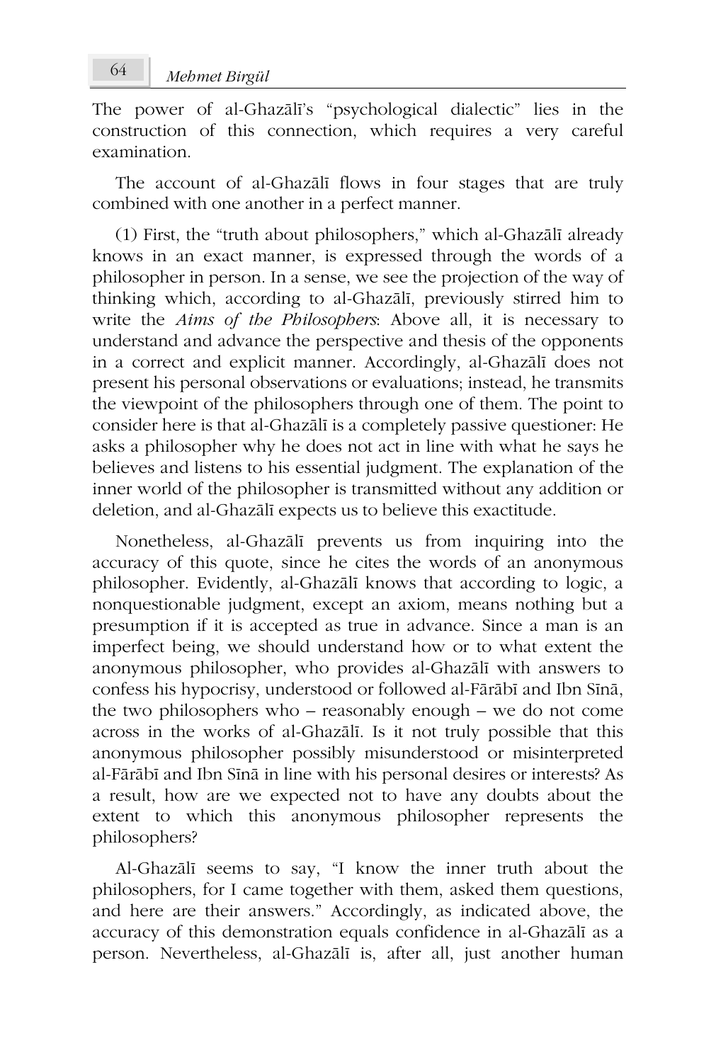The power of al-Ghazālī's "psychological dialectic" lies in the construction of this connection, which requires a very careful examination.

The account of al-Ghazālī flows in four stages that are truly combined with one another in a perfect manner.

(1) First, the "truth about philosophers," which al-Ghazālī already knows in an exact manner, is expressed through the words of a philosopher in person. In a sense, we see the projection of the way of thinking which, according to al-Ghazālī, previously stirred him to write the *Aims of the Philosophers*: Above all, it is necessary to understand and advance the perspective and thesis of the opponents in a correct and explicit manner. Accordingly, al-Ghazālī does not present his personal observations or evaluations; instead, he transmits the viewpoint of the philosophers through one of them. The point to consider here is that al-Ghazālī is a completely passive questioner: He asks a philosopher why he does not act in line with what he says he believes and listens to his essential judgment. The explanation of the inner world of the philosopher is transmitted without any addition or deletion, and al-Ghazālī expects us to believe this exactitude.

Nonetheless, al-Ghazālī prevents us from inquiring into the accuracy of this quote, since he cites the words of an anonymous philosopher. Evidently, al-Ghazālī knows that according to logic, a nonquestionable judgment, except an axiom, means nothing but a presumption if it is accepted as true in advance. Since a man is an imperfect being, we should understand how or to what extent the anonymous philosopher, who provides al-Ghazālī with answers to confess his hypocrisy, understood or followed al-Fārābī and Ibn Sīnā, the two philosophers who – reasonably enough – we do not come across in the works of al-Ghazālī. Is it not truly possible that this anonymous philosopher possibly misunderstood or misinterpreted al-Fārābī and Ibn Sīnā in line with his personal desires or interests? As a result, how are we expected not to have any doubts about the extent to which this anonymous philosopher represents the philosophers?

Al-Ghazālī seems to say, "I know the inner truth about the philosophers, for I came together with them, asked them questions, and here are their answers." Accordingly, as indicated above, the accuracy of this demonstration equals confidence in al-Ghazālī as a person. Nevertheless, al-Ghazālī is, after all, just another human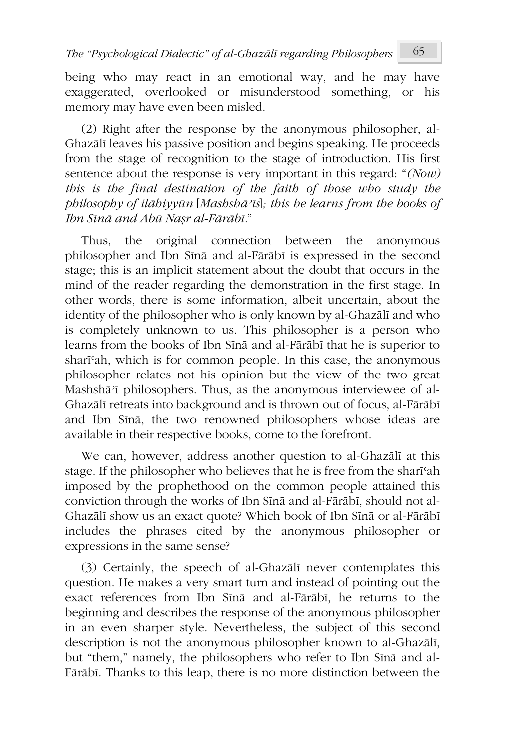being who may react in an emotional way, and he may have exaggerated, overlooked or misunderstood something, or his memory may have even been misled.

(2) Right after the response by the anonymous philosopher, al-Ghazālī leaves his passive position and begins speaking. He proceeds from the stage of recognition to the stage of introduction. His first sentence about the response is very important in this regard: "*(Now) this is the final destination of the faith of those who study the philosophy of ilāhiyyūn* [*Mashshāʾīs*]*; this he learns from the books of Ibn Sīnā and Abū Naṣr al-Fārābī*."

Thus, the original connection between the anonymous philosopher and Ibn Sīnā and al-Fārābī is expressed in the second stage; this is an implicit statement about the doubt that occurs in the mind of the reader regarding the demonstration in the first stage. In other words, there is some information, albeit uncertain, about the identity of the philosopher who is only known by al-Ghazālī and who is completely unknown to us. This philosopher is a person who learns from the books of Ibn Sīnā and al-Fārābī that he is superior to sharīʿah, which is for common people. In this case, the anonymous philosopher relates not his opinion but the view of the two great Mashshāʾī philosophers. Thus, as the anonymous interviewee of al-Ghazālī retreats into background and is thrown out of focus, al-Fārābī and Ibn Sīnā, the two renowned philosophers whose ideas are available in their respective books, come to the forefront.

We can, however, address another question to al-Ghazālī at this stage. If the philosopher who believes that he is free from the sharīʿah imposed by the prophethood on the common people attained this conviction through the works of Ibn Sīnā and al-Fārābī, should not al-Ghazālī show us an exact quote? Which book of Ibn Sīnā or al-Fārābī includes the phrases cited by the anonymous philosopher or expressions in the same sense?

(3) Certainly, the speech of al-Ghazālī never contemplates this question. He makes a very smart turn and instead of pointing out the exact references from Ibn Sīnā and al-Fārābī, he returns to the beginning and describes the response of the anonymous philosopher in an even sharper style. Nevertheless, the subject of this second description is not the anonymous philosopher known to al-Ghazālī, but "them," namely, the philosophers who refer to Ibn Sīnā and al-Fārābī. Thanks to this leap, there is no more distinction between the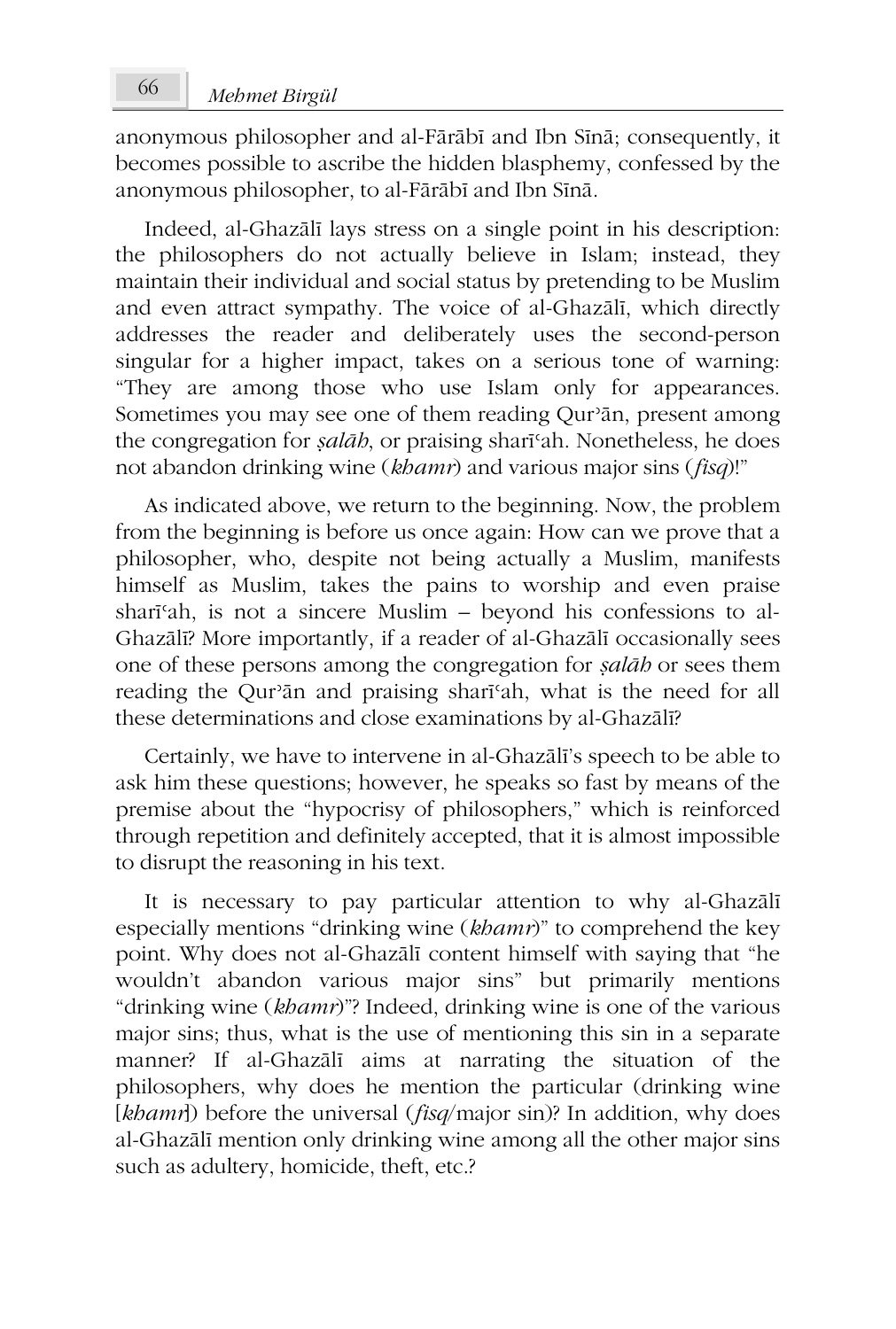anonymous philosopher and al-Fārābī and Ibn Sīnā; consequently, it becomes possible to ascribe the hidden blasphemy, confessed by the anonymous philosopher, to al-Fārābī and Ibn Sīnā.

Indeed, al-Ghazālī lays stress on a single point in his description: the philosophers do not actually believe in Islam; instead, they maintain their individual and social status by pretending to be Muslim and even attract sympathy. The voice of al-Ghazālī, which directly addresses the reader and deliberately uses the second-person singular for a higher impact, takes on a serious tone of warning: "They are among those who use Islam only for appearances. Sometimes you may see one of them reading Qurʾān, present among the congregation for *ṣalāh*, or praising sharīʿah. Nonetheless, he does not abandon drinking wine (*khamr*) and various major sins (*fisq*)!"

As indicated above, we return to the beginning. Now, the problem from the beginning is before us once again: How can we prove that a philosopher, who, despite not being actually a Muslim, manifests himself as Muslim, takes the pains to worship and even praise sharīʿah, is not a sincere Muslim – beyond his confessions to al-Ghazālī? More importantly, if a reader of al-Ghazālī occasionally sees one of these persons among the congregation for *ṣalāh* or sees them reading the Qurʾān and praising sharīʿah, what is the need for all these determinations and close examinations by al-Ghazālī?

Certainly, we have to intervene in al-Ghazālī's speech to be able to ask him these questions; however, he speaks so fast by means of the premise about the "hypocrisy of philosophers," which is reinforced through repetition and definitely accepted, that it is almost impossible to disrupt the reasoning in his text.

It is necessary to pay particular attention to why al-Ghazālī especially mentions "drinking wine (*khamr*)" to comprehend the key point. Why does not al-Ghazālī content himself with saying that "he wouldn't abandon various major sins" but primarily mentions "drinking wine (*khamr*)"? Indeed, drinking wine is one of the various major sins; thus, what is the use of mentioning this sin in a separate manner? If al-Ghazālī aims at narrating the situation of the philosophers, why does he mention the particular (drinking wine [*khamr*]) before the universal (*fisq*/major sin)? In addition, why does al-Ghazālī mention only drinking wine among all the other major sins such as adultery, homicide, theft, etc.?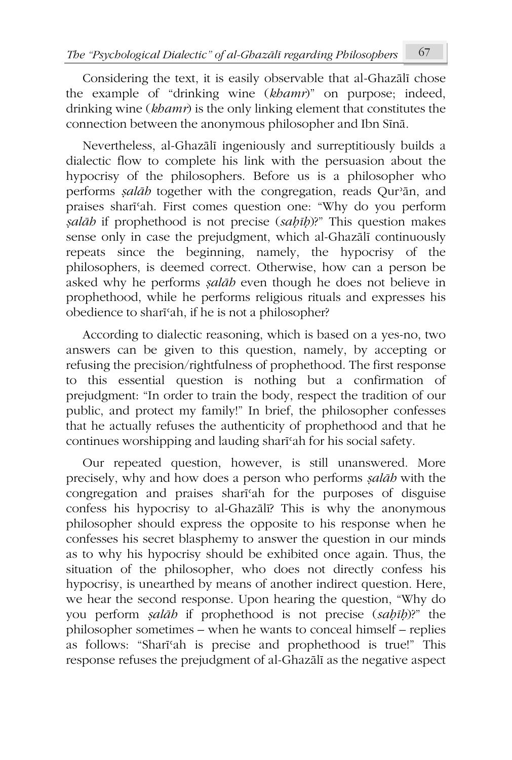Considering the text, it is easily observable that al-Ghazālī chose the example of "drinking wine (*khamr*)" on purpose; indeed, drinking wine (*khamr*) is the only linking element that constitutes the connection between the anonymous philosopher and Ibn Sīnā.

Nevertheless, al-Ghazālī ingeniously and surreptitiously builds a dialectic flow to complete his link with the persuasion about the hypocrisy of the philosophers. Before us is a philosopher who performs *ṣalāh* together with the congregation, reads Qur'ān, and praises sharīʿah. First comes question one: "Why do you perform *ṣalāh* if prophethood is not precise (*ṣaḥīḥ*)?" This question makes sense only in case the prejudgment, which al-Ghazālī continuously repeats since the beginning, namely, the hypocrisy of the philosophers, is deemed correct. Otherwise, how can a person be asked why he performs *ṣalāh* even though he does not believe in prophethood, while he performs religious rituals and expresses his obedience to sharīʿah, if he is not a philosopher?

According to dialectic reasoning, which is based on a yes-no, two answers can be given to this question, namely, by accepting or refusing the precision/rightfulness of prophethood. The first response to this essential question is nothing but a confirmation of prejudgment: "In order to train the body, respect the tradition of our public, and protect my family!" In brief, the philosopher confesses that he actually refuses the authenticity of prophethood and that he continues worshipping and lauding sharīʿah for his social safety.

Our repeated question, however, is still unanswered. More precisely, why and how does a person who performs *ṣalāh* with the congregation and praises sharīʿah for the purposes of disguise confess his hypocrisy to al-Ghazālī? This is why the anonymous philosopher should express the opposite to his response when he confesses his secret blasphemy to answer the question in our minds as to why his hypocrisy should be exhibited once again. Thus, the situation of the philosopher, who does not directly confess his hypocrisy, is unearthed by means of another indirect question. Here, we hear the second response. Upon hearing the question, "Why do you perform *ṣalāh* if prophethood is not precise (*ṣaḥīḥ*)?" the philosopher sometimes – when he wants to conceal himself – replies as follows: "Sharīʿah is precise and prophethood is true!" This response refuses the prejudgment of al-Ghazālī as the negative aspect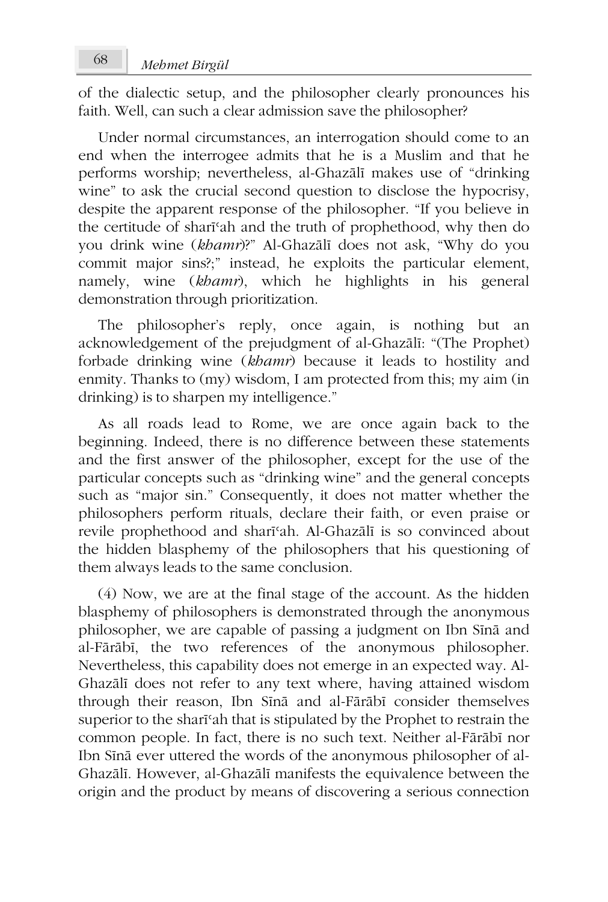of the dialectic setup, and the philosopher clearly pronounces his faith. Well, can such a clear admission save the philosopher?

Under normal circumstances, an interrogation should come to an end when the interrogee admits that he is a Muslim and that he performs worship; nevertheless, al-Ghazālī makes use of "drinking wine" to ask the crucial second question to disclose the hypocrisy, despite the apparent response of the philosopher. "If you believe in the certitude of sharīʿah and the truth of prophethood, why then do you drink wine (*khamr*)?" Al-Ghazālī does not ask, "Why do you commit major sins?;" instead, he exploits the particular element, namely, wine (*khamr*), which he highlights in his general demonstration through prioritization.

The philosopher's reply, once again, is nothing but an acknowledgement of the prejudgment of al-Ghazālī: "(The Prophet) forbade drinking wine (*khamr*) because it leads to hostility and enmity. Thanks to (my) wisdom, I am protected from this; my aim (in drinking) is to sharpen my intelligence."

As all roads lead to Rome, we are once again back to the beginning. Indeed, there is no difference between these statements and the first answer of the philosopher, except for the use of the particular concepts such as "drinking wine" and the general concepts such as "major sin." Consequently, it does not matter whether the philosophers perform rituals, declare their faith, or even praise or revile prophethood and sharīʿah. Al-Ghazālī is so convinced about the hidden blasphemy of the philosophers that his questioning of them always leads to the same conclusion.

(4) Now, we are at the final stage of the account. As the hidden blasphemy of philosophers is demonstrated through the anonymous philosopher, we are capable of passing a judgment on Ibn Sīnā and al-Fārābī, the two references of the anonymous philosopher. Nevertheless, this capability does not emerge in an expected way. Al-Ghazālī does not refer to any text where, having attained wisdom through their reason, Ibn Sīnā and al-Fārābī consider themselves superior to the sharīʿah that is stipulated by the Prophet to restrain the common people. In fact, there is no such text. Neither al-Fārābī nor Ibn Sīnā ever uttered the words of the anonymous philosopher of al-Ghazālī. However, al-Ghazālī manifests the equivalence between the origin and the product by means of discovering a serious connection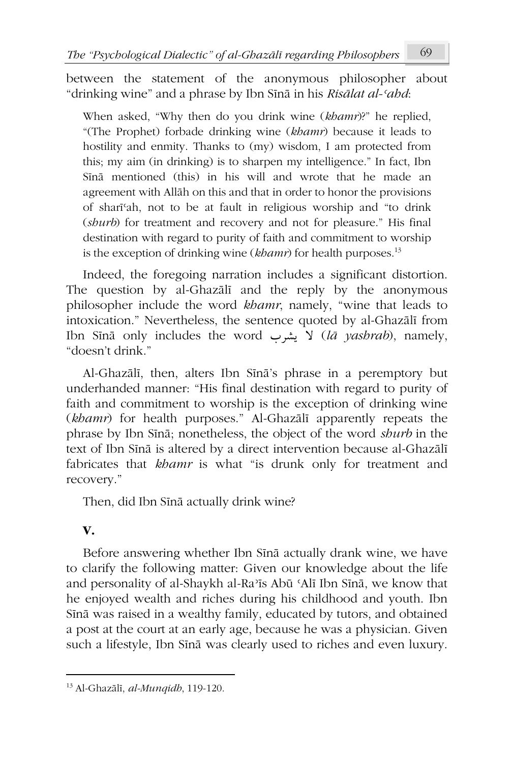between the statement of the anonymous philosopher about "drinking wine" and a phrase by Ibn Sīnā in his *Risālat al-ʿahd*:

> When asked, "Why then do you drink wine (*khamr*)?" he replied, "(The Prophet) forbade drinking wine (*khamr*) because it leads to hostility and enmity. Thanks to (my) wisdom, I am protected from this; my aim (in drinking) is to sharpen my intelligence." In fact, Ibn Sīnā mentioned (this) in his will and wrote that he made an agreement with Allāh on this and that in order to honor the provisions of sharīʿah, not to be at fault in religious worship and "to drink (*shurb*) for treatment and recovery and not for pleasure." His final destination with regard to purity of faith and commitment to worship is the exception of drinking wine (*khamr*) for health purposes.[13]

Indeed, the foregoing narration includes a significant distortion. The question by al-Ghazālī and the reply by the anonymous philosopher include the word *khamr*, namely, "wine that leads to intoxication." Nevertheless, the sentence quoted by al-Ghazālī from Ibn Sīnā only includes the word لا يشرب (*lā yashrab*), namely, "doesn't drink."

Al-Ghazālī, then, alters Ibn Sīnā's phrase in a peremptory but underhanded manner: "His final destination with regard to purity of faith and commitment to worship is the exception of drinking wine (*khamr*) for health purposes." Al-Ghazālī apparently repeats the phrase by Ibn Sīnā; nonetheless, the object of the word *shurb* in the text of Ibn Sīnā is altered by a direct intervention because al-Ghazālī fabricates that *khamr* is what "is drunk only for treatment and recovery."

Then, did Ibn Sīnā actually drink wine?

## V.

Before answering whether Ibn Sīnā actually drank wine, we have to clarify the following matter: Given our knowledge about the life and personality of al-Shaykh al-Raʾīs Abū ʿAlī Ibn Sīnā, we know that he enjoyed wealth and riches during his childhood and youth. Ibn Sīnā was raised in a wealthy family, educated by tutors, and obtained a post at the court at an early age, because he was a physician. Given such a lifestyle, Ibn Sīnā was clearly used to riches and even luxury.

---

[13] Al-Ghazālī, *al-Munqidh*, 119-120.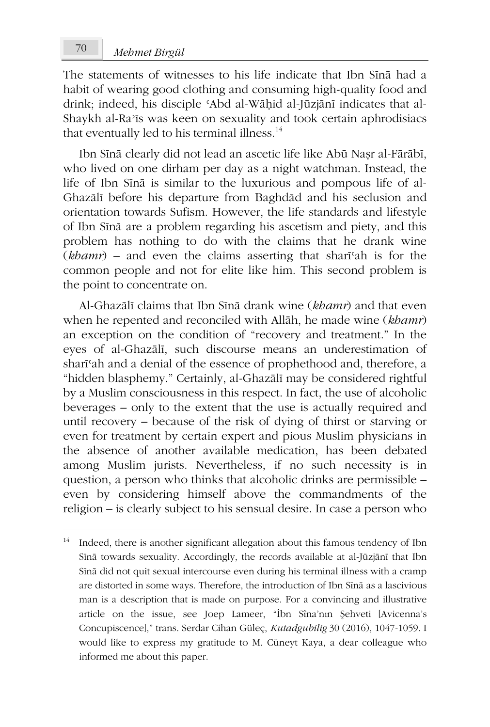The statements of witnesses to his life indicate that Ibn Sīnā had a habit of wearing good clothing and consuming high-quality food and drink; indeed, his disciple ʿAbd al-Wāḥid al-Jūzjānī indicates that al-Shaykh al-Raʾīs was keen on sexuality and took certain aphrodisiacs that eventually led to his terminal illness.[14]

Ibn Sīnā clearly did not lead an ascetic life like Abū Naṣr al-Fārābī, who lived on one dirham per day as a night watchman. Instead, the life of Ibn Sīnā is similar to the luxurious and pompous life of al-Ghazālī before his departure from Baghdād and his seclusion and orientation towards Sufism. However, the life standards and lifestyle of Ibn Sīnā are a problem regarding his ascetism and piety, and this problem has nothing to do with the claims that he drank wine (*khamr*) – and even the claims asserting that sharīʿah is for the common people and not for elite like him. This second problem is the point to concentrate on.

Al-Ghazālī claims that Ibn Sīnā drank wine (*khamr*) and that even when he repented and reconciled with Allāh, he made wine (*khamr*) an exception on the condition of "recovery and treatment." In the eyes of al-Ghazālī, such discourse means an underestimation of sharīʿah and a denial of the essence of prophethood and, therefore, a "hidden blasphemy." Certainly, al-Ghazālī may be considered rightful by a Muslim consciousness in this respect. In fact, the use of alcoholic beverages – only to the extent that the use is actually required and until recovery – because of the risk of dying of thirst or starving or even for treatment by certain expert and pious Muslim physicians in the absence of another available medication, has been debated among Muslim jurists. Nevertheless, if no such necessity is in question, a person who thinks that alcoholic drinks are permissible – even by considering himself above the commandments of the religion – is clearly subject to his sensual desire. In case a person who

---

[14] Indeed, there is another significant allegation about this famous tendency of Ibn Sīnā towards sexuality. Accordingly, the records available at al-Jūzjānī that Ibn Sīnā did not quit sexual intercourse even during his terminal illness with a cramp are distorted in some ways. Therefore, the introduction of Ibn Sīnā as a lascivious man is a description that is made on purpose. For a convincing and illustrative article on the issue, see Joep Lameer, "İbn Sînа'nın Şehveti [Avicenna's Concupiscence]," trans. Serdar Cihan Güleç, *Kutadgubilig* 30 (2016), 1047-1059. I would like to express my gratitude to M. Cüneyt Kaya, a dear colleague who informed me about this paper.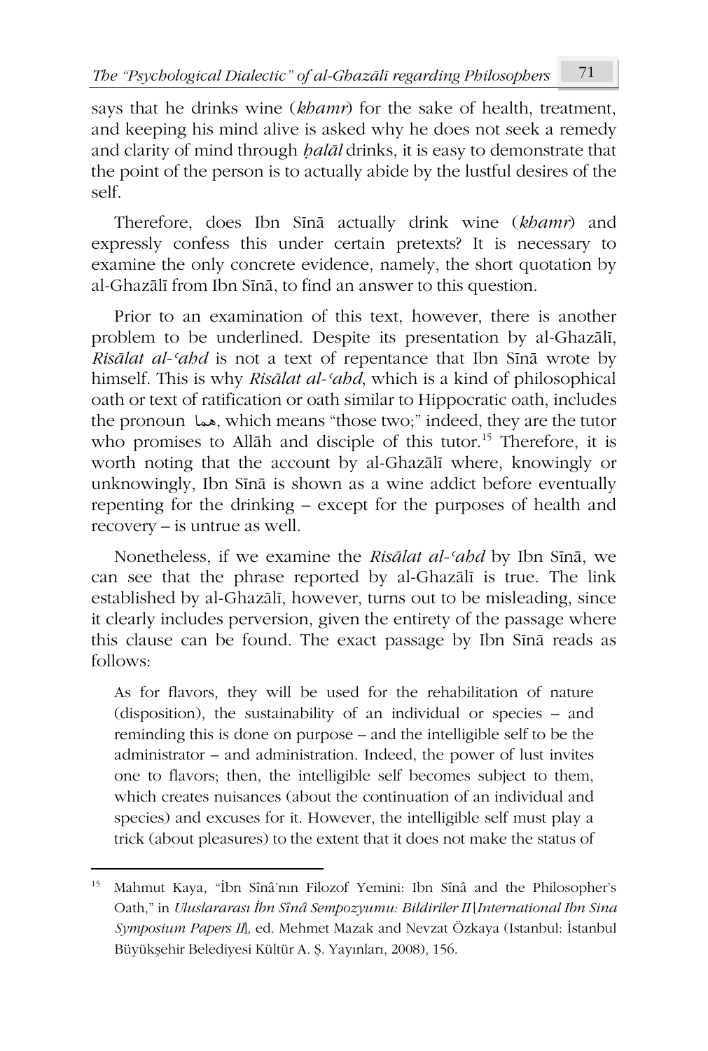says that he drinks wine (*khamr*) for the sake of health, treatment, and keeping his mind alive is asked why he does not seek a remedy and clarity of mind through *ḥalāl* drinks, it is easy to demonstrate that the point of the person is to actually abide by the lustful desires of the self.

Therefore, does Ibn Sīnā actually drink wine (*khamr*) and expressly confess this under certain pretexts? It is necessary to examine the only concrete evidence, namely, the short quotation by al-Ghazālī from Ibn Sīnā, to find an answer to this question.

Prior to an examination of this text, however, there is another problem to be underlined. Despite its presentation by al-Ghazālī, *Risālat al-ʿahd* is not a text of repentance that Ibn Sīnā wrote by himself. This is why *Risālat al-ʿahd*, which is a kind of philosophical oath or text of ratification or oath similar to Hippocratic oath, includes the pronoun هما, which means "those two;" indeed, they are the tutor who promises to Allāh and disciple of this tutor.[15] Therefore, it is worth noting that the account by al-Ghazālī where, knowingly or unknowingly, Ibn Sīnā is shown as a wine addict before eventually repenting for the drinking – except for the purposes of health and recovery – is untrue as well.

Nonetheless, if we examine the *Risālat al-ʿahd* by Ibn Sīnā, we can see that the phrase reported by al-Ghazālī is true. The link established by al-Ghazālī, however, turns out to be misleading, since it clearly includes perversion, given the entirety of the passage where this clause can be found. The exact passage by Ibn Sīnā reads as follows:

> As for flavors, they will be used for the rehabilitation of nature (disposition), the sustainability of an individual or species – and reminding this is done on purpose – and the intelligible self to be the administrator – and administration. Indeed, the power of lust invites one to flavors; then, the intelligible self becomes subject to them, which creates nuisances (about the continuation of an individual and species) and excuses for it. However, the intelligible self must play a trick (about pleasures) to the extent that it does not make the status of

---

[15] Mahmut Kaya, "İbn Sînâ'nın Filozof Yemini: Ibn Sînâ and the Philosopher's Oath," in *Uluslararası İbn Sînâ Sempozyumu: Bildiriler II* [*International Ibn Sina Symposium Papers II*], ed. Mehmet Mazak and Nevzat Özkaya (Istanbul: İstanbul Büyükşehir Belediyesi Kültür A. Ş. Yayınları, 2008), 156.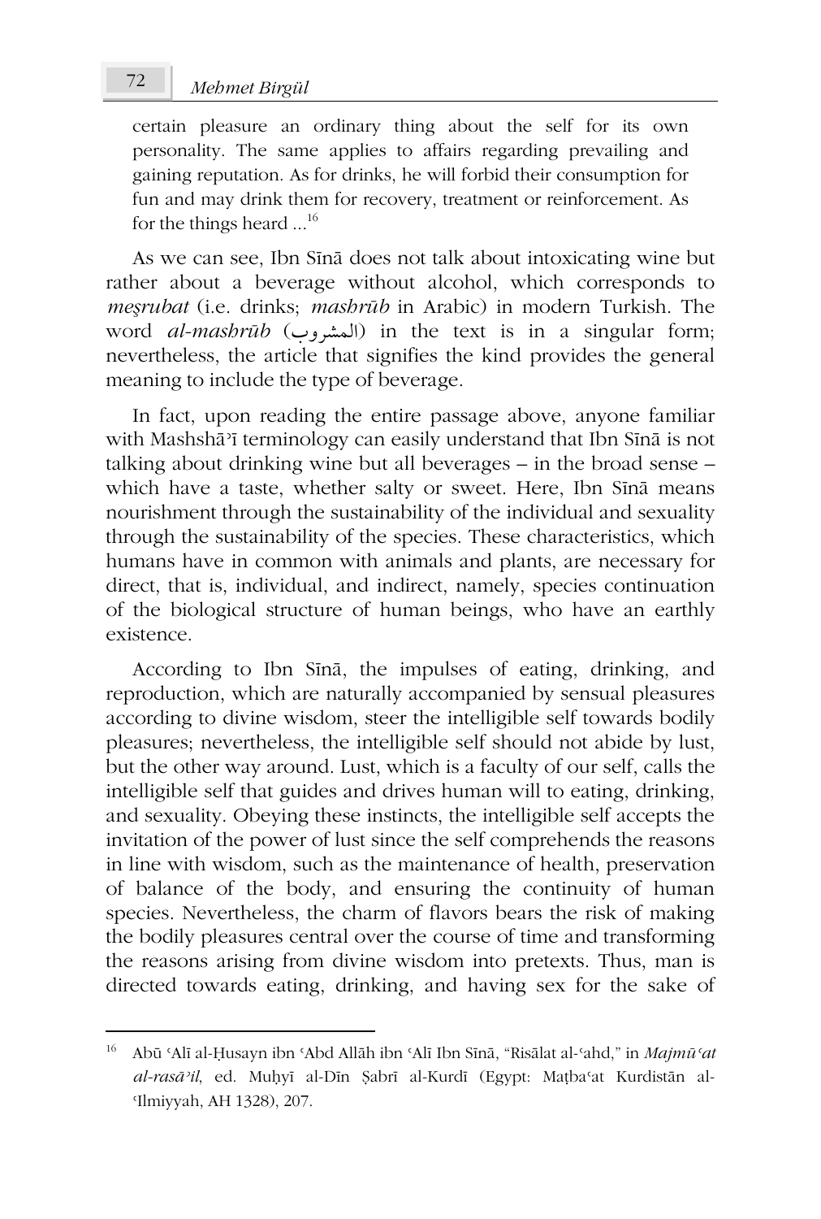certain pleasure an ordinary thing about the self for its own personality. The same applies to affairs regarding prevailing and gaining reputation. As for drinks, he will forbid their consumption for fun and may drink them for recovery, treatment or reinforcement. As for the things heard ...[16]

As we can see, Ibn Sīnā does not talk about intoxicating wine but rather about a beverage without alcohol, which corresponds to *meşrubat* (i.e. drinks; *mashrūb* in Arabic) in modern Turkish. The word *al-mashrūb* (المشروب) in the text is in a singular form; nevertheless, the article that signifies the kind provides the general meaning to include the type of beverage.

In fact, upon reading the entire passage above, anyone familiar with Mashshāʾī terminology can easily understand that Ibn Sīnā is not talking about drinking wine but all beverages – in the broad sense – which have a taste, whether salty or sweet. Here, Ibn Sīnā means nourishment through the sustainability of the individual and sexuality through the sustainability of the species. These characteristics, which humans have in common with animals and plants, are necessary for direct, that is, individual, and indirect, namely, species continuation of the biological structure of human beings, who have an earthly existence.

According to Ibn Sīnā, the impulses of eating, drinking, and reproduction, which are naturally accompanied by sensual pleasures according to divine wisdom, steer the intelligible self towards bodily pleasures; nevertheless, the intelligible self should not abide by lust, but the other way around. Lust, which is a faculty of our self, calls the intelligible self that guides and drives human will to eating, drinking, and sexuality. Obeying these instincts, the intelligible self accepts the invitation of the power of lust since the self comprehends the reasons in line with wisdom, such as the maintenance of health, preservation of balance of the body, and ensuring the continuity of human species. Nevertheless, the charm of flavors bears the risk of making the bodily pleasures central over the course of time and transforming the reasons arising from divine wisdom into pretexts. Thus, man is directed towards eating, drinking, and having sex for the sake of

---

[16] Abū ʿAlī al-Ḥusayn ibn ʿAbd Allāh ibn ʿAlī Ibn Sīnā, "Risālat al-ʿahd," in *Majmūʿat al-rasāʾil*, ed. Muḥyī al-Dīn Ṣabrī al-Kurdī (Egypt: Maṭbaʿat Kurdistān al-ʿIlmiyyah, AH 1328), 207.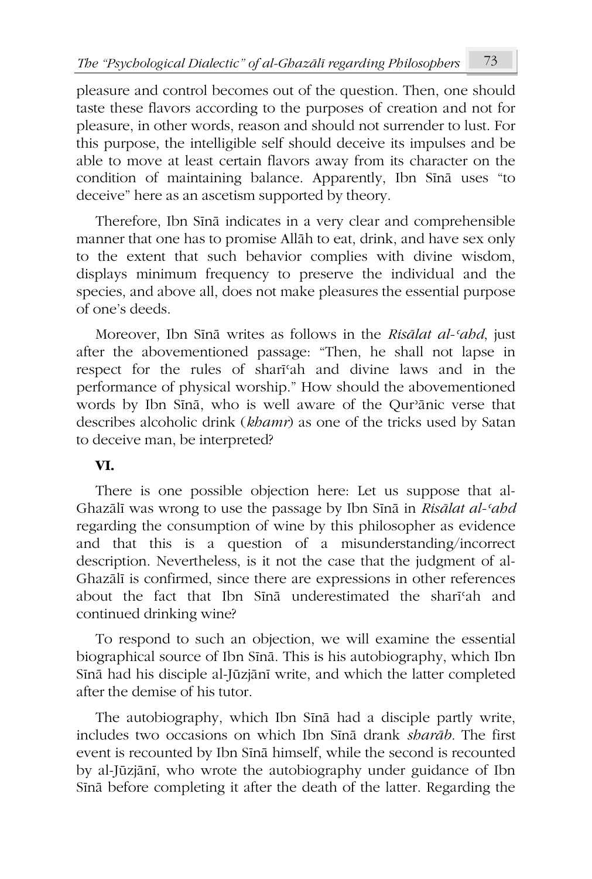pleasure and control becomes out of the question. Then, one should taste these flavors according to the purposes of creation and not for pleasure, in other words, reason and should not surrender to lust. For this purpose, the intelligible self should deceive its impulses and be able to move at least certain flavors away from its character on the condition of maintaining balance. Apparently, Ibn Sīnā uses "to deceive" here as an ascetism supported by theory.

Therefore, Ibn Sīnā indicates in a very clear and comprehensible manner that one has to promise Allāh to eat, drink, and have sex only to the extent that such behavior complies with divine wisdom, displays minimum frequency to preserve the individual and the species, and above all, does not make pleasures the essential purpose of one's deeds.

Moreover, Ibn Sīnā writes as follows in the *Risālat al-ʿahd*, just after the abovementioned passage: "Then, he shall not lapse in respect for the rules of sharīʿah and divine laws and in the performance of physical worship." How should the abovementioned words by Ibn Sīnā, who is well aware of the Qurʾānic verse that describes alcoholic drink (*khamr*) as one of the tricks used by Satan to deceive man, be interpreted?

## VI.

There is one possible objection here: Let us suppose that al-Ghazālī was wrong to use the passage by Ibn Sīnā in *Risālat al-ʿahd* regarding the consumption of wine by this philosopher as evidence and that this is a question of a misunderstanding/incorrect description. Nevertheless, is it not the case that the judgment of al-Ghazālī is confirmed, since there are expressions in other references about the fact that Ibn Sīnā underestimated the sharīʿah and continued drinking wine?

To respond to such an objection, we will examine the essential biographical source of Ibn Sīnā. This is his autobiography, which Ibn Sīnā had his disciple al-Jūzjānī write, and which the latter completed after the demise of his tutor.

The autobiography, which Ibn Sīnā had a disciple partly write, includes two occasions on which Ibn Sīnā drank *sharāb*. The first event is recounted by Ibn Sīnā himself, while the second is recounted by al-Jūzjānī, who wrote the autobiography under guidance of Ibn Sīnā before completing it after the death of the latter. Regarding the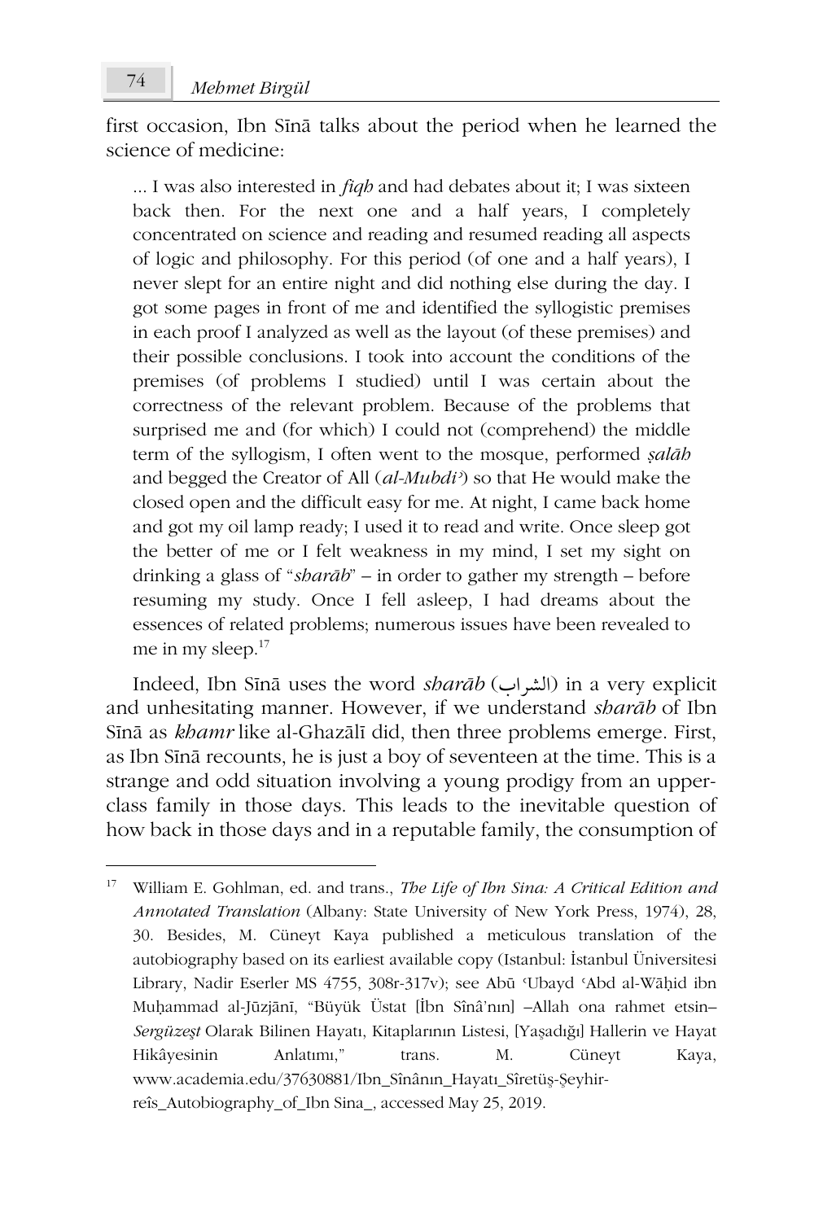first occasion, Ibn Sīnā talks about the period when he learned the science of medicine:

> ... I was also interested in *fiqh* and had debates about it; I was sixteen back then. For the next one and a half years, I completely concentrated on science and reading and resumed reading all aspects of logic and philosophy. For this period (of one and a half years), I never slept for an entire night and did nothing else during the day. I got some pages in front of me and identified the syllogistic premises in each proof I analyzed as well as the layout (of these premises) and their possible conclusions. I took into account the conditions of the premises (of problems I studied) until I was certain about the correctness of the relevant problem. Because of the problems that surprised me and (for which) I could not (comprehend) the middle term of the syllogism, I often went to the mosque, performed *ṣalāh* and begged the Creator of All (*al-Mubdiʾ*) so that He would make the closed open and the difficult easy for me. At night, I came back home and got my oil lamp ready; I used it to read and write. Once sleep got the better of me or I felt weakness in my mind, I set my sight on drinking a glass of "*sharāb*" – in order to gather my strength – before resuming my study. Once I fell asleep, I had dreams about the essences of related problems; numerous issues have been revealed to me in my sleep.[17]

Indeed, Ibn Sīnā uses the word *sharāb* (الشراب) in a very explicit and unhesitating manner. However, if we understand *sharāb* of Ibn Sīnā as *khamr* like al-Ghazālī did, then three problems emerge. First, as Ibn Sīnā recounts, he is just a boy of seventeen at the time. This is a strange and odd situation involving a young prodigy from an upper-class family in those days. This leads to the inevitable question of how back in those days and in a reputable family, the consumption of

---

[17] William E. Gohlman, ed. and trans., *The Life of Ibn Sina: A Critical Edition and Annotated Translation* (Albany: State University of New York Press, 1974), 28, 30. Besides, M. Cüneyt Kaya published a meticulous translation of the autobiography based on its earliest available copy (Istanbul: İstanbul Üniversitesi Library, Nadir Eserler MS 4755, 308r-317v); see Abū ʿUbayd ʿAbd al-Wāḥid ibn Muḥammad al-Jūzjānī, "Büyük Üstat [İbn Sînâ'nın] –Allah ona rahmet etsin– *Sergüzeşt* Olarak Bilinen Hayatı, Kitaplarının Listesi, [Yaşadığı] Hallerin ve Hayat Hikâyesinin Anlatımı," trans. M. Cüneyt Kaya, www.academia.edu/37630881/Ibn_Sînânın_Hayatı_Sîretüş-Şeyhir-reîs_Autobiography_of_Ibn Sina_, accessed May 25, 2019.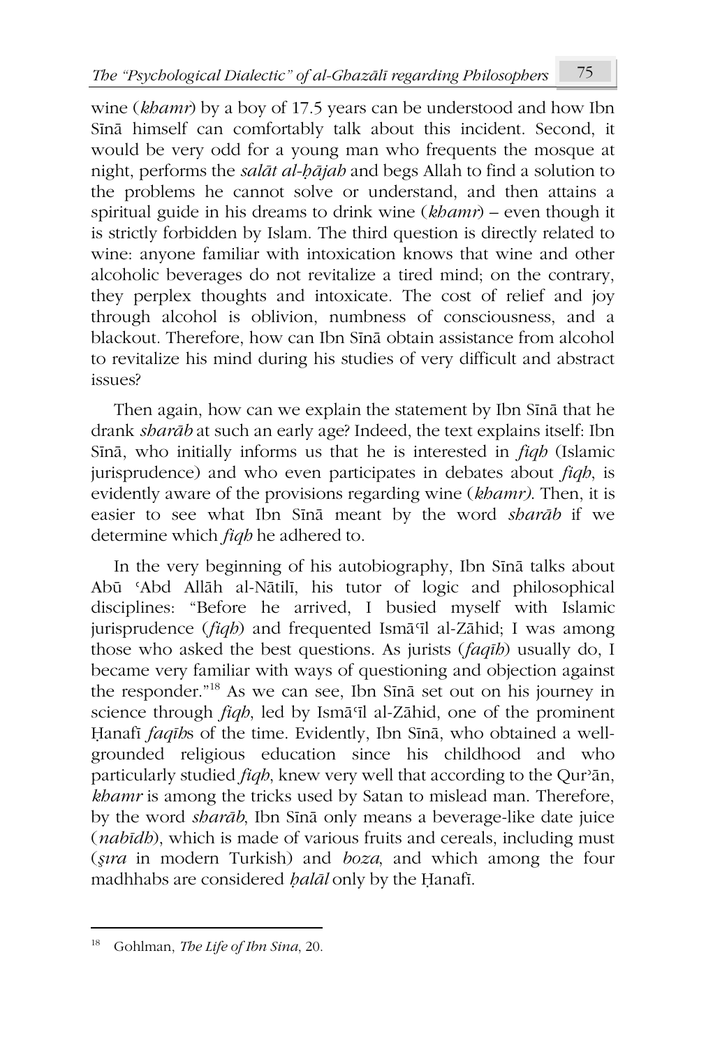wine (*khamr*) by a boy of 17.5 years can be understood and how Ibn Sīnā himself can comfortably talk about this incident. Second, it would be very odd for a young man who frequents the mosque at night, performs the *salāt al-ḥājah* and begs Allah to find a solution to the problems he cannot solve or understand, and then attains a spiritual guide in his dreams to drink wine (*khamr*) – even though it is strictly forbidden by Islam. The third question is directly related to wine: anyone familiar with intoxication knows that wine and other alcoholic beverages do not revitalize a tired mind; on the contrary, they perplex thoughts and intoxicate. The cost of relief and joy through alcohol is oblivion, numbness of consciousness, and a blackout. Therefore, how can Ibn Sīnā obtain assistance from alcohol to revitalize his mind during his studies of very difficult and abstract issues?

Then again, how can we explain the statement by Ibn Sīnā that he drank *sharāb* at such an early age? Indeed, the text explains itself: Ibn Sīnā, who initially informs us that he is interested in *fiqh* (Islamic jurisprudence) and who even participates in debates about *fiqh*, is evidently aware of the provisions regarding wine (*khamr)*. Then, it is easier to see what Ibn Sīnā meant by the word *sharāb* if we determine which *fiqh* he adhered to.

In the very beginning of his autobiography, Ibn Sīnā talks about Abū ʿAbd Allāh al-Nātilī, his tutor of logic and philosophical disciplines: "Before he arrived, I busied myself with Islamic jurisprudence (*fiqh*) and frequented Ismāʿīl al-Zāhid; I was among those who asked the best questions. As jurists (*faqīh*) usually do, I became very familiar with ways of questioning and objection against the responder."[18] As we can see, Ibn Sīnā set out on his journey in science through *fiqh*, led by Ismāʿīl al-Zāhid, one of the prominent Ḥanafī *faqīh*s of the time. Evidently, Ibn Sīnā, who obtained a well-grounded religious education since his childhood and who particularly studied *fiqh*, knew very well that according to the Qurʾān, *khamr* is among the tricks used by Satan to mislead man. Therefore, by the word *sharāb*, Ibn Sīnā only means a beverage-like date juice (*nabīdh*), which is made of various fruits and cereals, including must (*şıra* in modern Turkish) and *boza*, and which among the four madhhabs are considered *ḥalāl* only by the Ḥanafī.

---

[18] Gohlman, *The Life of Ibn Sina*, 20.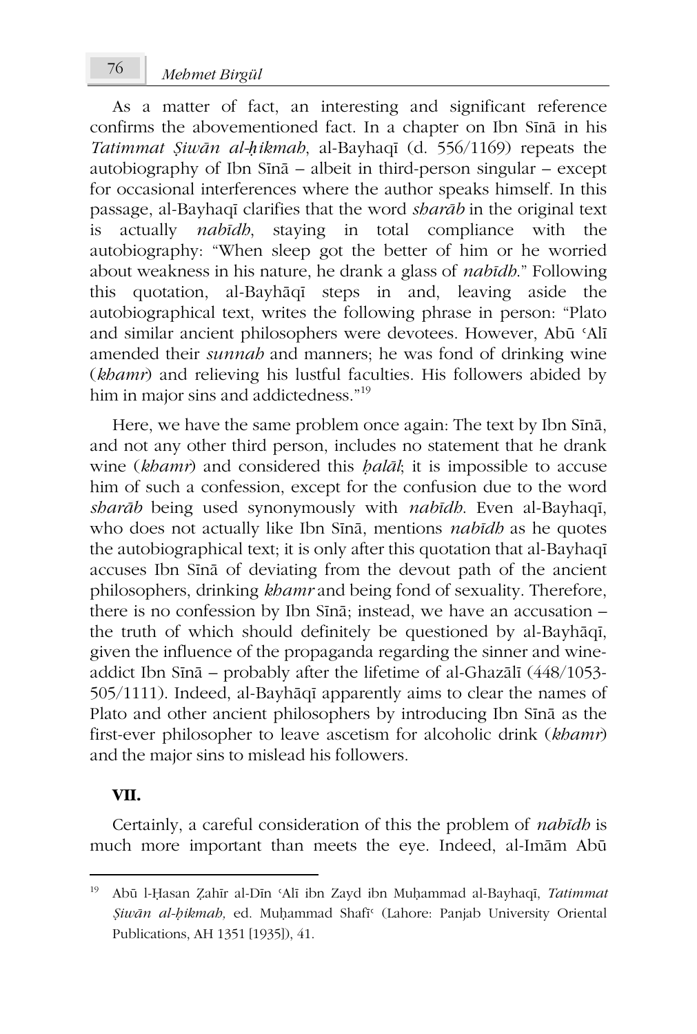As a matter of fact, an interesting and significant reference confirms the abovementioned fact. In a chapter on Ibn Sīnā in his *Tatimmat Ṣiwān al-ḥikmah*, al-Bayhaqī (d. 556/1169) repeats the autobiography of Ibn Sīnā – albeit in third-person singular – except for occasional interferences where the author speaks himself. In this passage, al-Bayhaqī clarifies that the word *sharāb* in the original text is actually *nabīdh*, staying in total compliance with the autobiography: "When sleep got the better of him or he worried about weakness in his nature, he drank a glass of *nabīdh*." Following this quotation, al-Bayhāqī steps in and, leaving aside the autobiographical text, writes the following phrase in person: "Plato and similar ancient philosophers were devotees. However, Abū ʿAlī amended their *sunnah* and manners; he was fond of drinking wine (*khamr*) and relieving his lustful faculties. His followers abided by him in major sins and addictedness."[19]

Here, we have the same problem once again: The text by Ibn Sīnā, and not any other third person, includes no statement that he drank wine (*khamr*) and considered this *ḥalāl*; it is impossible to accuse him of such a confession, except for the confusion due to the word *sharāb* being used synonymously with *nabīdh*. Even al-Bayhaqī, who does not actually like Ibn Sīnā, mentions *nabīdh* as he quotes the autobiographical text; it is only after this quotation that al-Bayhaqī accuses Ibn Sīnā of deviating from the devout path of the ancient philosophers, drinking *khamr* and being fond of sexuality. Therefore, there is no confession by Ibn Sīnā; instead, we have an accusation – the truth of which should definitely be questioned by al-Bayhāqī, given the influence of the propaganda regarding the sinner and wine-addict Ibn Sīnā – probably after the lifetime of al-Ghazālī (448/1053-505/1111). Indeed, al-Bayhāqī apparently aims to clear the names of Plato and other ancient philosophers by introducing Ibn Sīnā as the first-ever philosopher to leave ascetism for alcoholic drink (*khamr*) and the major sins to mislead his followers.

## VII.

Certainly, a careful consideration of this the problem of *nabīdh* is much more important than meets the eye. Indeed, al-Imām Abū

---

[19] Abū l-Ḥasan Ẓahīr al-Dīn ʿAlī ibn Zayd ibn Muḥammad al-Bayhaqī, *Tatimmat Ṣiwān al-ḥikmah,* ed. Muḥammad Shafīʿ (Lahore: Panjab University Oriental Publications, AH 1351 [1935]), 41.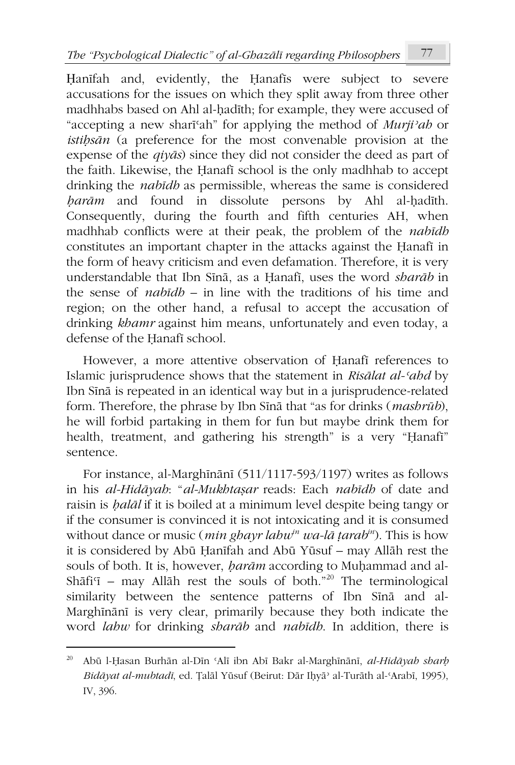Ḥanīfah and, evidently, the Ḥanafīs were subject to severe accusations for the issues on which they split away from three other madhhabs based on Ahl al-ḥadīth; for example, they were accused of "accepting a new sharīʿah" for applying the method of *Murjiʾah* or *istiḥsān* (a preference for the most convenable provision at the expense of the *qiyās*) since they did not consider the deed as part of the faith. Likewise, the Ḥanafī school is the only madhhab to accept drinking the *nabīdh* as permissible, whereas the same is considered *ḥarām* and found in dissolute persons by Ahl al-ḥadīth. Consequently, during the fourth and fifth centuries AH, when madhhab conflicts were at their peak, the problem of the *nabīdh* constitutes an important chapter in the attacks against the Ḥanafī in the form of heavy criticism and even defamation. Therefore, it is very understandable that Ibn Sīnā, as a Ḥanafī, uses the word *sharāb* in the sense of *nabīdh* – in line with the traditions of his time and region; on the other hand, a refusal to accept the accusation of drinking *khamr* against him means, unfortunately and even today, a defense of the Ḥanafī school.

However, a more attentive observation of Ḥanafī references to Islamic jurisprudence shows that the statement in *Risālat al-ʿahd* by Ibn Sīnā is repeated in an identical way but in a jurisprudence-related form. Therefore, the phrase by Ibn Sīnā that "as for drinks (*mashrūb*), he will forbid partaking in them for fun but maybe drink them for health, treatment, and gathering his strength" is a very "Ḥanafī" sentence.

For instance, al-Marghīnānī (511/1117-593/1197) writes as follows in his *al-Hidāyah*: "*al-Mukhtaṣar* reads: Each *nabīdh* of date and raisin is *ḥalāl* if it is boiled at a minimum level despite being tangy or if the consumer is convinced it is not intoxicating and it is consumed without dance or music (*min ghayr lahw$^{in}$ wa-lā ṭarab$^{in}$*). This is how it is considered by Abū Ḥanīfah and Abū Yūsuf – may Allāh rest the souls of both. It is, however, *ḥarām* according to Muḥammad and al-Shāfiʿī – may Allāh rest the souls of both."[20] The terminological similarity between the sentence patterns of Ibn Sīnā and al-Marghīnānī is very clear, primarily because they both indicate the word *lahw* for drinking *sharāb* and *nabīdh*. In addition, there is

[20] Abū l-Ḥasan Burhān al-Dīn ʿAlī ibn Abī Bakr al-Marghīnānī, *al-Hidāyah sharḥ Bidāyat al-mubtadī*, ed. Ṭalāl Yūsuf (Beirut: Dār Iḥyāʾ al-Turāth al-ʿArabī, 1995), IV, 396.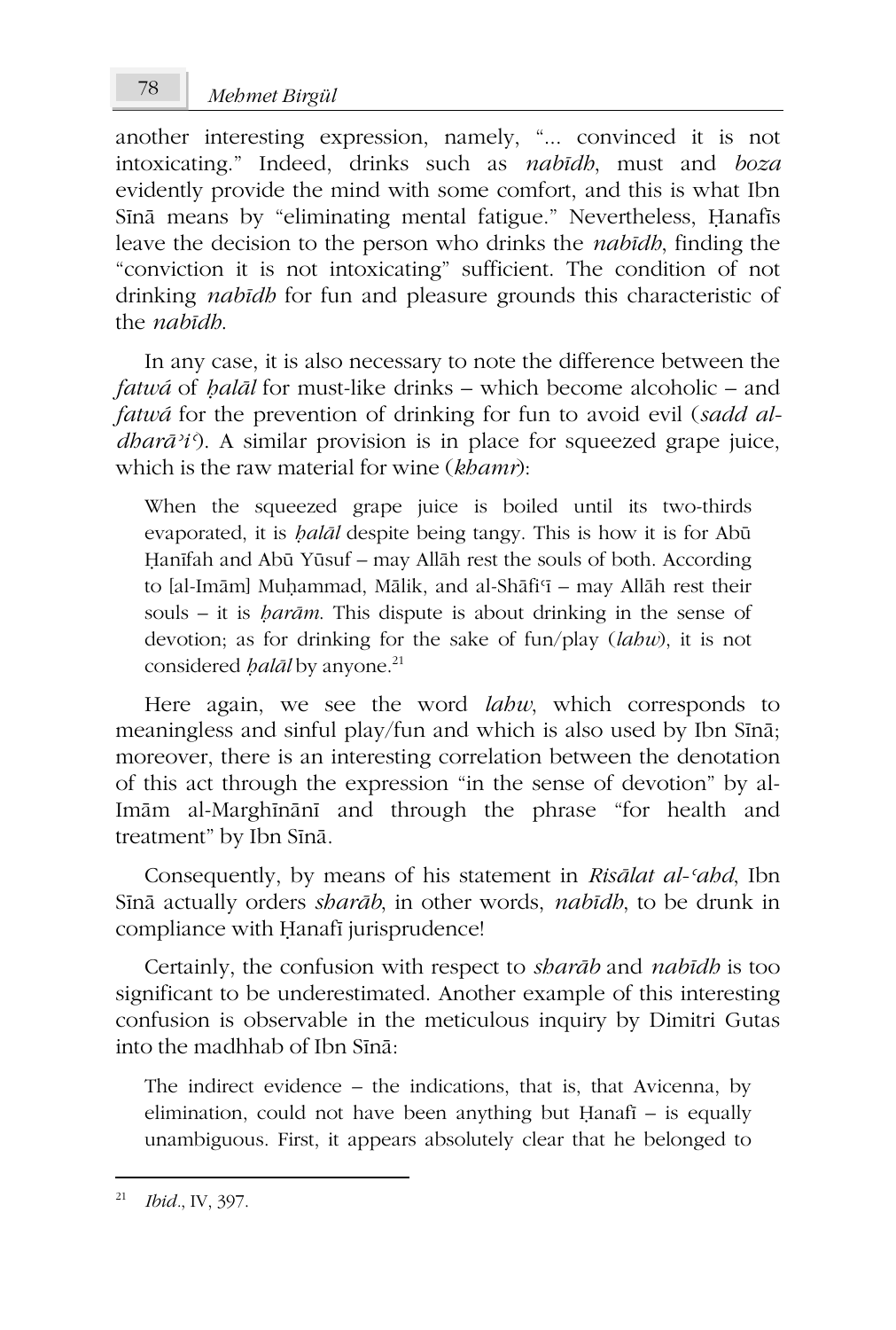another interesting expression, namely, "... convinced it is not intoxicating." Indeed, drinks such as *nabīdh*, must and *boza* evidently provide the mind with some comfort, and this is what Ibn Sīnā means by "eliminating mental fatigue." Nevertheless, Ḥanafīs leave the decision to the person who drinks the *nabīdh*, finding the "conviction it is not intoxicating" sufficient. The condition of not drinking *nabīdh* for fun and pleasure grounds this characteristic of the *nabīdh*.

In any case, it is also necessary to note the difference between the *fatwá* of *ḥalāl* for must-like drinks – which become alcoholic – and *fatwá* for the prevention of drinking for fun to avoid evil (*sadd al-dharāʾiʿ*). A similar provision is in place for squeezed grape juice, which is the raw material for wine (*khamr*):

> When the squeezed grape juice is boiled until its two-thirds evaporated, it is *ḥalāl* despite being tangy. This is how it is for Abū Ḥanīfah and Abū Yūsuf – may Allāh rest the souls of both. According to [al-Imām] Muḥammad, Mālik, and al-Shāfiʿī – may Allāh rest their souls – it is *ḥarām*. This dispute is about drinking in the sense of devotion; as for drinking for the sake of fun/play (*lahw*), it is not considered *ḥalāl* by anyone.[21]

Here again, we see the word *lahw*, which corresponds to meaningless and sinful play/fun and which is also used by Ibn Sīnā; moreover, there is an interesting correlation between the denotation of this act through the expression "in the sense of devotion" by al-Imām al-Marghīnānī and through the phrase "for health and treatment" by Ibn Sīnā.

Consequently, by means of his statement in *Risālat al-ʿahd*, Ibn Sīnā actually orders *sharāb*, in other words, *nabīdh*, to be drunk in compliance with Ḥanafī jurisprudence!

Certainly, the confusion with respect to *sharāb* and *nabīdh* is too significant to be underestimated. Another example of this interesting confusion is observable in the meticulous inquiry by Dimitri Gutas into the madhhab of Ibn Sīnā:

> The indirect evidence – the indications, that is, that Avicenna, by elimination, could not have been anything but Ḥanafī – is equally unambiguous. First, it appears absolutely clear that he belonged to

---

[21] *Ibid*., IV, 397.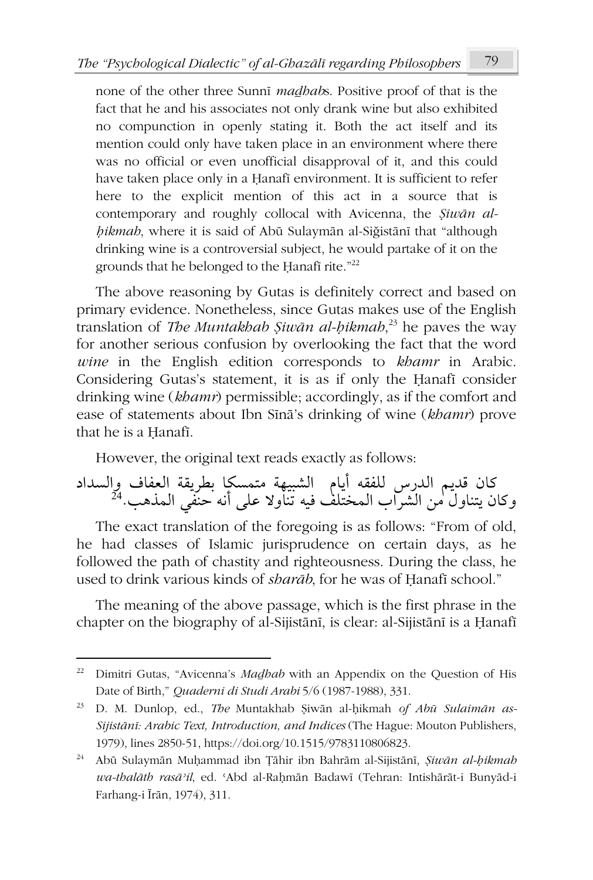none of the other three Sunnī *maḏhab*s. Positive proof of that is the fact that he and his associates not only drank wine but also exhibited no compunction in openly stating it. Both the act itself and its mention could only have taken place in an environment where there was no official or even unofficial disapproval of it, and this could have taken place only in a Ḥanafī environment. It is sufficient to refer here to the explicit mention of this act in a source that is contemporary and roughly collocal with Avicenna, the *Ṣiwān al-ḥikmah*, where it is said of Abū Sulaymān al-Siğistānī that "although drinking wine is a controversial subject, he would partake of it on the grounds that he belonged to the Ḥanafī rite."[22]

The above reasoning by Gutas is definitely correct and based on primary evidence. Nonetheless, since Gutas makes use of the English translation of *The Muntakhab Ṣiwān al-ḥikmah*,[23] he paves the way for another serious confusion by overlooking the fact that the word *wine* in the English edition corresponds to *khamr* in Arabic. Considering Gutas's statement, it is as if only the Ḥanafī consider drinking wine (*khamr*) permissible; accordingly, as if the comfort and ease of statements about Ibn Sīnā's drinking of wine (*khamr*) prove that he is a Ḥanafī.

However, the original text reads exactly as follows:

كان قديم الدرس للفقه أيام الشبيهة متمسكا بطريقة العفاف والسداد وكان يتناول من الشراب المختلف فيه تناولا على أنه حنفي المذهب.[24]

The exact translation of the foregoing is as follows: "From of old, he had classes of Islamic jurisprudence on certain days, as he followed the path of chastity and righteousness. During the class, he used to drink various kinds of *sharāb*, for he was of Ḥanafī school."

The meaning of the above passage, which is the first phrase in the chapter on the biography of al-Sijistānī, is clear: al-Sijistānī is a Ḥanafī

---

[22] Dimitri Gutas, "Avicenna's *Maḏhab* with an Appendix on the Question of His Date of Birth," *Quaderni di Studi Arabi* 5/6 (1987-1988), 331.

[23] D. M. Dunlop, ed., *The* Muntakhab Ṣiwān al-ḥikmah *of Abū Sulaimān as-Sijistānī: Arabic Text, Introduction, and Indices* (The Hague: Mouton Publishers, 1979), lines 2850-51, https://doi.org/10.1515/9783110806823.

[24] Abū Sulaymān Muḥammad ibn Ṭāhir ibn Bahrām al-Sijistānī, *Ṣiwān al-ḥikmah wa-thalāth rasāʾil*, ed. ʿAbd al-Raḥmān Badawī (Tehran: Intishārāt-i Bunyād-i Farhang-i Īrān, 1974), 311.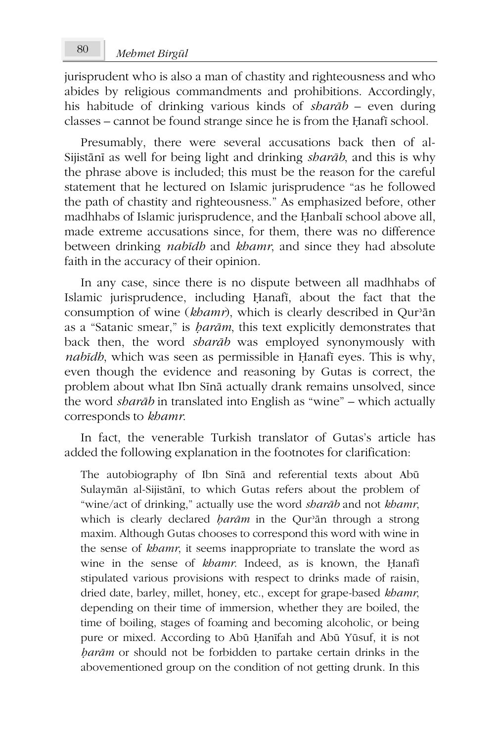jurisprudent who is also a man of chastity and righteousness and who abides by religious commandments and prohibitions. Accordingly, his habitude of drinking various kinds of *sharāb* – even during classes – cannot be found strange since he is from the Ḥanafī school.

Presumably, there were several accusations back then of al-Sijistānī as well for being light and drinking *sharāb*, and this is why the phrase above is included; this must be the reason for the careful statement that he lectured on Islamic jurisprudence "as he followed the path of chastity and righteousness." As emphasized before, other madhhabs of Islamic jurisprudence, and the Ḥanbalī school above all, made extreme accusations since, for them, there was no difference between drinking *nabīdh* and *khamr*, and since they had absolute faith in the accuracy of their opinion.

In any case, since there is no dispute between all madhhabs of Islamic jurisprudence, including Ḥanafī, about the fact that the consumption of wine (*khamr*), which is clearly described in Qurʾān as a "Satanic smear," is *ḥarām*, this text explicitly demonstrates that back then, the word *sharāb* was employed synonymously with *nabīdh*, which was seen as permissible in Ḥanafī eyes. This is why, even though the evidence and reasoning by Gutas is correct, the problem about what Ibn Sīnā actually drank remains unsolved, since the word *sharāb* in translated into English as "wine" – which actually corresponds to *khamr*.

In fact, the venerable Turkish translator of Gutas's article has added the following explanation in the footnotes for clarification:

> The autobiography of Ibn Sīnā and referential texts about Abū Sulaymān al-Sijistānī, to which Gutas refers about the problem of "wine/act of drinking," actually use the word *sharāb* and not *khamr*, which is clearly declared *ḥarām* in the Qurʾān through a strong maxim. Although Gutas chooses to correspond this word with wine in the sense of *khamr*, it seems inappropriate to translate the word as wine in the sense of *khamr*. Indeed, as is known, the Ḥanafī stipulated various provisions with respect to drinks made of raisin, dried date, barley, millet, honey, etc., except for grape-based *khamr*, depending on their time of immersion, whether they are boiled, the time of boiling, stages of foaming and becoming alcoholic, or being pure or mixed. According to Abū Ḥanīfah and Abū Yūsuf, it is not *ḥarām* or should not be forbidden to partake certain drinks in the abovementioned group on the condition of not getting drunk. In this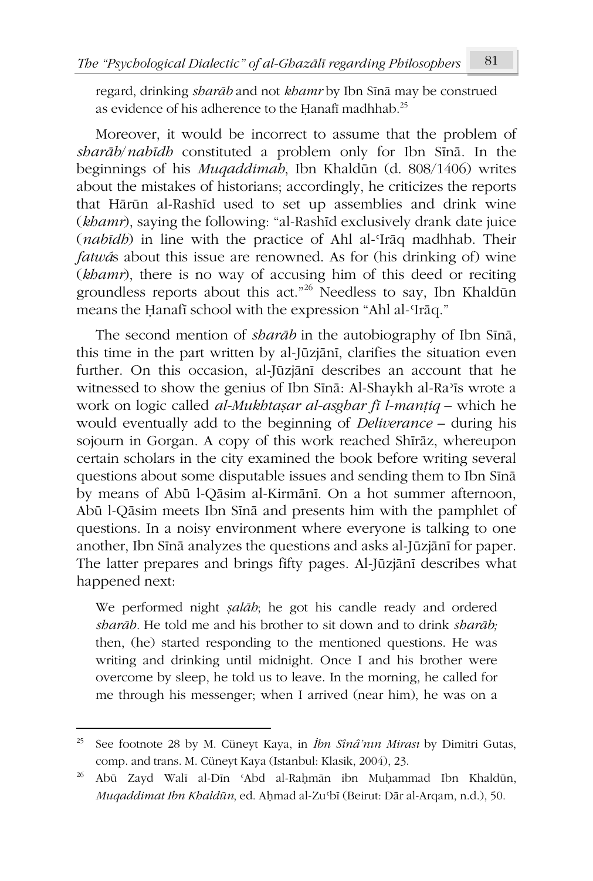regard, drinking *sharāb* and not *khamr* by Ibn Sīnā may be construed as evidence of his adherence to the Ḥanafī madhhab.[25]

Moreover, it would be incorrect to assume that the problem of *sharāb/nabīdh* constituted a problem only for Ibn Sīnā. In the beginnings of his *Muqaddimah*, Ibn Khaldūn (d. 808/1406) writes about the mistakes of historians; accordingly, he criticizes the reports that Hārūn al-Rashīd used to set up assemblies and drink wine (*khamr*), saying the following: "al-Rashīd exclusively drank date juice (*nabīdh*) in line with the practice of Ahl al-ʿIrāq madhhab. Their *fatwā*s about this issue are renowned. As for (his drinking of) wine (*khamr*), there is no way of accusing him of this deed or reciting groundless reports about this act."[26] Needless to say, Ibn Khaldūn means the Ḥanafī school with the expression "Ahl al-ʿIrāq."

The second mention of *sharāb* in the autobiography of Ibn Sīnā, this time in the part written by al-Jūzjānī, clarifies the situation even further. On this occasion, al-Jūzjānī describes an account that he witnessed to show the genius of Ibn Sīnā: Al-Shaykh al-Raʾīs wrote a work on logic called *al-Mukhtaṣar al-asghar fī l-manṭiq* – which he would eventually add to the beginning of *Deliverance* – during his sojourn in Gorgan. A copy of this work reached Shīrāz, whereupon certain scholars in the city examined the book before writing several questions about some disputable issues and sending them to Ibn Sīnā by means of Abū l-Qāsim al-Kirmānī. On a hot summer afternoon, Abū l-Qāsim meets Ibn Sīnā and presents him with the pamphlet of questions. In a noisy environment where everyone is talking to one another, Ibn Sīnā analyzes the questions and asks al-Jūzjānī for paper. The latter prepares and brings fifty pages. Al-Jūzjānī describes what happened next:

> We performed night *ṣalāh*; he got his candle ready and ordered *sharāb*. He told me and his brother to sit down and to drink *sharāb;* then, (he) started responding to the mentioned questions. He was writing and drinking until midnight. Once I and his brother were overcome by sleep, he told us to leave. In the morning, he called for me through his messenger; when I arrived (near him), he was on a

---

[25] See footnote 28 by M. Cüneyt Kaya, in *İbn Sînâ'nın Mirası* by Dimitri Gutas, comp. and trans. M. Cüneyt Kaya (Istanbul: Klasik, 2004), 23.

[26] Abū Zayd Walī al-Dīn ʿAbd al-Raḥmān ibn Muḥammad Ibn Khaldūn, *Muqaddimat Ibn Khaldūn*, ed. Aḥmad al-Zuʿbī (Beirut: Dār al-Arqam, n.d.), 50.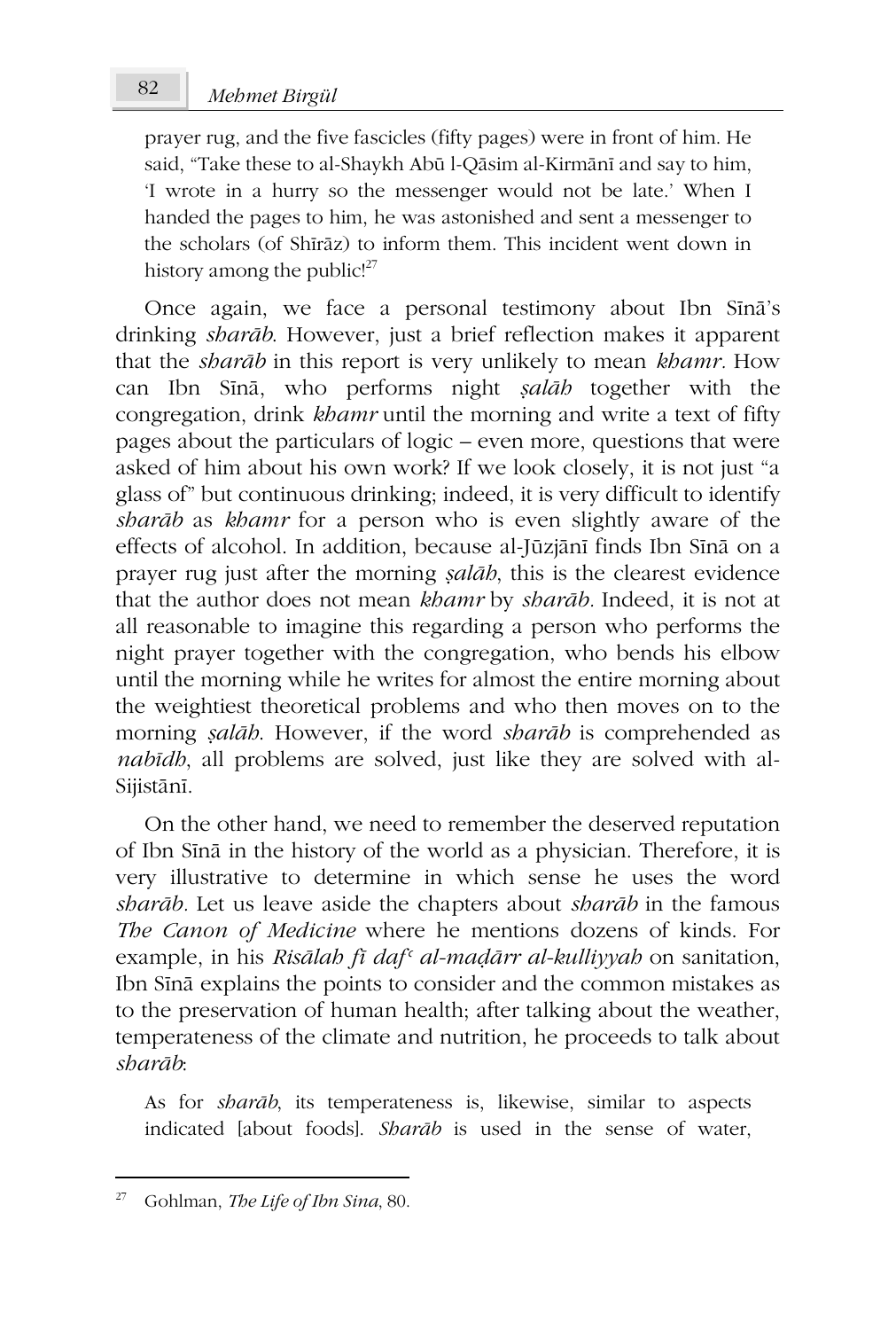prayer rug, and the five fascicles (fifty pages) were in front of him. He said, "Take these to al-Shaykh Abū l-Qāsim al-Kirmānī and say to him, 'I wrote in a hurry so the messenger would not be late.' When I handed the pages to him, he was astonished and sent a messenger to the scholars (of Shīrāz) to inform them. This incident went down in history among the public![27]

Once again, we face a personal testimony about Ibn Sīnā's drinking *sharāb*. However, just a brief reflection makes it apparent that the *sharāb* in this report is very unlikely to mean *khamr*. How can Ibn Sīnā, who performs night *ṣalāh* together with the congregation, drink *khamr* until the morning and write a text of fifty pages about the particulars of logic – even more, questions that were asked of him about his own work? If we look closely, it is not just "a glass of" but continuous drinking; indeed, it is very difficult to identify *sharāb* as *khamr* for a person who is even slightly aware of the effects of alcohol. In addition, because al-Jūzjānī finds Ibn Sīnā on a prayer rug just after the morning *ṣalāh*, this is the clearest evidence that the author does not mean *khamr* by *sharāb*. Indeed, it is not at all reasonable to imagine this regarding a person who performs the night prayer together with the congregation, who bends his elbow until the morning while he writes for almost the entire morning about the weightiest theoretical problems and who then moves on to the morning *ṣalāh*. However, if the word *sharāb* is comprehended as *nabīdh*, all problems are solved, just like they are solved with al-Sijistānī.

On the other hand, we need to remember the deserved reputation of Ibn Sīnā in the history of the world as a physician. Therefore, it is very illustrative to determine in which sense he uses the word *sharāb*. Let us leave aside the chapters about *sharāb* in the famous *The Canon of Medicine* where he mentions dozens of kinds. For example, in his *Risālah fī dafʿ al-maḍārr al-kulliyyah* on sanitation, Ibn Sīnā explains the points to consider and the common mistakes as to the preservation of human health; after talking about the weather, temperateness of the climate and nutrition, he proceeds to talk about *sharāb*:

> As for *sharāb*, its temperateness is, likewise, similar to aspects indicated [about foods]. *Sharāb* is used in the sense of water,

[27] Gohlman, *The Life of Ibn Sina*, 80.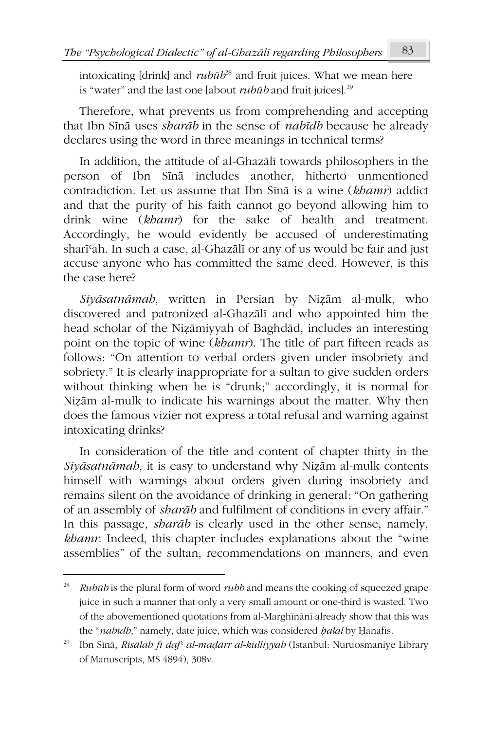intoxicating [drink] and *rubūb*[28] and fruit juices. What we mean here is "water" and the last one [about *rubūb* and fruit juices].[29]

Therefore, what prevents us from comprehending and accepting that Ibn Sīnā uses *sharāb* in the sense of *nabīdh* because he already declares using the word in three meanings in technical terms?

In addition, the attitude of al-Ghazālī towards philosophers in the person of Ibn Sīnā includes another, hitherto unmentioned contradiction. Let us assume that Ibn Sīnā is a wine (*khamr*) addict and that the purity of his faith cannot go beyond allowing him to drink wine (*khamr*) for the sake of health and treatment. Accordingly, he would evidently be accused of underestimating sharīʿah. In such a case, al-Ghazālī or any of us would be fair and just accuse anyone who has committed the same deed. However, is this the case here?

*Siyāsatnāmah*, written in Persian by Niẓām al-mulk, who discovered and patronized al-Ghazālī and who appointed him the head scholar of the Niẓāmiyyah of Baghdād, includes an interesting point on the topic of wine (*khamr*). The title of part fifteen reads as follows: "On attention to verbal orders given under insobriety and sobriety." It is clearly inappropriate for a sultan to give sudden orders without thinking when he is "drunk;" accordingly, it is normal for Niẓām al-mulk to indicate his warnings about the matter. Why then does the famous vizier not express a total refusal and warning against intoxicating drinks?

In consideration of the title and content of chapter thirty in the *Siyāsatnāmah*, it is easy to understand why Niẓām al-mulk contents himself with warnings about orders given during insobriety and remains silent on the avoidance of drinking in general: "On gathering of an assembly of *sharāb* and fulfilment of conditions in every affair." In this passage, *sharāb* is clearly used in the other sense, namely, *khamr*. Indeed, this chapter includes explanations about the "wine assemblies" of the sultan, recommendations on manners, and even

---

[28] *Rubūb* is the plural form of word *rubb* and means the cooking of squeezed grape juice in such a manner that only a very small amount or one-third is wasted. Two of the abovementioned quotations from al-Marghīnānī already show that this was the "*nabīdh*," namely, date juice, which was considered *ḥalāl* by Ḥanafīs.

[29] Ibn Sīnā, *Risālah fī dafʿ al-maḍārr al-kulliyyah* (Istanbul: Nuruosmaniye Library of Manuscripts, MS 4894), 308v.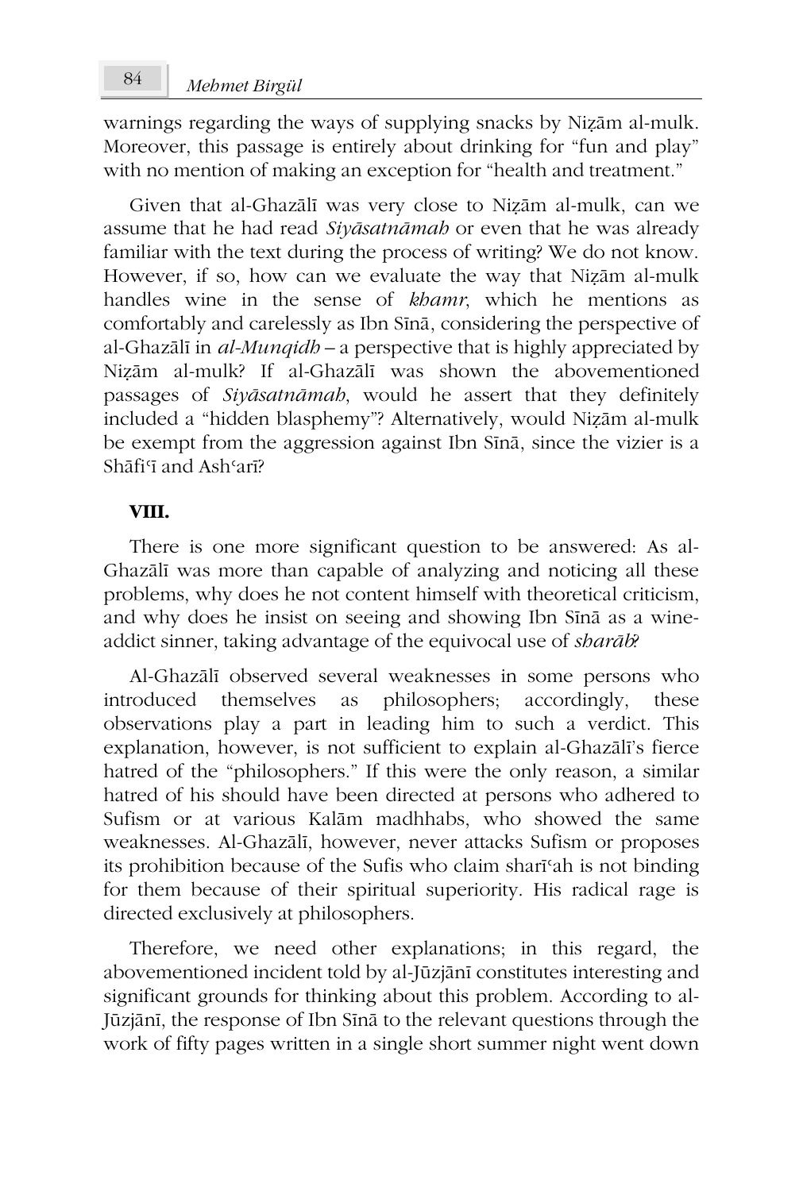warnings regarding the ways of supplying snacks by Niẓām al-mulk. Moreover, this passage is entirely about drinking for "fun and play" with no mention of making an exception for "health and treatment."

Given that al-Ghazālī was very close to Niẓām al-mulk, can we assume that he had read *Siyāsatnāmah* or even that he was already familiar with the text during the process of writing? We do not know. However, if so, how can we evaluate the way that Niẓām al-mulk handles wine in the sense of *khamr*, which he mentions as comfortably and carelessly as Ibn Sīnā, considering the perspective of al-Ghazālī in *al-Munqidh* – a perspective that is highly appreciated by Niẓām al-mulk? If al-Ghazālī was shown the abovementioned passages of *Siyāsatnāmah*, would he assert that they definitely included a "hidden blasphemy"? Alternatively, would Niẓām al-mulk be exempt from the aggression against Ibn Sīnā, since the vizier is a Shāfiʿī and Ashʿarī?

**VIII.**

There is one more significant question to be answered: As al-Ghazālī was more than capable of analyzing and noticing all these problems, why does he not content himself with theoretical criticism, and why does he insist on seeing and showing Ibn Sīnā as a wine-addict sinner, taking advantage of the equivocal use of *sharāb*?

Al-Ghazālī observed several weaknesses in some persons who introduced themselves as philosophers; accordingly, these observations play a part in leading him to such a verdict. This explanation, however, is not sufficient to explain al-Ghazālī's fierce hatred of the "philosophers." If this were the only reason, a similar hatred of his should have been directed at persons who adhered to Sufism or at various Kalām madhhabs, who showed the same weaknesses. Al-Ghazālī, however, never attacks Sufism or proposes its prohibition because of the Sufis who claim sharīʿah is not binding for them because of their spiritual superiority. His radical rage is directed exclusively at philosophers.

Therefore, we need other explanations; in this regard, the abovementioned incident told by al-Jūzjānī constitutes interesting and significant grounds for thinking about this problem. According to al-Jūzjānī, the response of Ibn Sīnā to the relevant questions through the work of fifty pages written in a single short summer night went down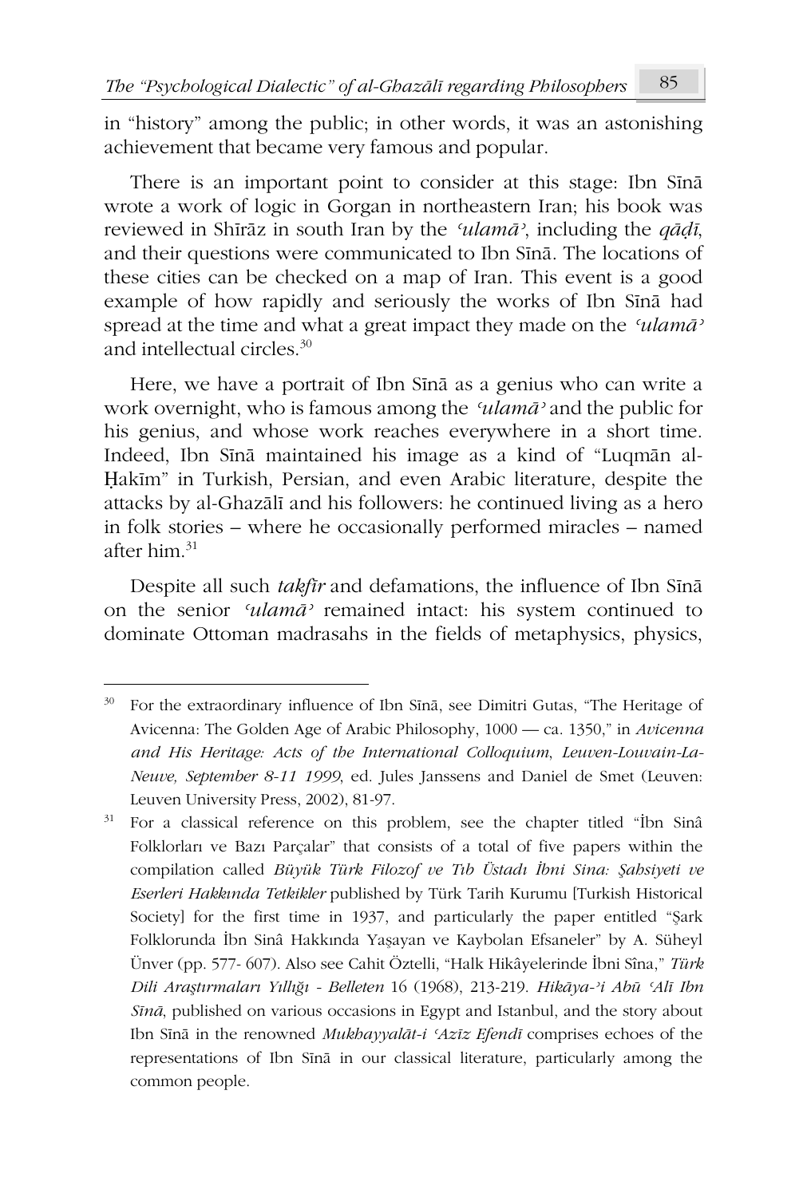in "history" among the public; in other words, it was an astonishing achievement that became very famous and popular.

There is an important point to consider at this stage: Ibn Sīnā wrote a work of logic in Gorgan in northeastern Iran; his book was reviewed in Shīrāz in south Iran by the *ʿulamāʾ*, including the *qāḍī*, and their questions were communicated to Ibn Sīnā. The locations of these cities can be checked on a map of Iran. This event is a good example of how rapidly and seriously the works of Ibn Sīnā had spread at the time and what a great impact they made on the *ʿulamāʾ* and intellectual circles.[30]

Here, we have a portrait of Ibn Sīnā as a genius who can write a work overnight, who is famous among the *ʿulamāʾ* and the public for his genius, and whose work reaches everywhere in a short time. Indeed, Ibn Sīnā maintained his image as a kind of "Luqmān al-Ḥakīm" in Turkish, Persian, and even Arabic literature, despite the attacks by al-Ghazālī and his followers: he continued living as a hero in folk stories – where he occasionally performed miracles – named after him.[31]

Despite all such *takfīr* and defamations, the influence of Ibn Sīnā on the senior *ʿulamāʾ* remained intact: his system continued to dominate Ottoman madrasahs in the fields of metaphysics, physics,

---

[30] For the extraordinary influence of Ibn Sīnā, see Dimitri Gutas, "The Heritage of Avicenna: The Golden Age of Arabic Philosophy, 1000 — ca. 1350," in *Avicenna and His Heritage: Acts of the International Colloquium, Leuven-Louvain-La-Neuve, September 8-11 1999*, ed. Jules Janssens and Daniel de Smet (Leuven: Leuven University Press, 2002), 81-97.

[31] For a classical reference on this problem, see the chapter titled "İbn Sinâ Folklorları ve Bazı Parçalar" that consists of a total of five papers within the compilation called *Büyük Türk Filozof ve Tıb Üstadı İbni Sina: Şahsiyeti ve Eserleri Hakkında Tetkikler* published by Türk Tarih Kurumu [Turkish Historical Society] for the first time in 1937, and particularly the paper entitled "Şark Folklorunda İbn Sinâ Hakkında Yaşayan ve Kaybolan Efsaneler" by A. Süheyl Ünver (pp. 577- 607). Also see Cahit Öztelli, "Halk Hikâyelerinde İbni Sîna," *Türk Dili Araştırmaları Yıllığı - Belleten* 16 (1968), 213-219. *Hikāya-ʾi Abū ʿAlī Ibn Sīnā*, published on various occasions in Egypt and Istanbul, and the story about Ibn Sīnā in the renowned *Mukhayyalāt-i ʿAzīz Efendī* comprises echoes of the representations of Ibn Sīnā in our classical literature, particularly among the common people.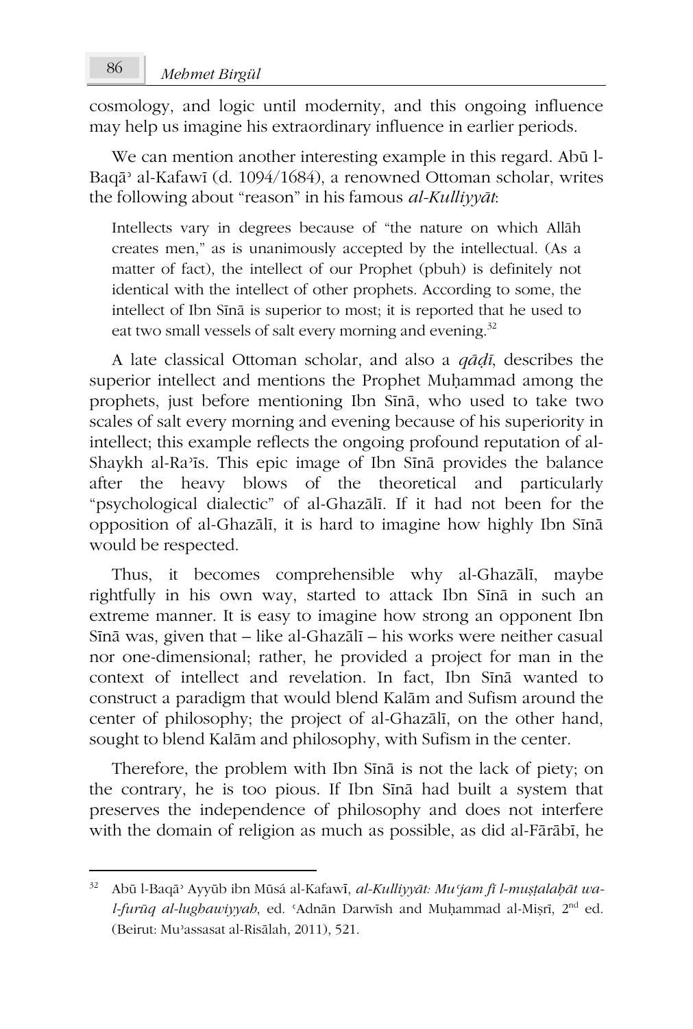cosmology, and logic until modernity, and this ongoing influence may help us imagine his extraordinary influence in earlier periods.

We can mention another interesting example in this regard. Abū l-Baqāʾ al-Kafawī (d. 1094/1684), a renowned Ottoman scholar, writes the following about "reason" in his famous *al-Kulliyyāt*:

> Intellects vary in degrees because of "the nature on which Allāh creates men," as is unanimously accepted by the intellectual. (As a matter of fact), the intellect of our Prophet (pbuh) is definitely not identical with the intellect of other prophets. According to some, the intellect of Ibn Sīnā is superior to most; it is reported that he used to eat two small vessels of salt every morning and evening.[32]

A late classical Ottoman scholar, and also a *qāḍī*, describes the superior intellect and mentions the Prophet Muḥammad among the prophets, just before mentioning Ibn Sīnā, who used to take two scales of salt every morning and evening because of his superiority in intellect; this example reflects the ongoing profound reputation of al-Shaykh al-Raʾīs. This epic image of Ibn Sīnā provides the balance after the heavy blows of the theoretical and particularly "psychological dialectic" of al-Ghazālī. If it had not been for the opposition of al-Ghazālī, it is hard to imagine how highly Ibn Sīnā would be respected.

Thus, it becomes comprehensible why al-Ghazālī, maybe rightfully in his own way, started to attack Ibn Sīnā in such an extreme manner. It is easy to imagine how strong an opponent Ibn Sīnā was, given that – like al-Ghazālī – his works were neither casual nor one-dimensional; rather, he provided a project for man in the context of intellect and revelation. In fact, Ibn Sīnā wanted to construct a paradigm that would blend Kalām and Sufism around the center of philosophy; the project of al-Ghazālī, on the other hand, sought to blend Kalām and philosophy, with Sufism in the center.

Therefore, the problem with Ibn Sīnā is not the lack of piety; on the contrary, he is too pious. If Ibn Sīnā had built a system that preserves the independence of philosophy and does not interfere with the domain of religion as much as possible, as did al-Fārābī, he

---

[32] Abū l-Baqāʾ Ayyūb ibn Mūsá al-Kafawī, *al-Kulliyyāt: Muʿjam fī l-muṣṭalaḥāt wa-l-furūq al-lughawiyyah*, ed. ʿAdnān Darwīsh and Muḥammad al-Miṣrī, 2nd ed. (Beirut: Muʾassasat al-Risālah, 2011), 521.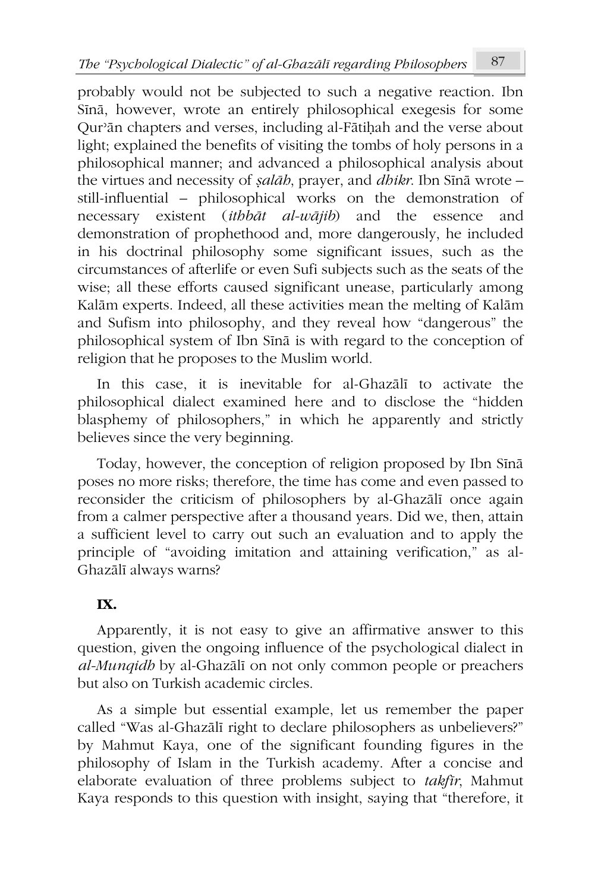probably would not be subjected to such a negative reaction. Ibn Sīnā, however, wrote an entirely philosophical exegesis for some Qurʾān chapters and verses, including al-Fātiḥah and the verse about light; explained the benefits of visiting the tombs of holy persons in a philosophical manner; and advanced a philosophical analysis about the virtues and necessity of *ṣalāh*, prayer, and *dhikr*. Ibn Sīnā wrote – still-influential – philosophical works on the demonstration of necessary existent (*ithbāt al-wājib*) and the essence and demonstration of prophethood and, more dangerously, he included in his doctrinal philosophy some significant issues, such as the circumstances of afterlife or even Sufi subjects such as the seats of the wise; all these efforts caused significant unease, particularly among Kalām experts. Indeed, all these activities mean the melting of Kalām and Sufism into philosophy, and they reveal how "dangerous" the philosophical system of Ibn Sīnā is with regard to the conception of religion that he proposes to the Muslim world.

In this case, it is inevitable for al-Ghazālī to activate the philosophical dialect examined here and to disclose the "hidden blasphemy of philosophers," in which he apparently and strictly believes since the very beginning.

Today, however, the conception of religion proposed by Ibn Sīnā poses no more risks; therefore, the time has come and even passed to reconsider the criticism of philosophers by al-Ghazālī once again from a calmer perspective after a thousand years. Did we, then, attain a sufficient level to carry out such an evaluation and to apply the principle of "avoiding imitation and attaining verification," as al-Ghazālī always warns?

## IX.

Apparently, it is not easy to give an affirmative answer to this question, given the ongoing influence of the psychological dialect in *al-Munqidh* by al-Ghazālī on not only common people or preachers but also on Turkish academic circles.

As a simple but essential example, let us remember the paper called "Was al-Ghazālī right to declare philosophers as unbelievers?" by Mahmut Kaya, one of the significant founding figures in the philosophy of Islam in the Turkish academy. After a concise and elaborate evaluation of three problems subject to *takfīr*, Mahmut Kaya responds to this question with insight, saying that "therefore, it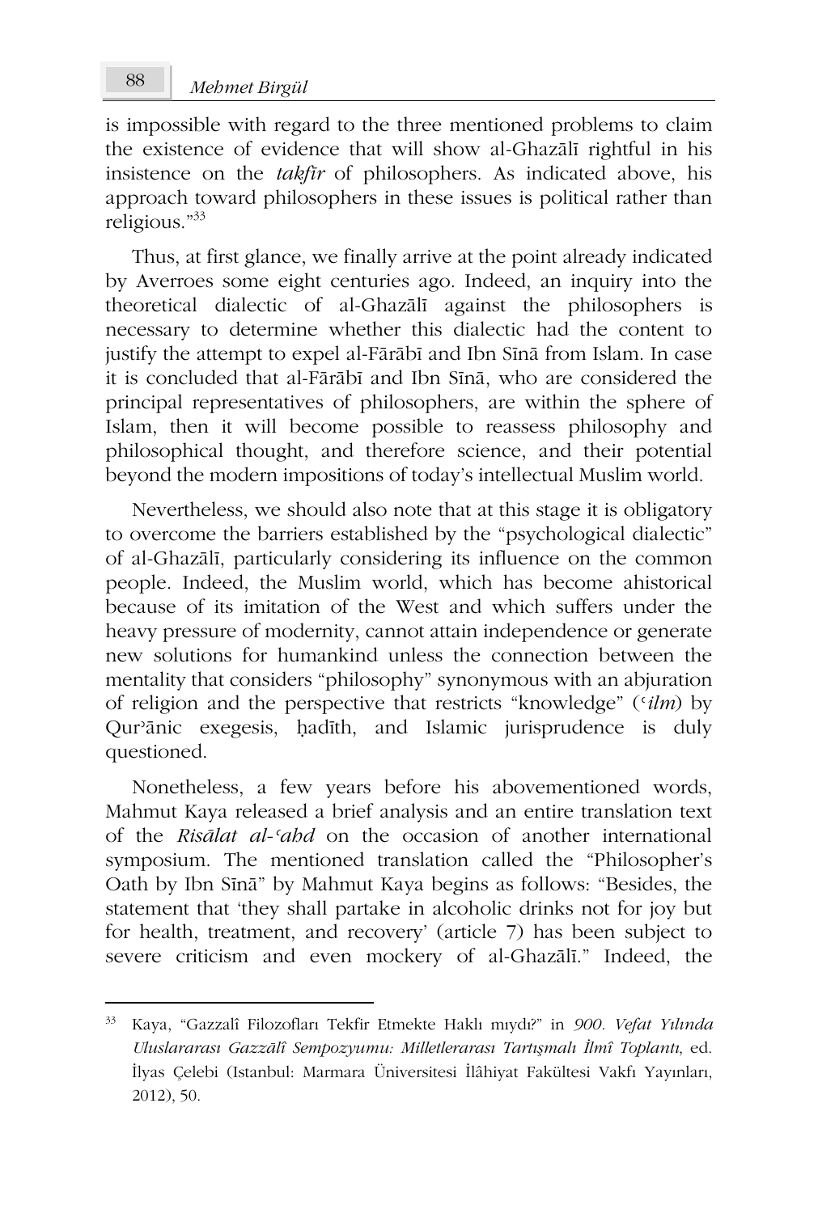is impossible with regard to the three mentioned problems to claim the existence of evidence that will show al-Ghazālī rightful in his insistence on the *takfīr* of philosophers. As indicated above, his approach toward philosophers in these issues is political rather than religious."[33]

Thus, at first glance, we finally arrive at the point already indicated by Averroes some eight centuries ago. Indeed, an inquiry into the theoretical dialectic of al-Ghazālī against the philosophers is necessary to determine whether this dialectic had the content to justify the attempt to expel al-Fārābī and Ibn Sīnā from Islam. In case it is concluded that al-Fārābī and Ibn Sīnā, who are considered the principal representatives of philosophers, are within the sphere of Islam, then it will become possible to reassess philosophy and philosophical thought, and therefore science, and their potential beyond the modern impositions of today's intellectual Muslim world.

Nevertheless, we should also note that at this stage it is obligatory to overcome the barriers established by the "psychological dialectic" of al-Ghazālī, particularly considering its influence on the common people. Indeed, the Muslim world, which has become ahistorical because of its imitation of the West and which suffers under the heavy pressure of modernity, cannot attain independence or generate new solutions for humankind unless the connection between the mentality that considers "philosophy" synonymous with an abjuration of religion and the perspective that restricts "knowledge" (*ʿilm*) by Qurʾānic exegesis, ḥadīth, and Islamic jurisprudence is duly questioned.

Nonetheless, a few years before his abovementioned words, Mahmut Kaya released a brief analysis and an entire translation text of the *Risālat al-ʿahd* on the occasion of another international symposium. The mentioned translation called the "Philosopher's Oath by Ibn Sīnā" by Mahmut Kaya begins as follows: "Besides, the statement that 'they shall partake in alcoholic drinks not for joy but for health, treatment, and recovery' (article 7) has been subject to severe criticism and even mockery of al-Ghazālī." Indeed, the

---

[33] Kaya, "Gazzalî Filozofları Tekfir Etmekte Haklı mıydı?" in *900. Vefat Yılında Uluslararası Gazzālî Sempozyumu: Milletlerarası Tartışmalı İlmî Toplantı*, ed. İlyas Çelebi (Istanbul: Marmara Üniversitesi İlâhiyat Fakültesi Vakfı Yayınları, 2012), 50.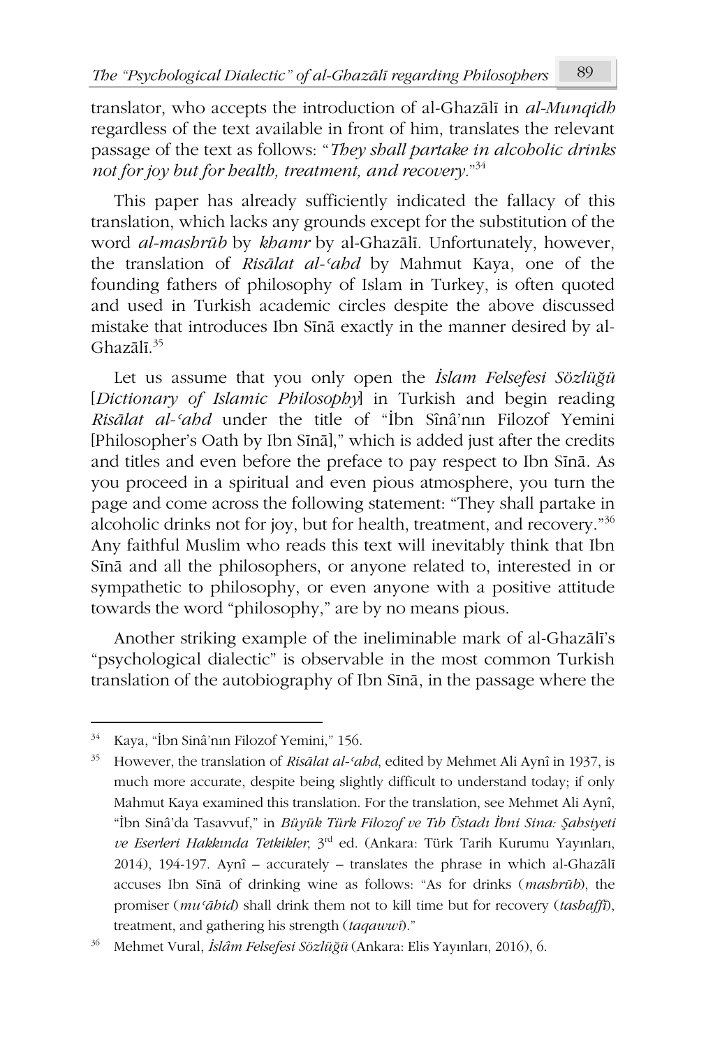translator, who accepts the introduction of al-Ghazālī in *al-Munqidh* regardless of the text available in front of him, translates the relevant passage of the text as follows: "*They shall partake in alcoholic drinks not for joy but for health, treatment, and recovery.*"[34]

This paper has already sufficiently indicated the fallacy of this translation, which lacks any grounds except for the substitution of the word *al-mashrūb* by *khamr* by al-Ghazālī. Unfortunately, however, the translation of *Risālat al-ʿahd* by Mahmut Kaya, one of the founding fathers of philosophy of Islam in Turkey, is often quoted and used in Turkish academic circles despite the above discussed mistake that introduces Ibn Sīnā exactly in the manner desired by al-Ghazālī.[35]

Let us assume that you only open the *İslam Felsefesi Sözlüğü* [*Dictionary of Islamic Philosophy*] in Turkish and begin reading *Risālat al-ʿahd* under the title of "İbn Sînâ'nın Filozof Yemini [Philosopher's Oath by Ibn Sīnā]," which is added just after the credits and titles and even before the preface to pay respect to Ibn Sīnā. As you proceed in a spiritual and even pious atmosphere, you turn the page and come across the following statement: "They shall partake in alcoholic drinks not for joy, but for health, treatment, and recovery."[36] Any faithful Muslim who reads this text will inevitably think that Ibn Sīnā and all the philosophers, or anyone related to, interested in or sympathetic to philosophy, or even anyone with a positive attitude towards the word "philosophy," are by no means pious.

Another striking example of the ineliminable mark of al-Ghazālī's "psychological dialectic" is observable in the most common Turkish translation of the autobiography of Ibn Sīnā, in the passage where the

---

[34] Kaya, "İbn Sinâ'nın Filozof Yemini," 156.

[35] However, the translation of *Risālat al-ʿahd*, edited by Mehmet Ali Aynî in 1937, is much more accurate, despite being slightly difficult to understand today; if only Mahmut Kaya examined this translation. For the translation, see Mehmet Ali Aynî, "İbn Sinâ'da Tasavvuf," in *Büyük Türk Filozof ve Tıb Üstadı İbni Sina: Şahsiyeti ve Eserleri Hakkında Tetkikler*, 3rd ed. (Ankara: Türk Tarih Kurumu Yayınları, 2014), 194-197. Aynî – accurately – translates the phrase in which al-Ghazālī accuses Ibn Sīnā of drinking wine as follows: "As for drinks (*mashrūb*), the promiser (*muʿāhid*) shall drink them not to kill time but for recovery (*tashaffī*), treatment, and gathering his strength (*taqawwī*)."

[36] Mehmet Vural, *İslâm Felsefesi Sözlüğü* (Ankara: Elis Yayınları, 2016), 6.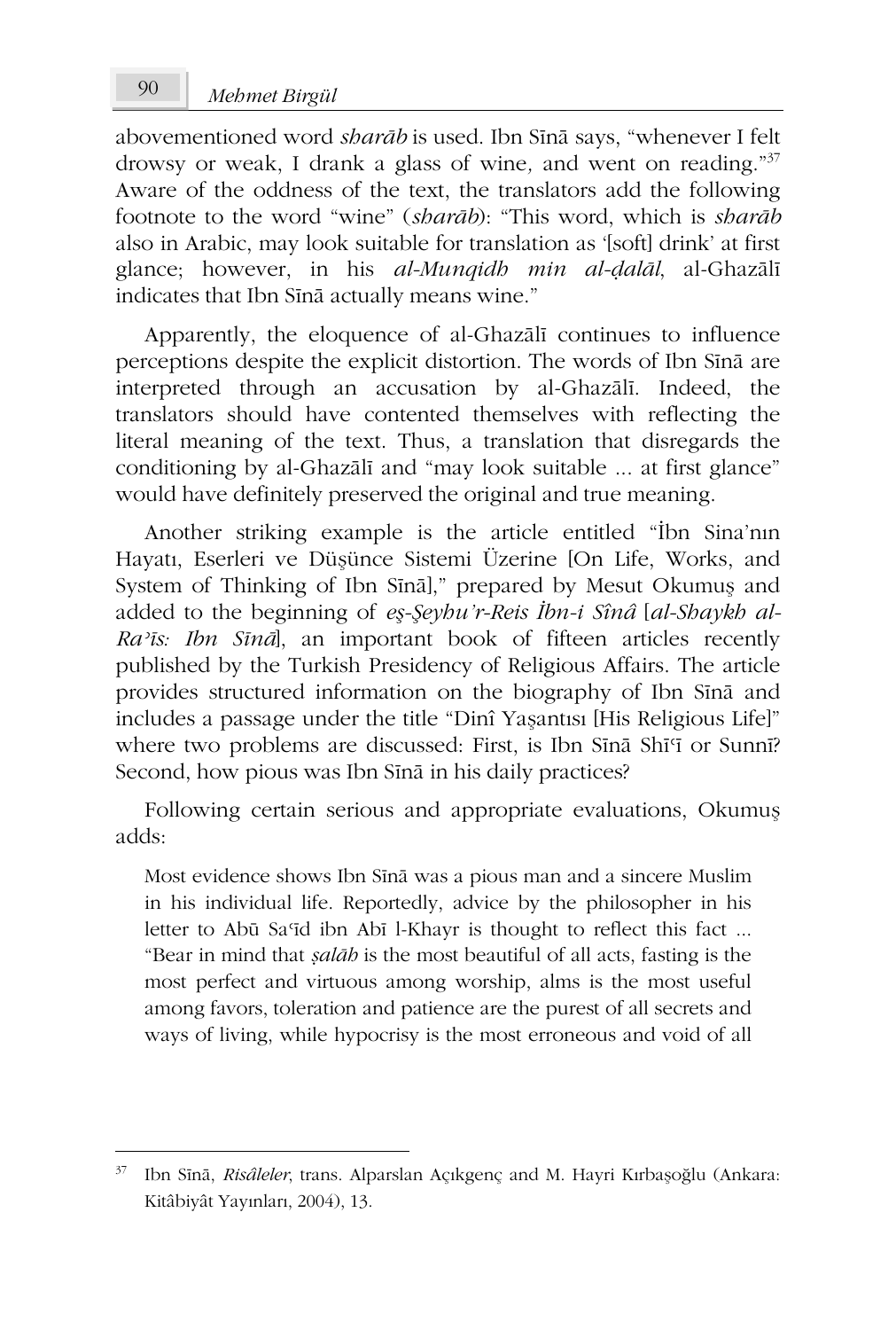abovementioned word *sharāb* is used. Ibn Sīnā says, "whenever I felt drowsy or weak, I drank a glass of wine, and went on reading."[37] Aware of the oddness of the text, the translators add the following footnote to the word "wine" (*sharāb*): "This word, which is *sharāb* also in Arabic, may look suitable for translation as '[soft] drink' at first glance; however, in his *al-Munqidh min al-ḍalāl*, al-Ghazālī indicates that Ibn Sīnā actually means wine."

Apparently, the eloquence of al-Ghazālī continues to influence perceptions despite the explicit distortion. The words of Ibn Sīnā are interpreted through an accusation by al-Ghazālī. Indeed, the translators should have contented themselves with reflecting the literal meaning of the text. Thus, a translation that disregards the conditioning by al-Ghazālī and "may look suitable ... at first glance" would have definitely preserved the original and true meaning.

Another striking example is the article entitled "İbn Sina'nın Hayatı, Eserleri ve Düşünce Sistemi Üzerine [On Life, Works, and System of Thinking of Ibn Sīnā]," prepared by Mesut Okumuş and added to the beginning of *eş-Şeyhu'r-Reis İbn-i Sînâ* [*al-Shaykh al-Raʾīs: Ibn Sīnā*], an important book of fifteen articles recently published by the Turkish Presidency of Religious Affairs. The article provides structured information on the biography of Ibn Sīnā and includes a passage under the title "Dinî Yaşantısı [His Religious Life]" where two problems are discussed: First, is Ibn Sīnā Shīʿī or Sunnī? Second, how pious was Ibn Sīnā in his daily practices?

Following certain serious and appropriate evaluations, Okumuş adds:

> Most evidence shows Ibn Sīnā was a pious man and a sincere Muslim in his individual life. Reportedly, advice by the philosopher in his letter to Abū Saʿīd ibn Abī l-Khayr is thought to reflect this fact ... "Bear in mind that *ṣalāh* is the most beautiful of all acts, fasting is the most perfect and virtuous among worship, alms is the most useful among favors, toleration and patience are the purest of all secrets and ways of living, while hypocrisy is the most erroneous and void of all

---

[37] Ibn Sīnā, *Risâleler*, trans. Alparslan Açıkgenç and M. Hayri Kırbaşoğlu (Ankara: Kitâbiyât Yayınları, 2004), 13.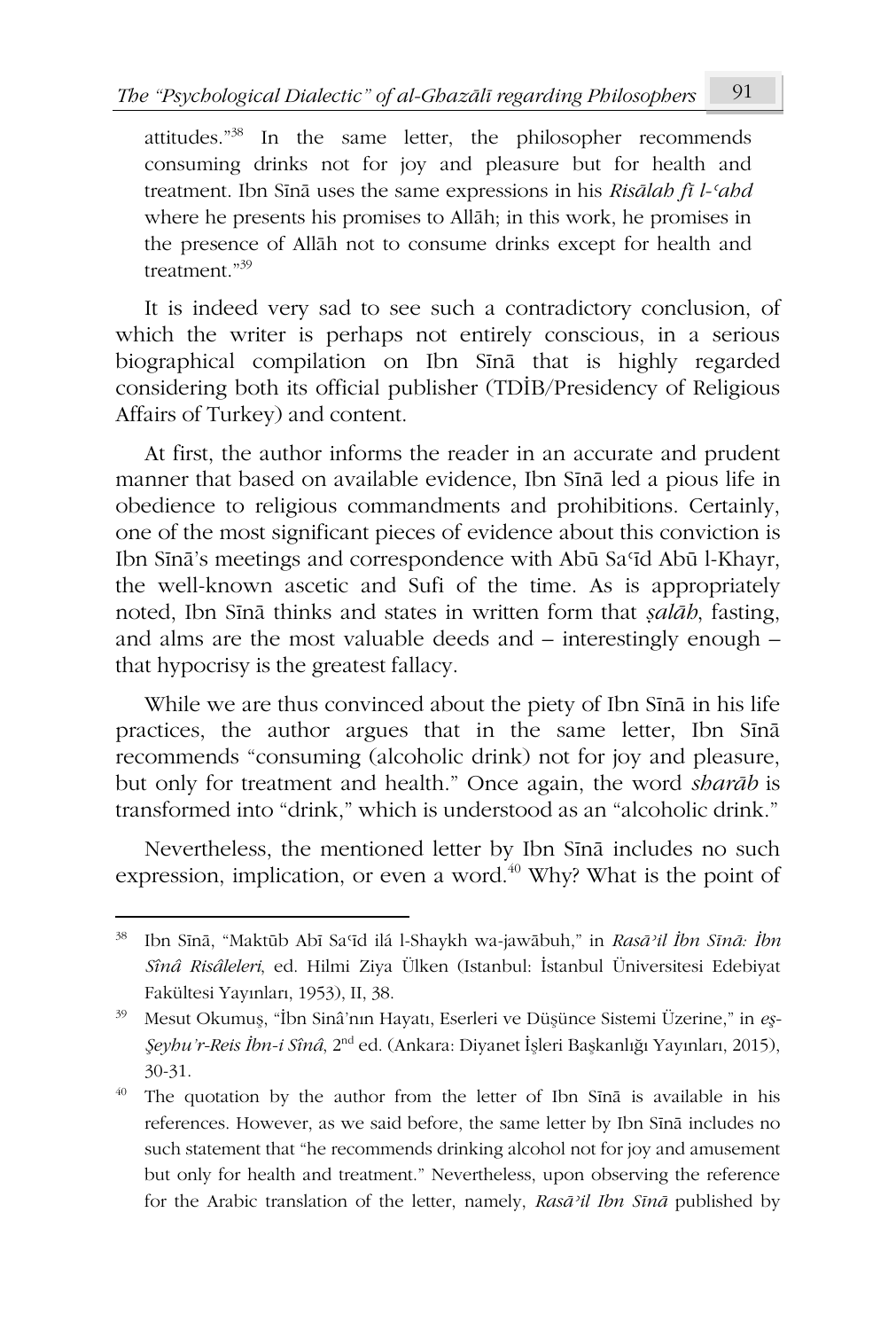attitudes."[38] In the same letter, the philosopher recommends consuming drinks not for joy and pleasure but for health and treatment. Ibn Sīnā uses the same expressions in his *Risālah fī l-ʿahd* where he presents his promises to Allāh; in this work, he promises in the presence of Allāh not to consume drinks except for health and treatment."[39]

It is indeed very sad to see such a contradictory conclusion, of which the writer is perhaps not entirely conscious, in a serious biographical compilation on Ibn Sīnā that is highly regarded considering both its official publisher (TDİB/Presidency of Religious Affairs of Turkey) and content.

At first, the author informs the reader in an accurate and prudent manner that based on available evidence, Ibn Sīnā led a pious life in obedience to religious commandments and prohibitions. Certainly, one of the most significant pieces of evidence about this conviction is Ibn Sīnā's meetings and correspondence with Abū Saʿīd Abū l-Khayr, the well-known ascetic and Sufi of the time. As is appropriately noted, Ibn Sīnā thinks and states in written form that *ṣalāh*, fasting, and alms are the most valuable deeds and – interestingly enough – that hypocrisy is the greatest fallacy.

While we are thus convinced about the piety of Ibn Sīnā in his life practices, the author argues that in the same letter, Ibn Sīnā recommends "consuming (alcoholic drink) not for joy and pleasure, but only for treatment and health." Once again, the word *sharāb* is transformed into "drink," which is understood as an "alcoholic drink."

Nevertheless, the mentioned letter by Ibn Sīnā includes no such expression, implication, or even a word.[40] Why? What is the point of

---

[38] Ibn Sīnā, "Maktūb Abī Saʿīd ilá l-Shaykh wa-jawābuh," in *Rasāʾil İbn Sīnā: İbn Sînâ Risâleleri*, ed. Hilmi Ziya Ülken (Istanbul: İstanbul Üniversitesi Edebiyat Fakültesi Yayınları, 1953), II, 38.

[39] Mesut Okumuş, "İbn Sinâ'nın Hayatı, Eserleri ve Düşünce Sistemi Üzerine," in *eş-Şeyhu'r-Reis İbn-i Sînâ*, 2nd ed. (Ankara: Diyanet İşleri Başkanlığı Yayınları, 2015), 30-31.

[40] The quotation by the author from the letter of Ibn Sīnā is available in his references. However, as we said before, the same letter by Ibn Sīnā includes no such statement that "he recommends drinking alcohol not for joy and amusement but only for health and treatment." Nevertheless, upon observing the reference for the Arabic translation of the letter, namely, *Rasāʾil Ibn Sīnā* published by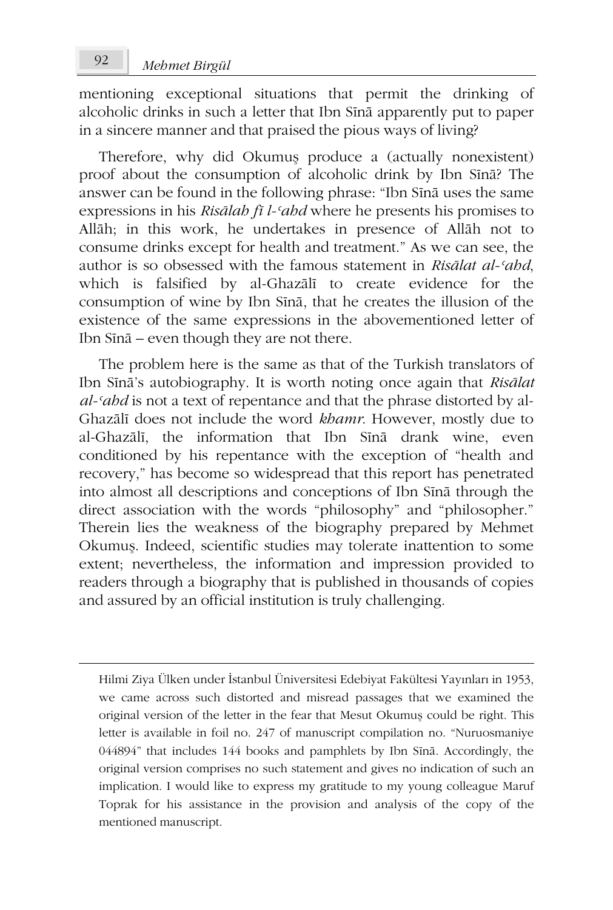mentioning exceptional situations that permit the drinking of alcoholic drinks in such a letter that Ibn Sīnā apparently put to paper in a sincere manner and that praised the pious ways of living?

Therefore, why did Okumuş produce a (actually nonexistent) proof about the consumption of alcoholic drink by Ibn Sīnā? The answer can be found in the following phrase: "Ibn Sīnā uses the same expressions in his *Risālah fī l-ʿahd* where he presents his promises to Allāh; in this work, he undertakes in presence of Allāh not to consume drinks except for health and treatment." As we can see, the author is so obsessed with the famous statement in *Risālat al-ʿahd*, which is falsified by al-Ghazālī to create evidence for the consumption of wine by Ibn Sīnā, that he creates the illusion of the existence of the same expressions in the abovementioned letter of Ibn Sīnā – even though they are not there.

The problem here is the same as that of the Turkish translators of Ibn Sīnā's autobiography. It is worth noting once again that *Risālat al-ʿahd* is not a text of repentance and that the phrase distorted by al-Ghazālī does not include the word *khamr*. However, mostly due to al-Ghazālī, the information that Ibn Sīnā drank wine, even conditioned by his repentance with the exception of "health and recovery," has become so widespread that this report has penetrated into almost all descriptions and conceptions of Ibn Sīnā through the direct association with the words "philosophy" and "philosopher." Therein lies the weakness of the biography prepared by Mehmet Okumuş. Indeed, scientific studies may tolerate inattention to some extent; nevertheless, the information and impression provided to readers through a biography that is published in thousands of copies and assured by an official institution is truly challenging.

---

Hilmi Ziya Ülken under İstanbul Üniversitesi Edebiyat Fakültesi Yayınları in 1953, we came across such distorted and misread passages that we examined the original version of the letter in the fear that Mesut Okumuş could be right. This letter is available in foil no. 247 of manuscript compilation no. "Nuruosmaniye 044894" that includes 144 books and pamphlets by Ibn Sīnā. Accordingly, the original version comprises no such statement and gives no indication of such an implication. I would like to express my gratitude to my young colleague Maruf Toprak for his assistance in the provision and analysis of the copy of the mentioned manuscript.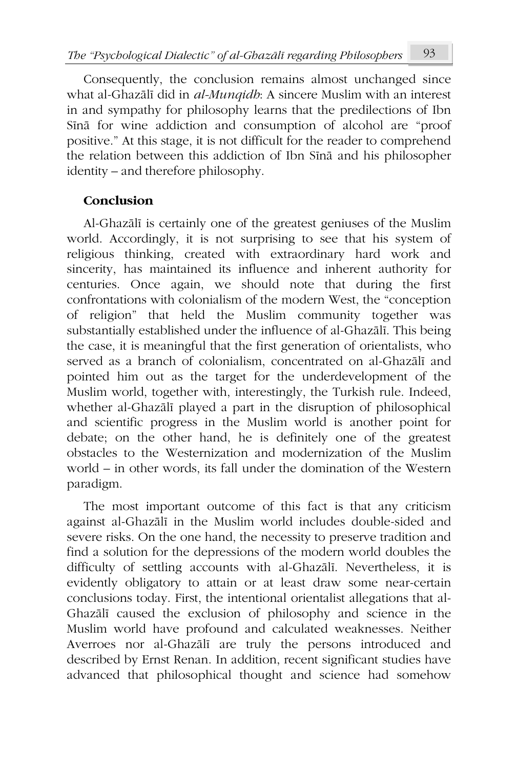Consequently, the conclusion remains almost unchanged since what al-Ghazālī did in *al-Munqidh*: A sincere Muslim with an interest in and sympathy for philosophy learns that the predilections of Ibn Sīnā for wine addiction and consumption of alcohol are "proof positive." At this stage, it is not difficult for the reader to comprehend the relation between this addiction of Ibn Sīnā and his philosopher identity – and therefore philosophy.

## Conclusion

Al-Ghazālī is certainly one of the greatest geniuses of the Muslim world. Accordingly, it is not surprising to see that his system of religious thinking, created with extraordinary hard work and sincerity, has maintained its influence and inherent authority for centuries. Once again, we should note that during the first confrontations with colonialism of the modern West, the "conception of religion" that held the Muslim community together was substantially established under the influence of al-Ghazālī. This being the case, it is meaningful that the first generation of orientalists, who served as a branch of colonialism, concentrated on al-Ghazālī and pointed him out as the target for the underdevelopment of the Muslim world, together with, interestingly, the Turkish rule. Indeed, whether al-Ghazālī played a part in the disruption of philosophical and scientific progress in the Muslim world is another point for debate; on the other hand, he is definitely one of the greatest obstacles to the Westernization and modernization of the Muslim world – in other words, its fall under the domination of the Western paradigm.

The most important outcome of this fact is that any criticism against al-Ghazālī in the Muslim world includes double-sided and severe risks. On the one hand, the necessity to preserve tradition and find a solution for the depressions of the modern world doubles the difficulty of settling accounts with al-Ghazālī. Nevertheless, it is evidently obligatory to attain or at least draw some near-certain conclusions today. First, the intentional orientalist allegations that al-Ghazālī caused the exclusion of philosophy and science in the Muslim world have profound and calculated weaknesses. Neither Averroes nor al-Ghazālī are truly the persons introduced and described by Ernst Renan. In addition, recent significant studies have advanced that philosophical thought and science had somehow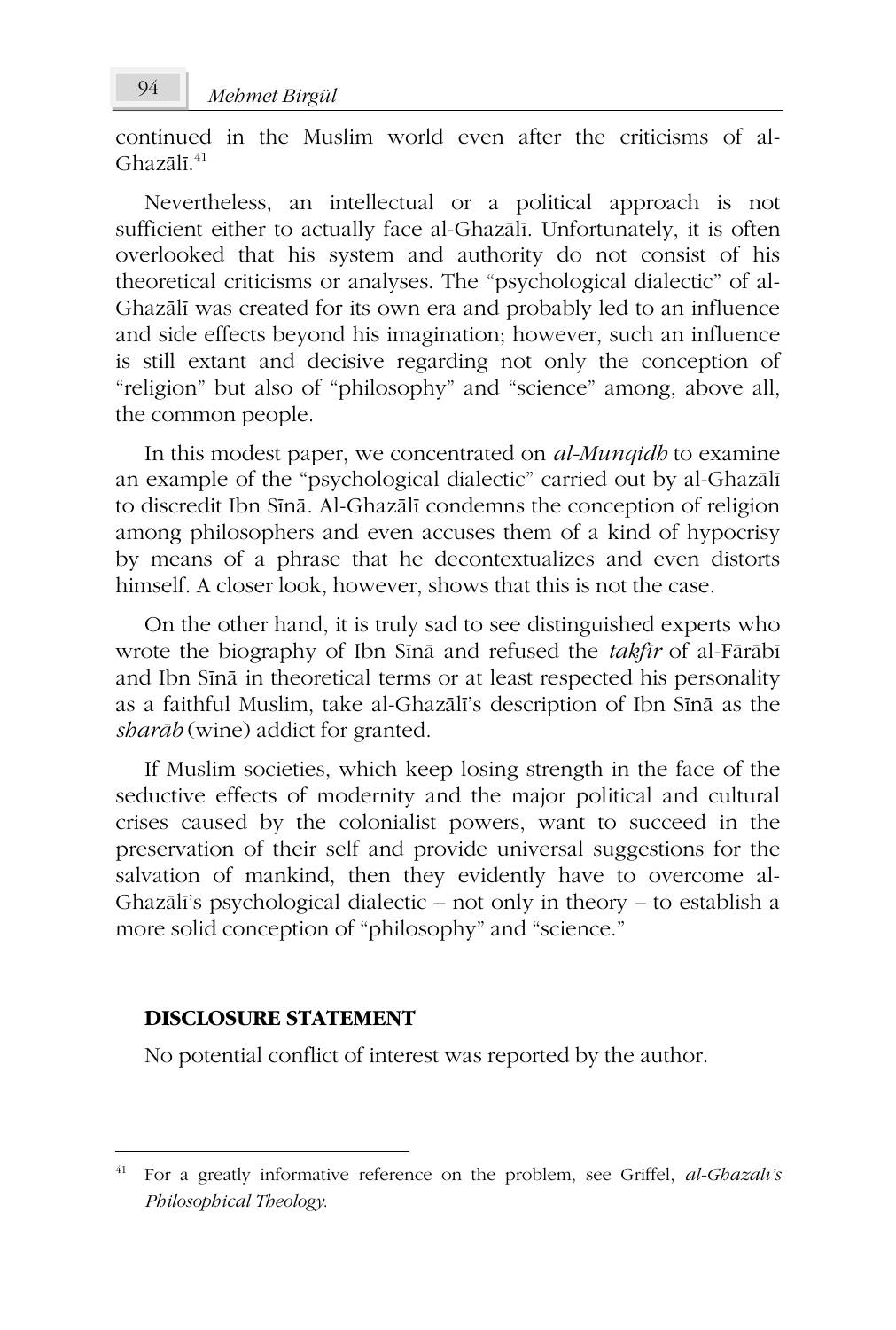continued in the Muslim world even after the criticisms of al-Ghazālī.[41]

Nevertheless, an intellectual or a political approach is not sufficient either to actually face al-Ghazālī. Unfortunately, it is often overlooked that his system and authority do not consist of his theoretical criticisms or analyses. The "psychological dialectic" of al-Ghazālī was created for its own era and probably led to an influence and side effects beyond his imagination; however, such an influence is still extant and decisive regarding not only the conception of "religion" but also of "philosophy" and "science" among, above all, the common people.

In this modest paper, we concentrated on *al-Munqidh* to examine an example of the "psychological dialectic" carried out by al-Ghazālī to discredit Ibn Sīnā. Al-Ghazālī condemns the conception of religion among philosophers and even accuses them of a kind of hypocrisy by means of a phrase that he decontextualizes and even distorts himself. A closer look, however, shows that this is not the case.

On the other hand, it is truly sad to see distinguished experts who wrote the biography of Ibn Sīnā and refused the *takfīr* of al-Fārābī and Ibn Sīnā in theoretical terms or at least respected his personality as a faithful Muslim, take al-Ghazālī's description of Ibn Sīnā as the *sharāb* (wine) addict for granted.

If Muslim societies, which keep losing strength in the face of the seductive effects of modernity and the major political and cultural crises caused by the colonialist powers, want to succeed in the preservation of their self and provide universal suggestions for the salvation of mankind, then they evidently have to overcome al-Ghazālī's psychological dialectic – not only in theory – to establish a more solid conception of "philosophy" and "science."

**DISCLOSURE STATEMENT**

No potential conflict of interest was reported by the author.

---

[41] For a greatly informative reference on the problem, see Griffel, *al-Ghazālī's Philosophical Theology.*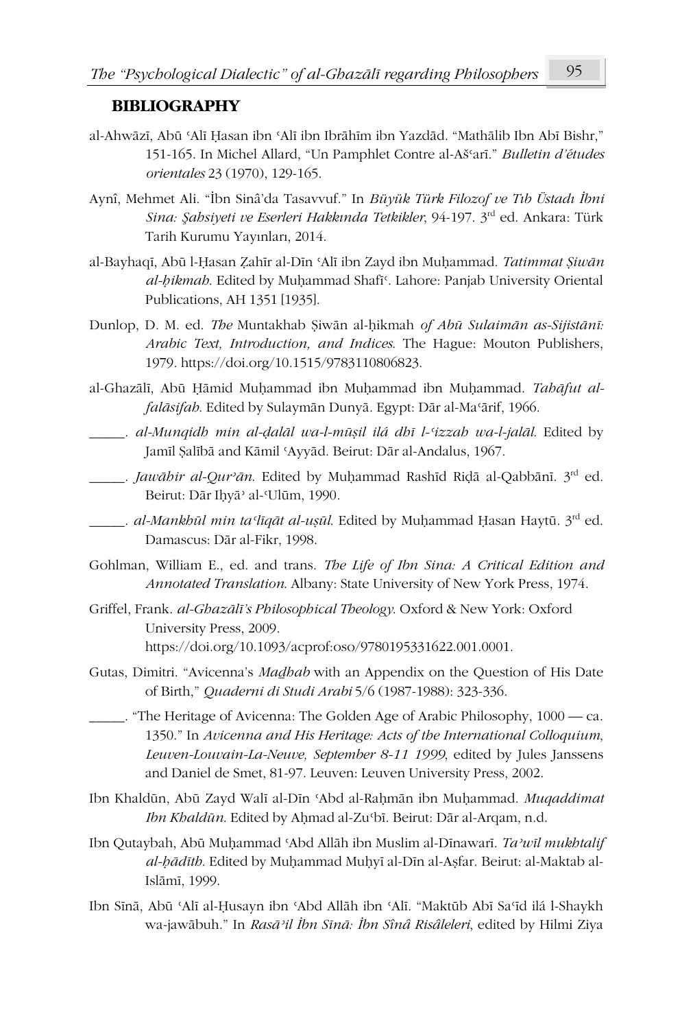## BIBLIOGRAPHY

al-Ahwāzī, Abū ʿAlī Ḥasan ibn ʿAlī ibn Ibrāhīm ibn Yazdād. "Mathālib Ibn Abī Bishr," 151-165. In Michel Allard, "Un Pamphlet Contre al-Ašʿarī." *Bulletin d'études orientales* 23 (1970), 129-165.

Aynî, Mehmet Ali. "İbn Sinâ'da Tasavvuf." In *Büyük Türk Filozof ve Tıb Üstadı İbni Sina: Şahsiyeti ve Eserleri Hakkında Tetkikler*, 94-197. 3rd ed. Ankara: Türk Tarih Kurumu Yayınları, 2014.

al-Bayhaqī, Abū l-Ḥasan Ẓahīr al-Dīn ʿAlī ibn Zayd ibn Muḥammad. *Tatimmat Ṣiwān al-ḥikmah*. Edited by Muḥammad Shafīʿ. Lahore: Panjab University Oriental Publications, AH 1351 [1935].

Dunlop, D. M. ed. *The* Muntakhab Ṣiwān al-ḥikmah *of Abū Sulaimān as-Sijistānī: Arabic Text, Introduction, and Indices*. The Hague: Mouton Publishers, 1979. https://doi.org/10.1515/9783110806823.

al-Ghazālī, Abū Ḥāmid Muḥammad ibn Muḥammad ibn Muḥammad. *Tahāfut al-falāsifah*. Edited by Sulaymān Dunyā. Egypt: Dār al-Maʿārif, 1966.

_____. *al-Munqidh min al-ḍalāl wa-l-mūṣil ilá dhī l-ʿizzah wa-l-jalāl*. Edited by Jamīl Ṣalībā and Kāmil ʿAyyād. Beirut: Dār al-Andalus, 1967.

_____. *Jawāhir al-Qurʾān*. Edited by Muḥammad Rashīd Riḍā al-Qabbānī. 3rd ed. Beirut: Dār Iḥyāʾ al-ʿUlūm, 1990.

_____. *al-Mankhūl min taʿlīqāt al-uṣūl*. Edited by Muḥammad Ḥasan Haytū. 3rd ed. Damascus: Dār al-Fikr, 1998.

Gohlman, William E., ed. and trans. *The Life of Ibn Sina: A Critical Edition and Annotated Translation*. Albany: State University of New York Press, 1974.

Griffel, Frank. *al-Ghazālī's Philosophical Theology*. Oxford & New York: Oxford University Press, 2009. https://doi.org/10.1093/acprof:oso/9780195331622.001.0001.

Gutas, Dimitri. "Avicenna's *Maḏhab* with an Appendix on the Question of His Date of Birth," *Quaderni di Studi Arabi* 5/6 (1987-1988): 323-336.

_____. "The Heritage of Avicenna: The Golden Age of Arabic Philosophy, 1000 — ca. 1350." In *Avicenna and His Heritage: Acts of the International Colloquium, Leuven-Louvain-La-Neuve, September 8-11 1999*, edited by Jules Janssens and Daniel de Smet, 81-97. Leuven: Leuven University Press, 2002.

Ibn Khaldūn, Abū Zayd Walī al-Dīn ʿAbd al-Raḥmān ibn Muḥammad. *Muqaddimat Ibn Khaldūn*. Edited by Aḥmad al-Zuʿbī. Beirut: Dār al-Arqam, n.d.

Ibn Qutaybah, Abū Muḥammad ʿAbd Allāh ibn Muslim al-Dīnawarī. *Taʾwīl mukhtalif al-ḥādīth*. Edited by Muḥammad Muḥyī al-Dīn al-Aṣfar. Beirut: al-Maktab al-Islāmī, 1999.

Ibn Sīnā, Abū ʿAlī al-Ḥusayn ibn ʿAbd Allāh ibn ʿAlī. "Maktūb Abī Saʿīd ilá l-Shaykh wa-jawābuh." In *Rasāʾil İbn Sīnā: İbn Sînâ Risâleleri*, edited by Hilmi Ziya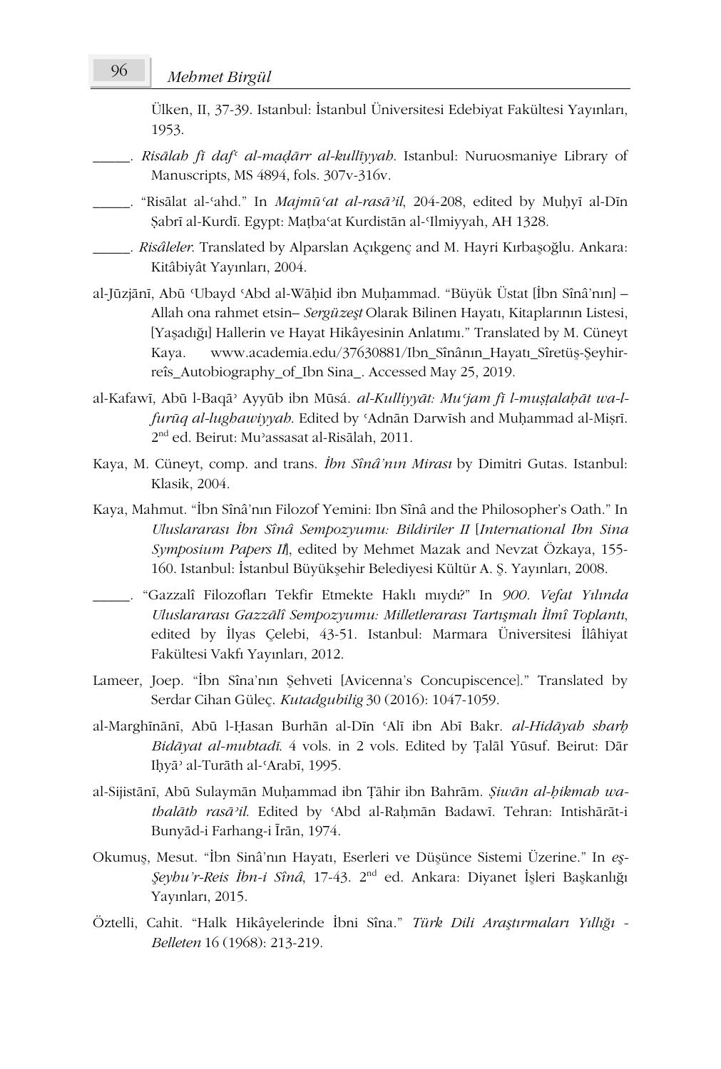Ülken, II, 37-39. Istanbul: İstanbul Üniversitesi Edebiyat Fakültesi Yayınları, 1953.

_____. *Risālah fī dafʿ al-maḍārr al-kullīyyah*. Istanbul: Nuruosmaniye Library of Manuscripts, MS 4894, fols. 307v-316v.

_____. "Risālat al-ʿahd." In *Majmūʿat al-rasāʾil*, 204-208, edited by Muḥyī al-Dīn Ṣabrī al-Kurdī. Egypt: Maṭbaʿat Kurdistān al-ʿIlmiyyah, AH 1328.

_____. *Risâleler*. Translated by Alparslan Açıkgenç and M. Hayri Kırbaşoğlu. Ankara: Kitâbiyât Yayınları, 2004.

al-Jūzjānī, Abū ʿUbayd ʿAbd al-Wāḥid ibn Muḥammad. "Büyük Üstat [İbn Sînâ'nın] – Allah ona rahmet etsin– *Sergüzeşt* Olarak Bilinen Hayatı, Kitaplarının Listesi, [Yaşadığı] Hallerin ve Hayat Hikâyesinin Anlatımı." Translated by M. Cüneyt Kaya. www.academia.edu/37630881/Ibn_Sînânın_Hayatı_Sîretüş-Şeyhir-reîs_Autobiography_of_Ibn Sina_. Accessed May 25, 2019.

al-Kafawī, Abū l-Baqāʾ Ayyūb ibn Mūsá. *al-Kulliyyāt: Muʿjam fī l-muṣṭalaḥāt wa-l-furūq al-lughawiyyah*. Edited by ʿAdnān Darwīsh and Muḥammad al-Miṣrī. 2nd ed. Beirut: Muʾassasat al-Risālah, 2011.

Kaya, M. Cüneyt, comp. and trans. *İbn Sînâ'nın Mirası* by Dimitri Gutas. Istanbul: Klasik, 2004.

Kaya, Mahmut. "İbn Sînâ'nın Filozof Yemini: Ibn Sînâ and the Philosopher's Oath." In *Uluslararası İbn Sînâ Sempozyumu: Bildiriler II* [*International Ibn Sina Symposium Papers II*], edited by Mehmet Mazak and Nevzat Özkaya, 155-160. Istanbul: İstanbul Büyükşehir Belediyesi Kültür A. Ş. Yayınları, 2008.

_____. "Gazzalî Filozofları Tekfir Etmekte Haklı mıydı?" In *900. Vefat Yılında Uluslararası Gazzâlî Sempozyumu: Milletlerarası Tartışmalı İlmî Toplantı*, edited by İlyas Çelebi, 43-51. Istanbul: Marmara Üniversitesi İlâhiyat Fakültesi Vakfı Yayınları, 2012.

Lameer, Joep. "İbn Sîna'nın Şehveti [Avicenna's Concupiscence]." Translated by Serdar Cihan Güleç. *Kutadgubilig* 30 (2016): 1047-1059.

al-Marghīnānī, Abū l-Ḥasan Burhān al-Dīn ʿAlī ibn Abī Bakr. *al-Hidāyah sharḥ Bidāyat al-mubtadī*. 4 vols. in 2 vols. Edited by Ṭalāl Yūsuf. Beirut: Dār Iḥyāʾ al-Turāth al-ʿArabī, 1995.

al-Sijistānī, Abū Sulaymān Muḥammad ibn Ṭāhir ibn Bahrām. *Ṣiwān al-ḥikmah wa-thalāth rasāʾil*. Edited by ʿAbd al-Raḥmān Badawī. Tehran: Intishārāt-i Bunyād-i Farhang-i Īrān, 1974.

Okumuş, Mesut. "İbn Sinâ'nın Hayatı, Eserleri ve Düşünce Sistemi Üzerine." In *eş-Şeyhu'r-Reis İbn-i Sînâ*, 17-43. 2nd ed. Ankara: Diyanet İşleri Başkanlığı Yayınları, 2015.

Öztelli, Cahit. "Halk Hikâyelerinde İbni Sîna." *Türk Dili Araştırmaları Yıllığı - Belleten* 16 (1968): 213-219.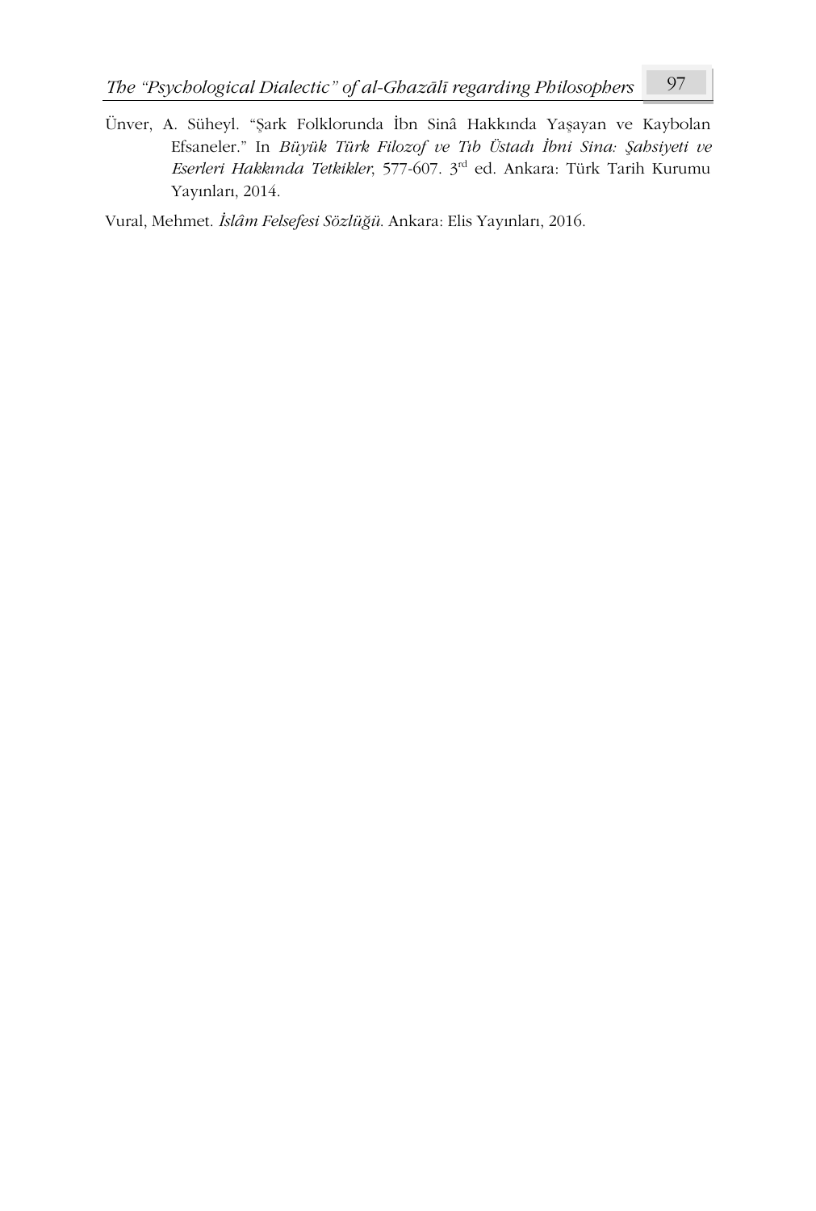Ünver, A. Süheyl. "Şark Folklorunda İbn Sinâ Hakkında Yaşayan ve Kaybolan Efsaneler." In *Büyük Türk Filozof ve Tıb Üstadı İbni Sina: Şahsiyeti ve Eserleri Hakkında Tetkikler*, 577-607. 3rd ed. Ankara: Türk Tarih Kurumu Yayınları, 2014.

Vural, Mehmet. *İslâm Felsefesi Sözlüğü*. Ankara: Elis Yayınları, 2016.